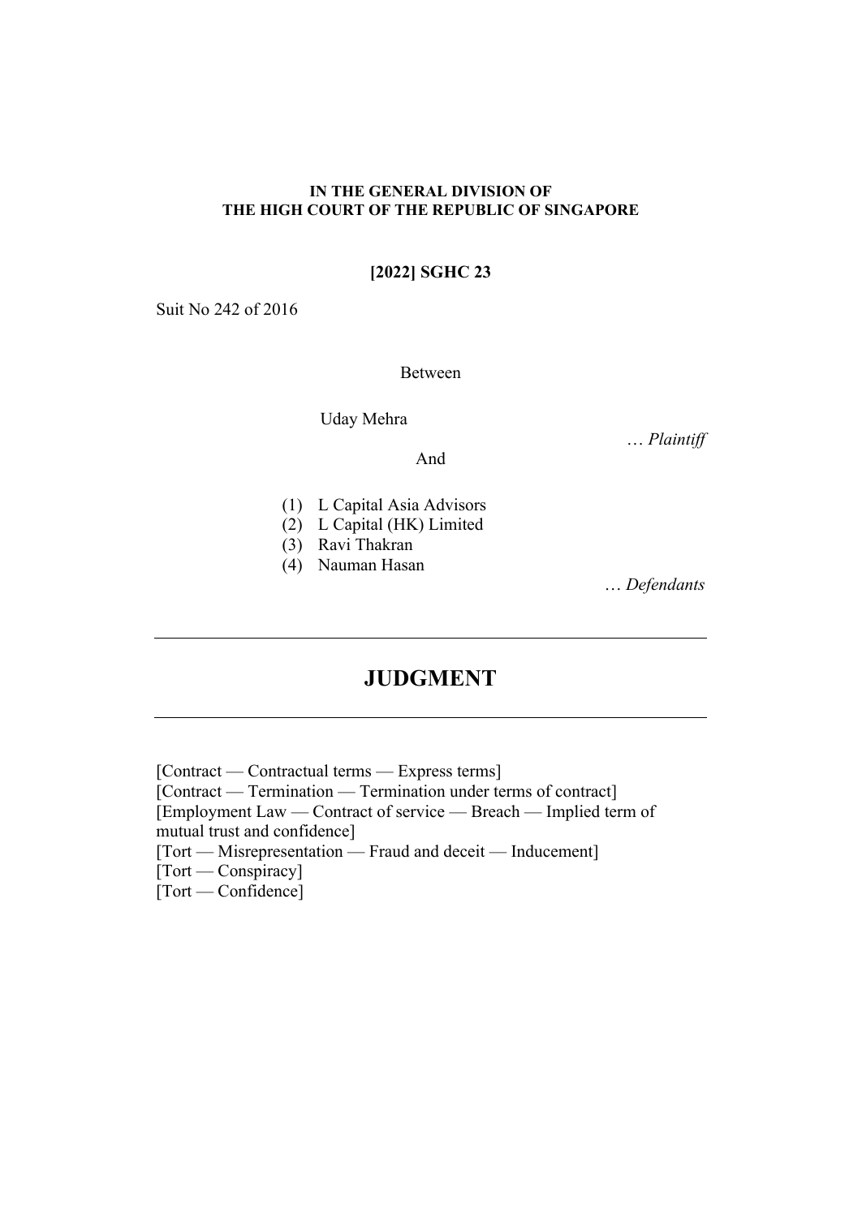**IN THE GENERAL DIVISION OF**
**THE HIGH COURT OF THE REPUBLIC OF SINGAPORE**

**[2022] SGHC 23**

Suit No 242 of 2016

Between

Uday Mehra

… *Plaintiff*

And

(1) L Capital Asia Advisors
(2) L Capital (HK) Limited
(3) Ravi Thakran
(4) Nauman Hasan

… *Defendants*

---

# JUDGMENT

---

[Contract — Contractual terms — Express terms]
[Contract — Termination — Termination under terms of contract]
[Employment Law — Contract of service — Breach — Implied term of mutual trust and confidence]
[Tort — Misrepresentation — Fraud and deceit — Inducement]
[Tort — Conspiracy]
[Tort — Confidence]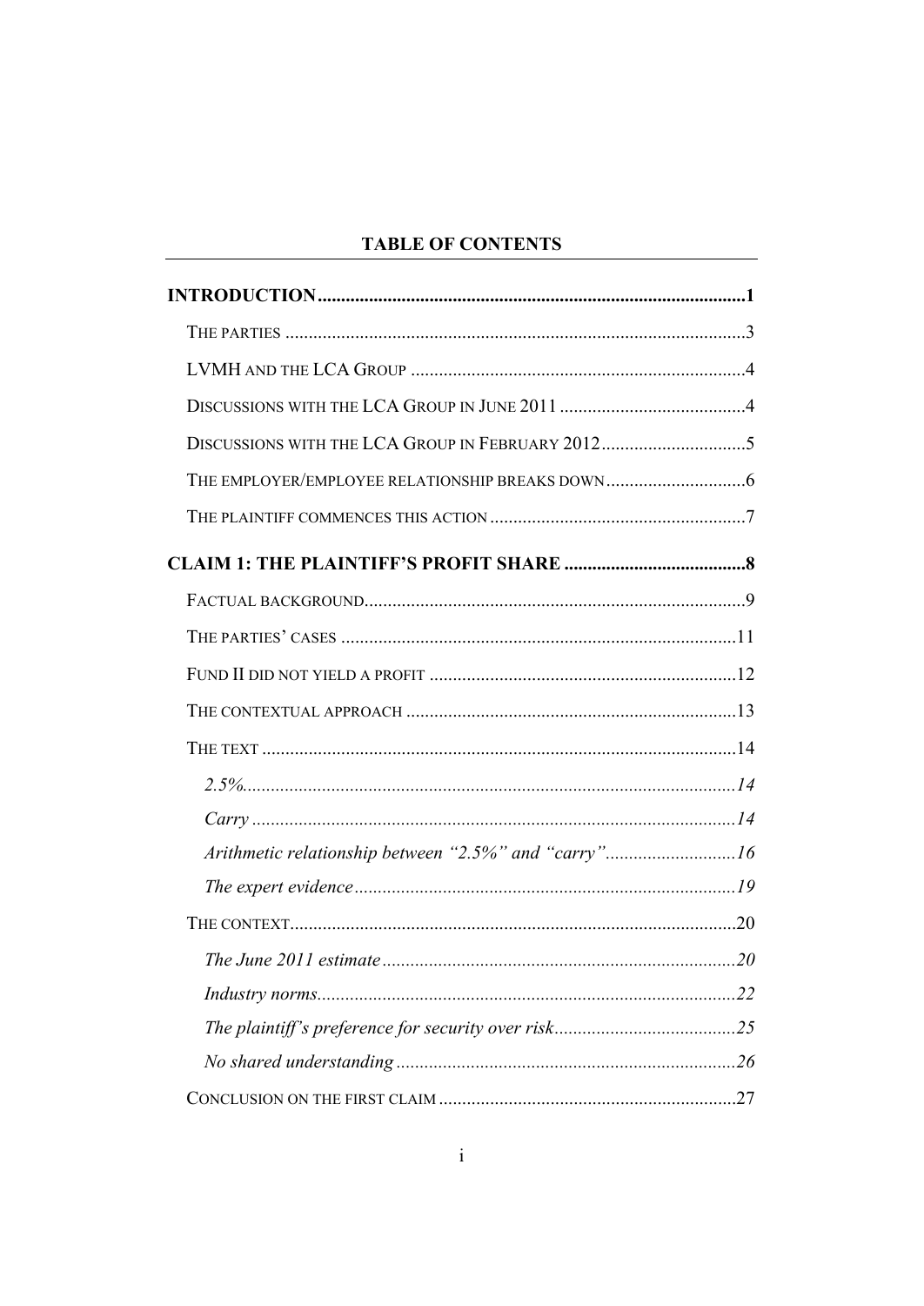## TABLE OF CONTENTS

**INTRODUCTION** ........................................................................................ **1**

THE PARTIES .................................................................................................. 3

LVMH AND THE LCA GROUP ....................................................................... 4

DISCUSSIONS WITH THE LCA GROUP IN JUNE 2011 ........................................ 4

DISCUSSIONS WITH THE LCA GROUP IN FEBRUARY 2012 ............................... 5

THE EMPLOYER/EMPLOYEE RELATIONSHIP BREAKS DOWN ............................. 6

THE PLAINTIFF COMMENCES THIS ACTION ...................................................... 7

**CLAIM 1: THE PLAINTIFF'S PROFIT SHARE** ........................................ **8**

FACTUAL BACKGROUND ................................................................................. 9

THE PARTIES' CASES .................................................................................... 11

FUND II DID NOT YIELD A PROFIT ................................................................. 12

THE CONTEXTUAL APPROACH ...................................................................... 13

THE TEXT ..................................................................................................... 14

*2.5%* ......................................................................................................... *14*

*Carry* ......................................................................................................... *14*

*Arithmetic relationship between "2.5%" and "carry"* ............................ *16*

*The expert evidence* .................................................................................. *19*

THE CONTEXT ............................................................................................... 20

*The June 2011 estimate* ............................................................................. *20*

*Industry norms* ........................................................................................... *22*

*The plaintiff's preference for security over risk* ........................................ *25*

*No shared understanding* ......................................................................... *26*

CONCLUSION ON THE FIRST CLAIM ................................................................ 27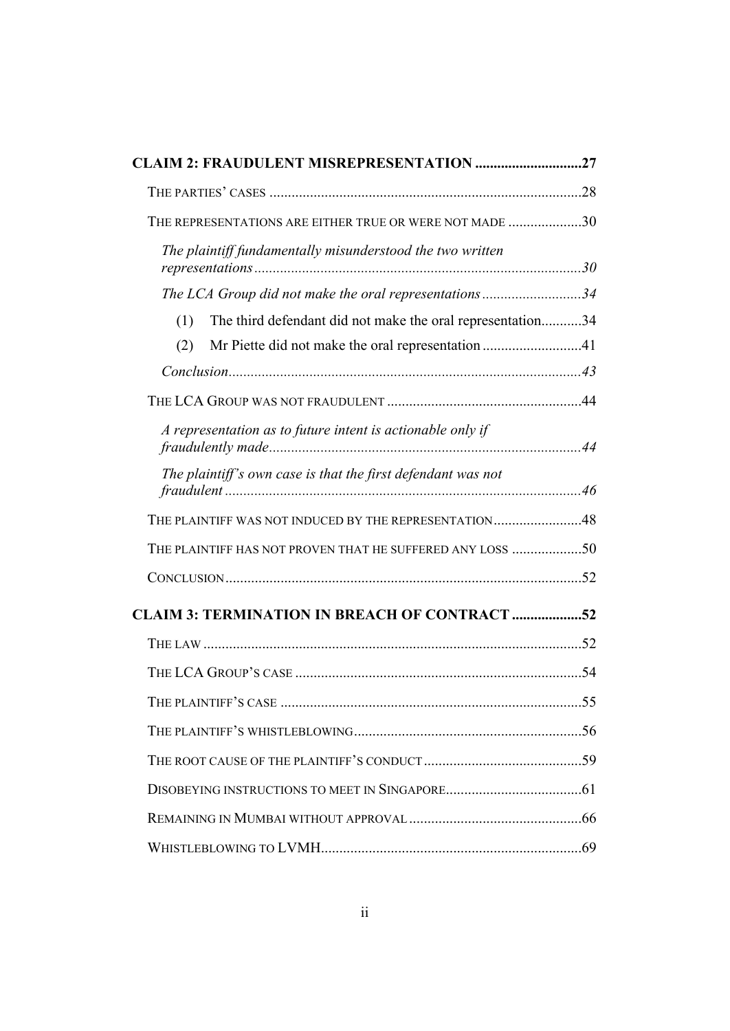**CLAIM 2: FRAUDULENT MISREPRESENTATION** .............................27

THE PARTIES' CASES .....................................................................................28

THE REPRESENTATIONS ARE EITHER TRUE OR WERE NOT MADE .....................30

*The plaintiff fundamentally misunderstood the two written representations*.........................................................................................30

*The LCA Group did not make the oral representations*...........................34

(1) The third defendant did not make the oral representation...........34

(2) Mr Piette did not make the oral representation ...........................41

*Conclusion*................................................................................................43

THE LCA GROUP WAS NOT FRAUDULENT .....................................................44

*A representation as to future intent is actionable only if fraudulently made*.....................................................................................44

*The plaintiff's own case is that the first defendant was not fraudulent*.................................................................................................46

THE PLAINTIFF WAS NOT INDUCED BY THE REPRESENTATION.........................48

THE PLAINTIFF HAS NOT PROVEN THAT HE SUFFERED ANY LOSS ...................50

CONCLUSION.................................................................................................52

**CLAIM 3: TERMINATION IN BREACH OF CONTRACT** ...................52

THE LAW .......................................................................................................52

THE LCA GROUP'S CASE ..............................................................................54

THE PLAINTIFF'S CASE ..................................................................................55

THE PLAINTIFF'S WHISTLEBLOWING..............................................................56

THE ROOT CAUSE OF THE PLAINTIFF'S CONDUCT ...........................................59

DISOBEYING INSTRUCTIONS TO MEET IN SINGAPORE.....................................61

REMAINING IN MUMBAI WITHOUT APPROVAL ...............................................66

WHISTLEBLOWING TO LVMH.......................................................................69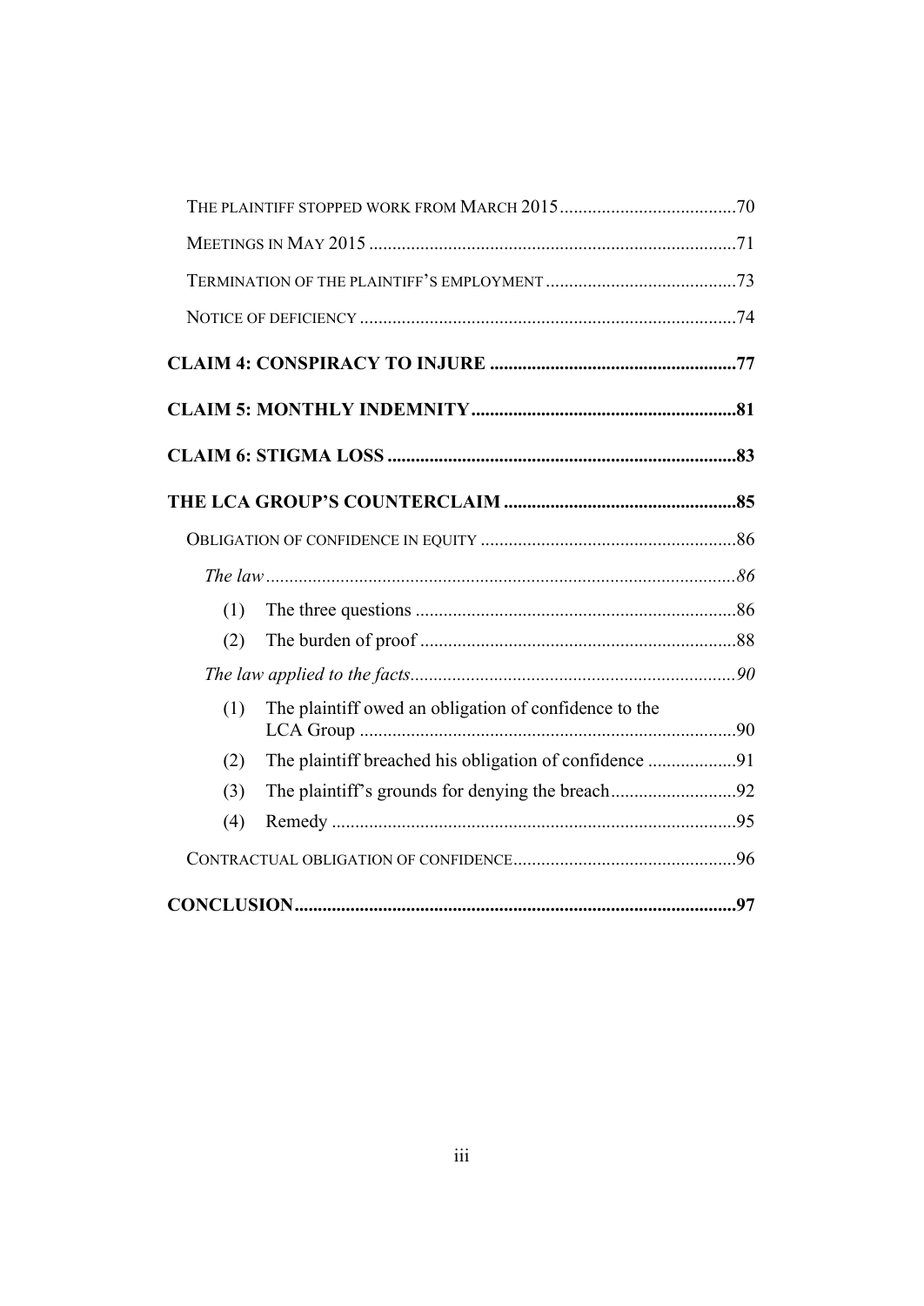THE PLAINTIFF STOPPED WORK FROM MARCH 2015......70

MEETINGS IN MAY 2015......71

TERMINATION OF THE PLAINTIFF'S EMPLOYMENT......73

NOTICE OF DEFICIENCY......74

**CLAIM 4: CONSPIRACY TO INJURE......77**

**CLAIM 5: MONTHLY INDEMNITY......81**

**CLAIM 6: STIGMA LOSS......83**

**THE LCA GROUP'S COUNTERCLAIM......85**

OBLIGATION OF CONFIDENCE IN EQUITY......86

*The law......86*

(1) The three questions......86

(2) The burden of proof......88

*The law applied to the facts......90*

(1) The plaintiff owed an obligation of confidence to the LCA Group......90

(2) The plaintiff breached his obligation of confidence......91

(3) The plaintiff's grounds for denying the breach......92

(4) Remedy......95

CONTRACTUAL OBLIGATION OF CONFIDENCE......96

**CONCLUSION......97**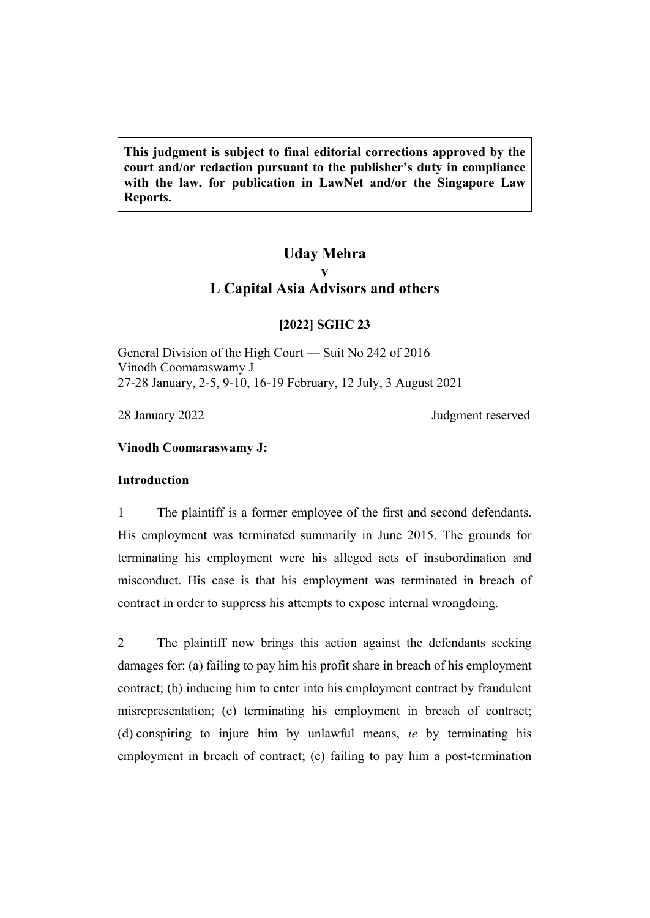**This judgment is subject to final editorial corrections approved by the court and/or redaction pursuant to the publisher's duty in compliance with the law, for publication in LawNet and/or the Singapore Law Reports.**

# Uday Mehra
# v
# L Capital Asia Advisors and others

**[2022] SGHC 23**

General Division of the High Court — Suit No 242 of 2016
Vinodh Coomaraswamy J
27-28 January, 2-5, 9-10, 16-19 February, 12 July, 3 August 2021

28 January 2022 Judgment reserved

**Vinodh Coomaraswamy J:**

## Introduction

1 The plaintiff is a former employee of the first and second defendants. His employment was terminated summarily in June 2015. The grounds for terminating his employment were his alleged acts of insubordination and misconduct. His case is that his employment was terminated in breach of contract in order to suppress his attempts to expose internal wrongdoing.

2 The plaintiff now brings this action against the defendants seeking damages for: (a) failing to pay him his profit share in breach of his employment contract; (b) inducing him to enter into his employment contract by fraudulent misrepresentation; (c) terminating his employment in breach of contract; (d) conspiring to injure him by unlawful means, *ie* by terminating his employment in breach of contract; (e) failing to pay him a post-termination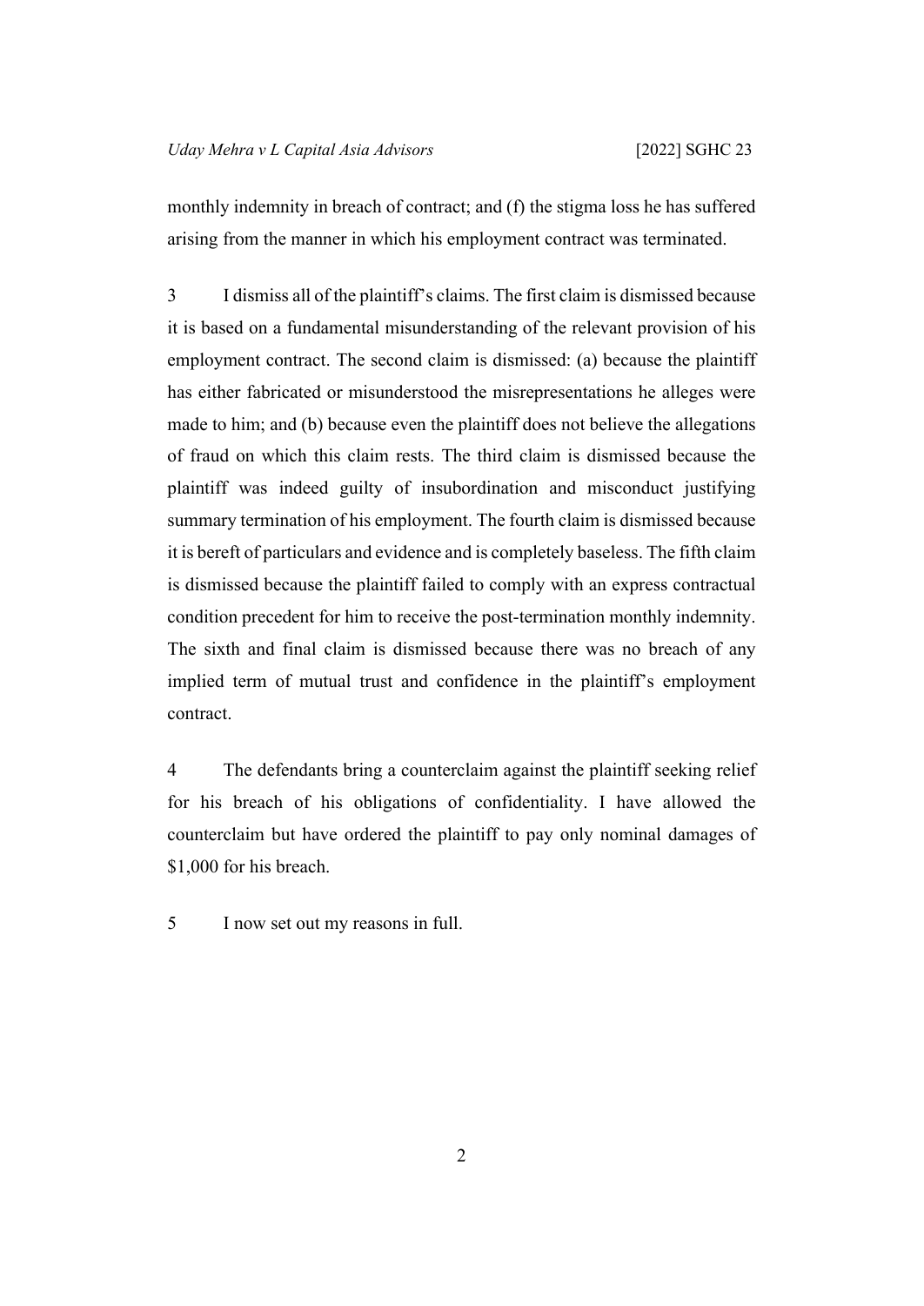monthly indemnity in breach of contract; and (f) the stigma loss he has suffered arising from the manner in which his employment contract was terminated.

3 I dismiss all of the plaintiff's claims. The first claim is dismissed because it is based on a fundamental misunderstanding of the relevant provision of his employment contract. The second claim is dismissed: (a) because the plaintiff has either fabricated or misunderstood the misrepresentations he alleges were made to him; and (b) because even the plaintiff does not believe the allegations of fraud on which this claim rests. The third claim is dismissed because the plaintiff was indeed guilty of insubordination and misconduct justifying summary termination of his employment. The fourth claim is dismissed because it is bereft of particulars and evidence and is completely baseless. The fifth claim is dismissed because the plaintiff failed to comply with an express contractual condition precedent for him to receive the post-termination monthly indemnity. The sixth and final claim is dismissed because there was no breach of any implied term of mutual trust and confidence in the plaintiff's employment contract.

4 The defendants bring a counterclaim against the plaintiff seeking relief for his breach of his obligations of confidentiality. I have allowed the counterclaim but have ordered the plaintiff to pay only nominal damages of $1,000 for his breach.

5 I now set out my reasons in full.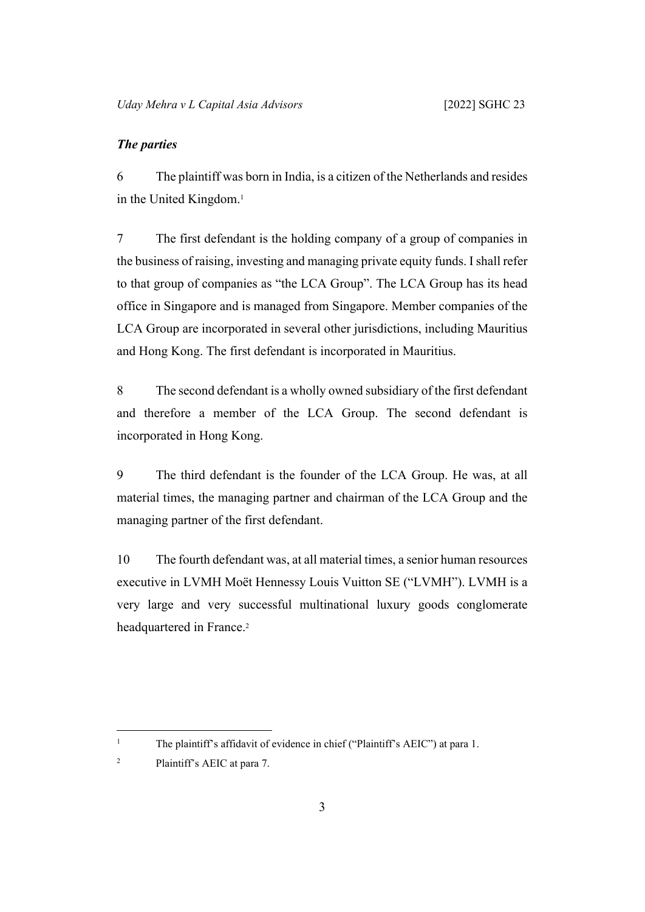### *The parties*

6 The plaintiff was born in India, is a citizen of the Netherlands and resides in the United Kingdom.[1]

7 The first defendant is the holding company of a group of companies in the business of raising, investing and managing private equity funds. I shall refer to that group of companies as "the LCA Group". The LCA Group has its head office in Singapore and is managed from Singapore. Member companies of the LCA Group are incorporated in several other jurisdictions, including Mauritius and Hong Kong. The first defendant is incorporated in Mauritius.

8 The second defendant is a wholly owned subsidiary of the first defendant and therefore a member of the LCA Group. The second defendant is incorporated in Hong Kong.

9 The third defendant is the founder of the LCA Group. He was, at all material times, the managing partner and chairman of the LCA Group and the managing partner of the first defendant.

10 The fourth defendant was, at all material times, a senior human resources executive in LVMH Moët Hennessy Louis Vuitton SE ("LVMH"). LVMH is a very large and very successful multinational luxury goods conglomerate headquartered in France.[2]

---

[1] The plaintiff's affidavit of evidence in chief ("Plaintiff's AEIC") at para 1.

[2] Plaintiff's AEIC at para 7.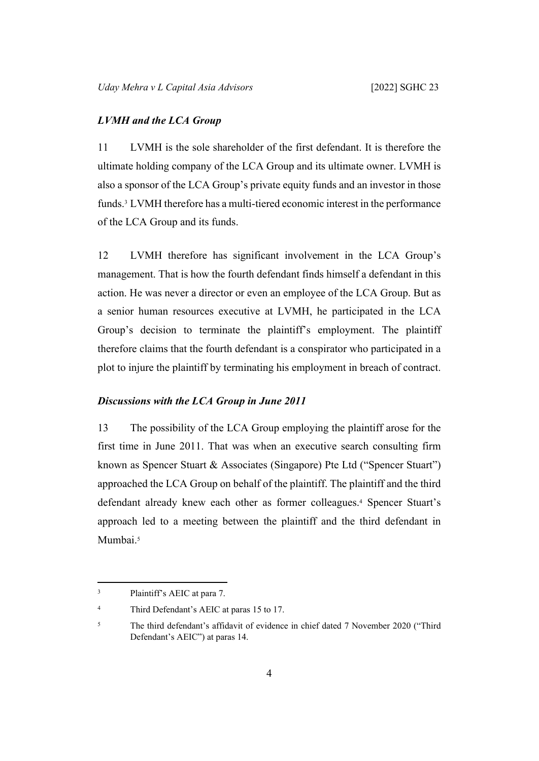### *LVMH and the LCA Group*

11 LVMH is the sole shareholder of the first defendant. It is therefore the ultimate holding company of the LCA Group and its ultimate owner. LVMH is also a sponsor of the LCA Group's private equity funds and an investor in those funds.[3] LVMH therefore has a multi-tiered economic interest in the performance of the LCA Group and its funds.

12 LVMH therefore has significant involvement in the LCA Group's management. That is how the fourth defendant finds himself a defendant in this action. He was never a director or even an employee of the LCA Group. But as a senior human resources executive at LVMH, he participated in the LCA Group's decision to terminate the plaintiff's employment. The plaintiff therefore claims that the fourth defendant is a conspirator who participated in a plot to injure the plaintiff by terminating his employment in breach of contract.

### *Discussions with the LCA Group in June 2011*

13 The possibility of the LCA Group employing the plaintiff arose for the first time in June 2011. That was when an executive search consulting firm known as Spencer Stuart & Associates (Singapore) Pte Ltd ("Spencer Stuart") approached the LCA Group on behalf of the plaintiff. The plaintiff and the third defendant already knew each other as former colleagues.[4] Spencer Stuart's approach led to a meeting between the plaintiff and the third defendant in Mumbai.[5]

---

[3] Plaintiff's AEIC at para 7.

[4] Third Defendant's AEIC at paras 15 to 17.

[5] The third defendant's affidavit of evidence in chief dated 7 November 2020 ("Third Defendant's AEIC") at paras 14.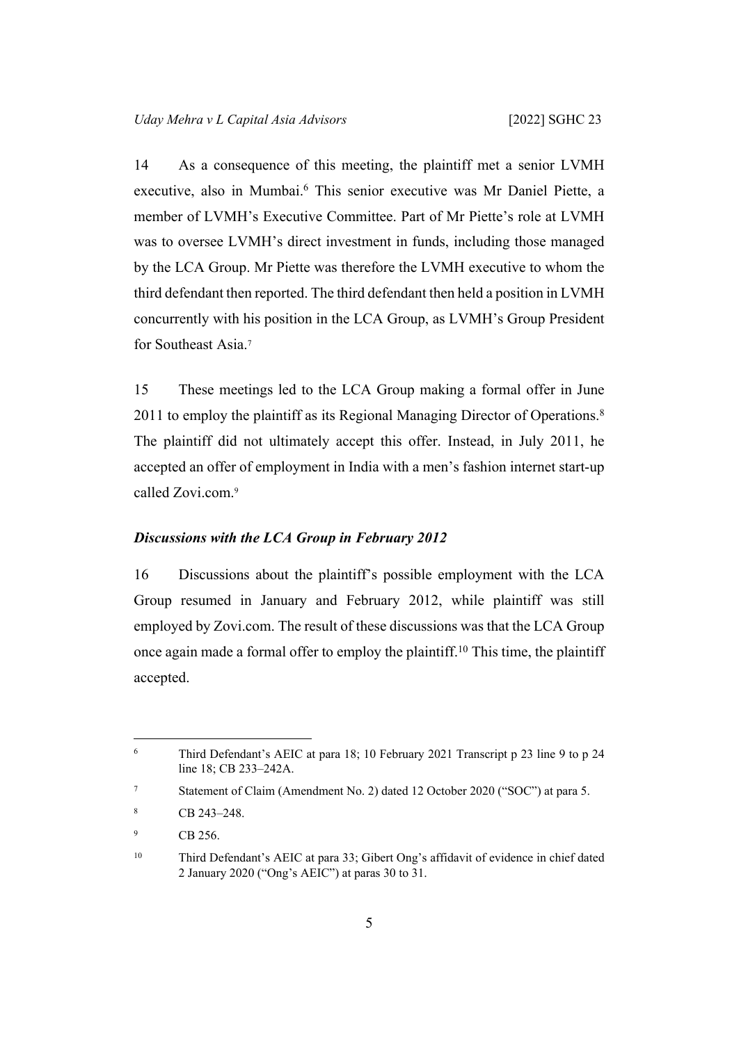14 As a consequence of this meeting, the plaintiff met a senior LVMH executive, also in Mumbai.[6] This senior executive was Mr Daniel Piette, a member of LVMH's Executive Committee. Part of Mr Piette's role at LVMH was to oversee LVMH's direct investment in funds, including those managed by the LCA Group. Mr Piette was therefore the LVMH executive to whom the third defendant then reported. The third defendant then held a position in LVMH concurrently with his position in the LCA Group, as LVMH's Group President for Southeast Asia.[7]

15 These meetings led to the LCA Group making a formal offer in June 2011 to employ the plaintiff as its Regional Managing Director of Operations.[8] The plaintiff did not ultimately accept this offer. Instead, in July 2011, he accepted an offer of employment in India with a men's fashion internet start-up called Zovi.com.[9]

### *Discussions with the LCA Group in February 2012*

16 Discussions about the plaintiff's possible employment with the LCA Group resumed in January and February 2012, while plaintiff was still employed by Zovi.com. The result of these discussions was that the LCA Group once again made a formal offer to employ the plaintiff.[10] This time, the plaintiff accepted.

---

[6] Third Defendant's AEIC at para 18; 10 February 2021 Transcript p 23 line 9 to p 24 line 18; CB 233–242A.

[7] Statement of Claim (Amendment No. 2) dated 12 October 2020 ("SOC") at para 5.

[8] CB 243–248.

[9] CB 256.

[10] Third Defendant's AEIC at para 33; Gibert Ong's affidavit of evidence in chief dated 2 January 2020 ("Ong's AEIC") at paras 30 to 31.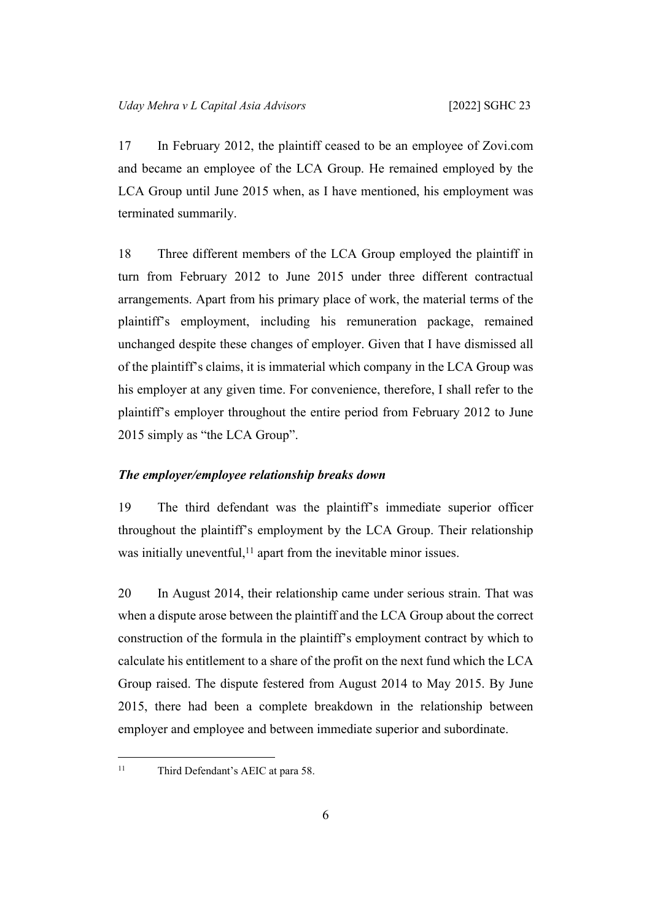17 In February 2012, the plaintiff ceased to be an employee of Zovi.com and became an employee of the LCA Group. He remained employed by the LCA Group until June 2015 when, as I have mentioned, his employment was terminated summarily.

18 Three different members of the LCA Group employed the plaintiff in turn from February 2012 to June 2015 under three different contractual arrangements. Apart from his primary place of work, the material terms of the plaintiff's employment, including his remuneration package, remained unchanged despite these changes of employer. Given that I have dismissed all of the plaintiff's claims, it is immaterial which company in the LCA Group was his employer at any given time. For convenience, therefore, I shall refer to the plaintiff's employer throughout the entire period from February 2012 to June 2015 simply as "the LCA Group".

### *The employer/employee relationship breaks down*

19 The third defendant was the plaintiff's immediate superior officer throughout the plaintiff's employment by the LCA Group. Their relationship was initially uneventful,[11] apart from the inevitable minor issues.

20 In August 2014, their relationship came under serious strain. That was when a dispute arose between the plaintiff and the LCA Group about the correct construction of the formula in the plaintiff's employment contract by which to calculate his entitlement to a share of the profit on the next fund which the LCA Group raised. The dispute festered from August 2014 to May 2015. By June 2015, there had been a complete breakdown in the relationship between employer and employee and between immediate superior and subordinate.

---

[11] Third Defendant's AEIC at para 58.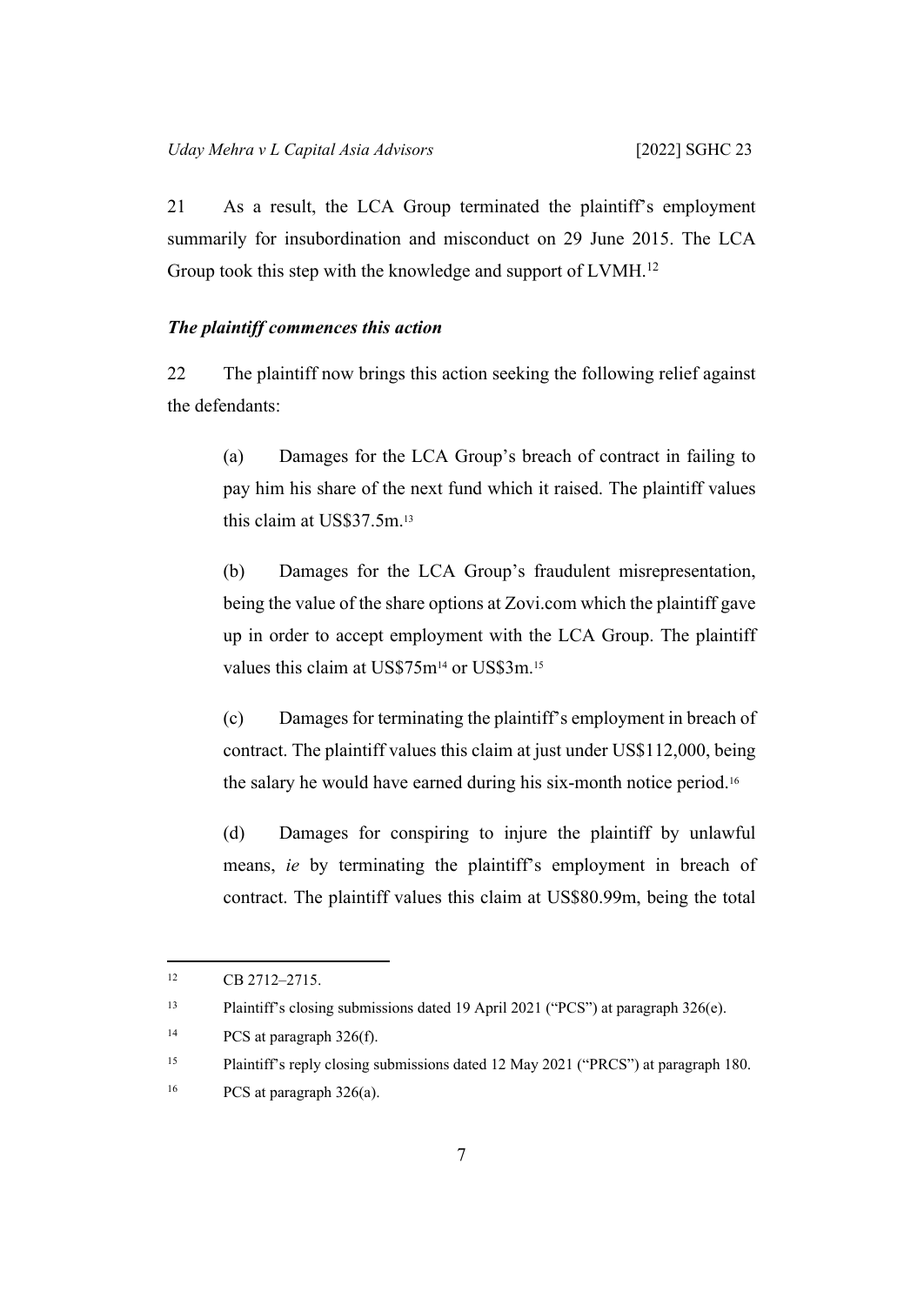21 As a result, the LCA Group terminated the plaintiff's employment summarily for insubordination and misconduct on 29 June 2015. The LCA Group took this step with the knowledge and support of LVMH.[12]

### *The plaintiff commences this action*

22 The plaintiff now brings this action seeking the following relief against the defendants:

(a) Damages for the LCA Group's breach of contract in failing to pay him his share of the next fund which it raised. The plaintiff values this claim at US$37.5m.[13]

(b) Damages for the LCA Group's fraudulent misrepresentation, being the value of the share options at Zovi.com which the plaintiff gave up in order to accept employment with the LCA Group. The plaintiff values this claim at US$75m[14] or US$3m.[15]

(c) Damages for terminating the plaintiff's employment in breach of contract. The plaintiff values this claim at just under US$112,000, being the salary he would have earned during his six-month notice period.[16]

(d) Damages for conspiring to injure the plaintiff by unlawful means, *ie* by terminating the plaintiff's employment in breach of contract. The plaintiff values this claim at US$80.99m, being the total

---

12 CB 2712–2715.

13 Plaintiff's closing submissions dated 19 April 2021 ("PCS") at paragraph 326(e).

14 PCS at paragraph 326(f).

15 Plaintiff's reply closing submissions dated 12 May 2021 ("PRCS") at paragraph 180.

16 PCS at paragraph 326(a).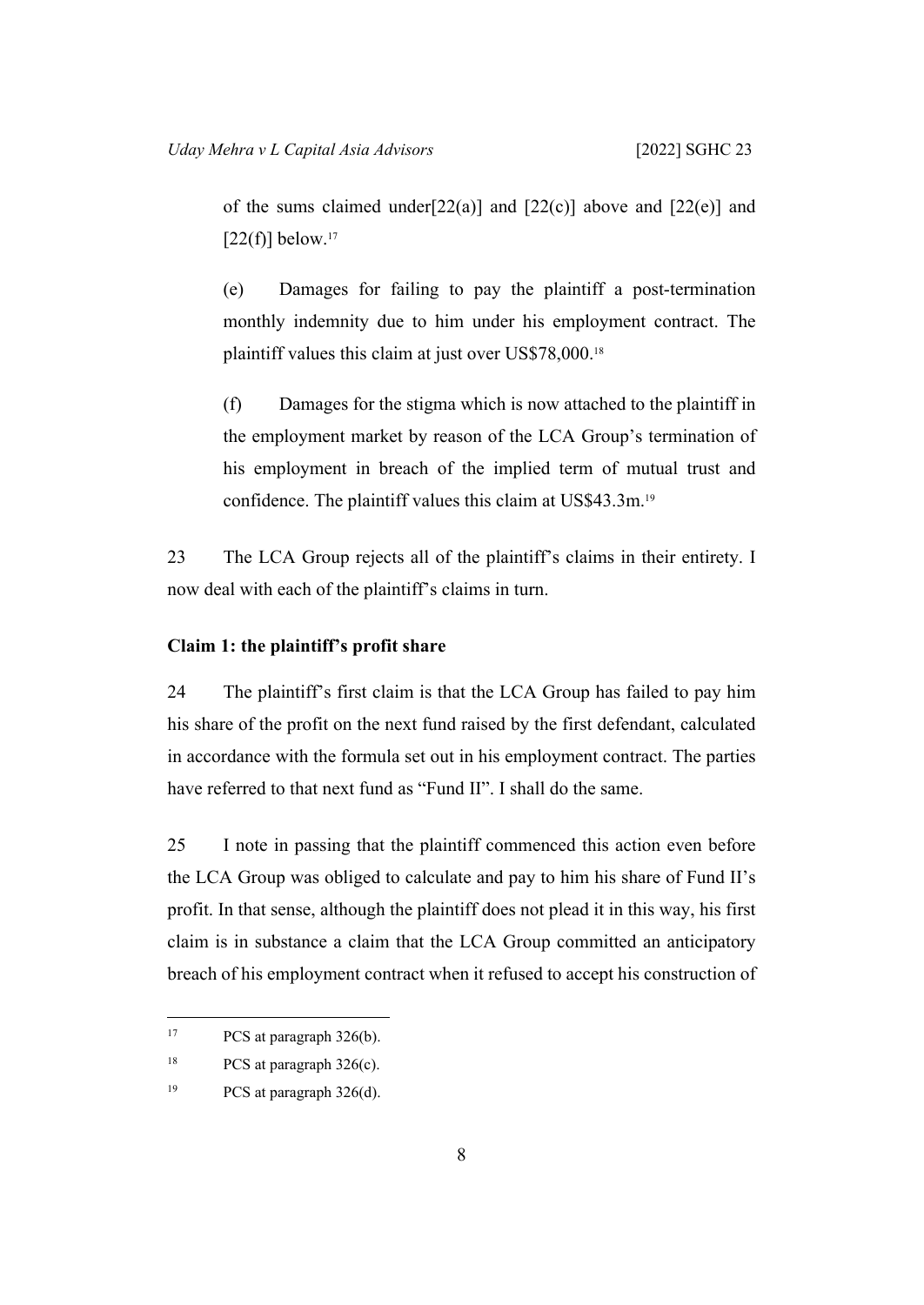of the sums claimed under[22(a)] and [22(c)] above and [22(e)] and [22(f)] below.[17]

(e) Damages for failing to pay the plaintiff a post-termination monthly indemnity due to him under his employment contract. The plaintiff values this claim at just over US$78,000.[18]

(f) Damages for the stigma which is now attached to the plaintiff in the employment market by reason of the LCA Group's termination of his employment in breach of the implied term of mutual trust and confidence. The plaintiff values this claim at US$43.3m.[19]

23 The LCA Group rejects all of the plaintiff's claims in their entirety. I now deal with each of the plaintiff's claims in turn.

**Claim 1: the plaintiff's profit share**

24 The plaintiff's first claim is that the LCA Group has failed to pay him his share of the profit on the next fund raised by the first defendant, calculated in accordance with the formula set out in his employment contract. The parties have referred to that next fund as "Fund II". I shall do the same.

25 I note in passing that the plaintiff commenced this action even before the LCA Group was obliged to calculate and pay to him his share of Fund II's profit. In that sense, although the plaintiff does not plead it in this way, his first claim is in substance a claim that the LCA Group committed an anticipatory breach of his employment contract when it refused to accept his construction of

---

[17] PCS at paragraph 326(b).

[18] PCS at paragraph 326(c).

[19] PCS at paragraph 326(d).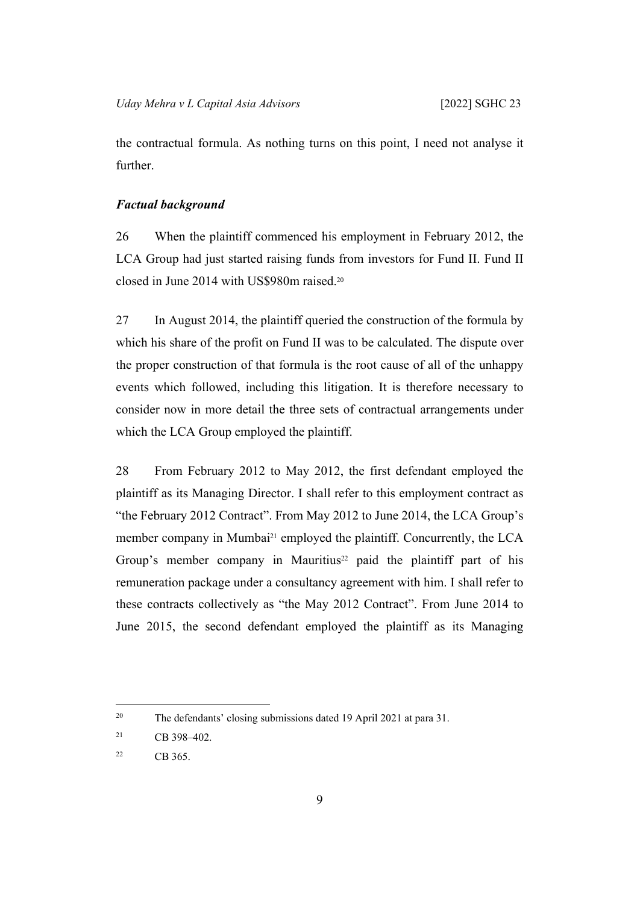the contractual formula. As nothing turns on this point, I need not analyse it further.

### *Factual background*

26 When the plaintiff commenced his employment in February 2012, the LCA Group had just started raising funds from investors for Fund II. Fund II closed in June 2014 with US$980m raised.[20]

27 In August 2014, the plaintiff queried the construction of the formula by which his share of the profit on Fund II was to be calculated. The dispute over the proper construction of that formula is the root cause of all of the unhappy events which followed, including this litigation. It is therefore necessary to consider now in more detail the three sets of contractual arrangements under which the LCA Group employed the plaintiff.

28 From February 2012 to May 2012, the first defendant employed the plaintiff as its Managing Director. I shall refer to this employment contract as "the February 2012 Contract". From May 2012 to June 2014, the LCA Group's member company in Mumbai[21] employed the plaintiff. Concurrently, the LCA Group's member company in Mauritius[22] paid the plaintiff part of his remuneration package under a consultancy agreement with him. I shall refer to these contracts collectively as "the May 2012 Contract". From June 2014 to June 2015, the second defendant employed the plaintiff as its Managing

---

[20] The defendants' closing submissions dated 19 April 2021 at para 31.

[21] CB 398–402.

[22] CB 365.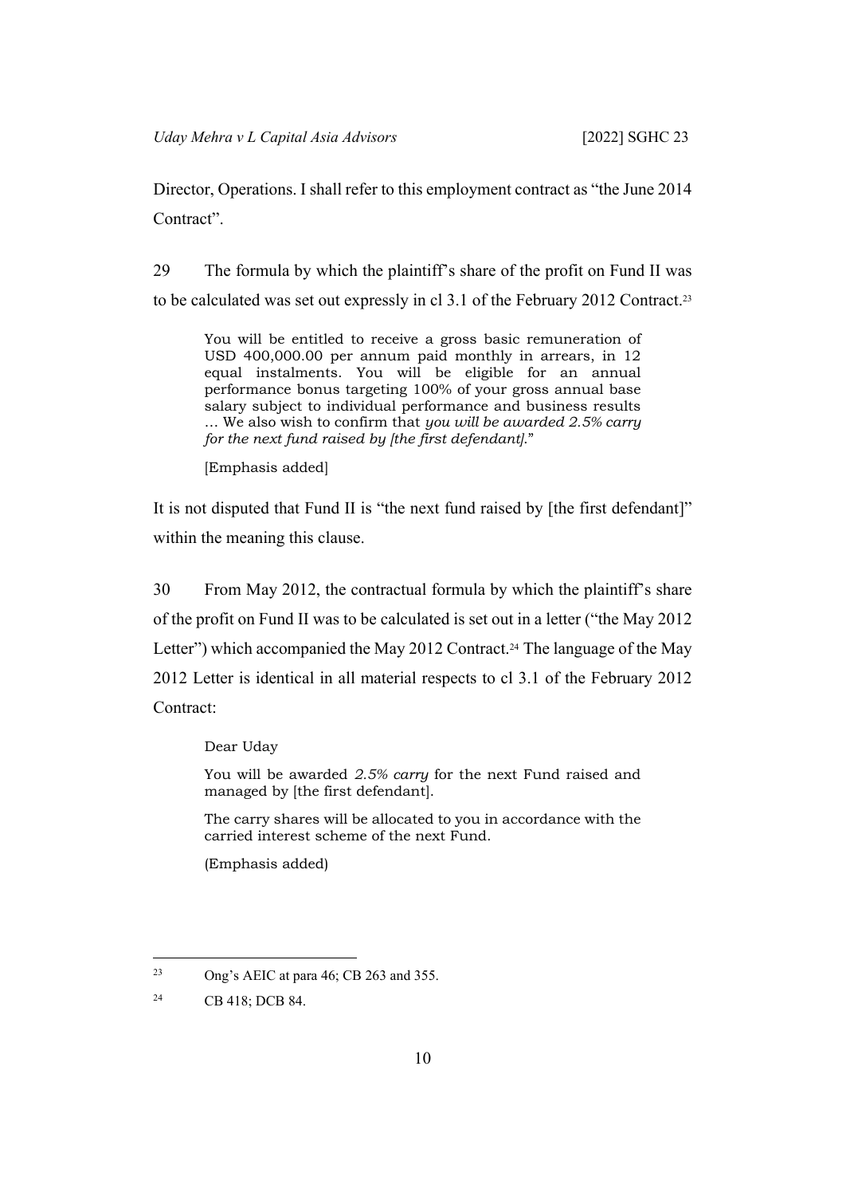Director, Operations. I shall refer to this employment contract as "the June 2014 Contract".

29 The formula by which the plaintiff's share of the profit on Fund II was to be calculated was set out expressly in cl 3.1 of the February 2012 Contract.[23]

> You will be entitled to receive a gross basic remuneration of USD 400,000.00 per annum paid monthly in arrears, in 12 equal instalments. You will be eligible for an annual performance bonus targeting 100% of your gross annual base salary subject to individual performance and business results … We also wish to confirm that *you will be awarded 2.5% carry for the next fund raised by [the first defendant]*."
>
> [Emphasis added]

It is not disputed that Fund II is "the next fund raised by [the first defendant]" within the meaning this clause.

30 From May 2012, the contractual formula by which the plaintiff's share of the profit on Fund II was to be calculated is set out in a letter ("the May 2012 Letter") which accompanied the May 2012 Contract.[24] The language of the May 2012 Letter is identical in all material respects to cl 3.1 of the February 2012 Contract:

> Dear Uday
>
> You will be awarded *2.5% carry* for the next Fund raised and managed by [the first defendant].
>
> The carry shares will be allocated to you in accordance with the carried interest scheme of the next Fund.
>
> (Emphasis added)

---

[23] Ong's AEIC at para 46; CB 263 and 355.

[24] CB 418; DCB 84.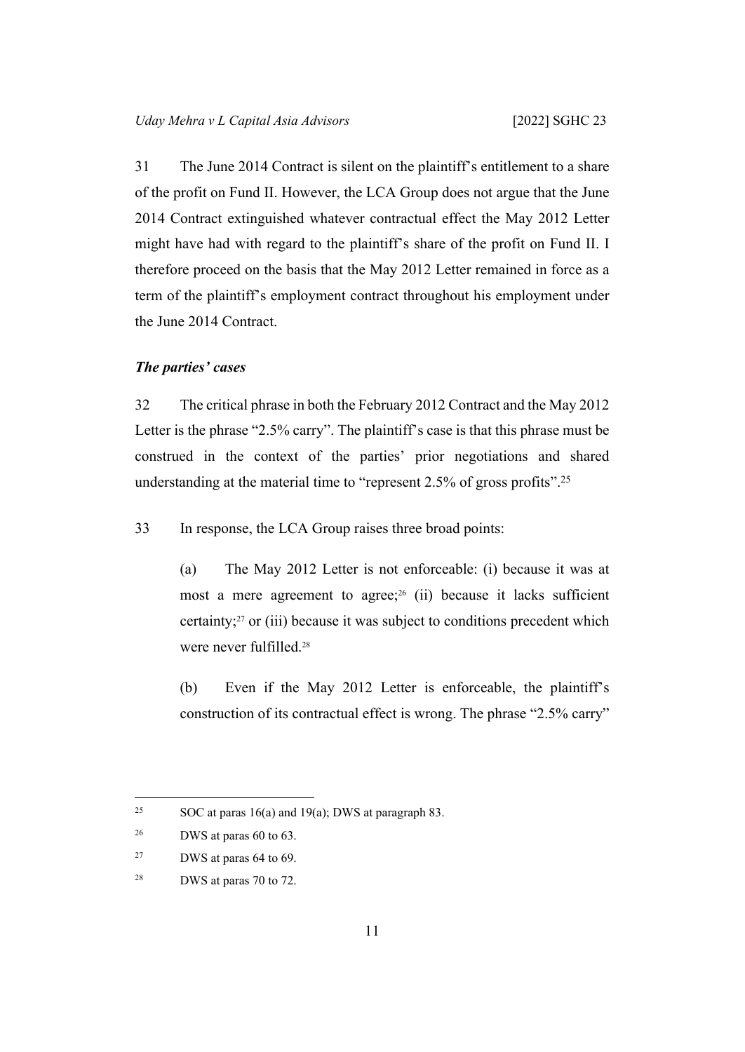31 The June 2014 Contract is silent on the plaintiff's entitlement to a share of the profit on Fund II. However, the LCA Group does not argue that the June 2014 Contract extinguished whatever contractual effect the May 2012 Letter might have had with regard to the plaintiff's share of the profit on Fund II. I therefore proceed on the basis that the May 2012 Letter remained in force as a term of the plaintiff's employment contract throughout his employment under the June 2014 Contract.

### *The parties' cases*

32 The critical phrase in both the February 2012 Contract and the May 2012 Letter is the phrase "2.5% carry". The plaintiff's case is that this phrase must be construed in the context of the parties' prior negotiations and shared understanding at the material time to "represent 2.5% of gross profits".[25]

33 In response, the LCA Group raises three broad points:

(a) The May 2012 Letter is not enforceable: (i) because it was at most a mere agreement to agree;[26] (ii) because it lacks sufficient certainty;[27] or (iii) because it was subject to conditions precedent which were never fulfilled.[28]

(b) Even if the May 2012 Letter is enforceable, the plaintiff's construction of its contractual effect is wrong. The phrase "2.5% carry"

---

[25] SOC at paras 16(a) and 19(a); DWS at paragraph 83.

[26] DWS at paras 60 to 63.

[27] DWS at paras 64 to 69.

[28] DWS at paras 70 to 72.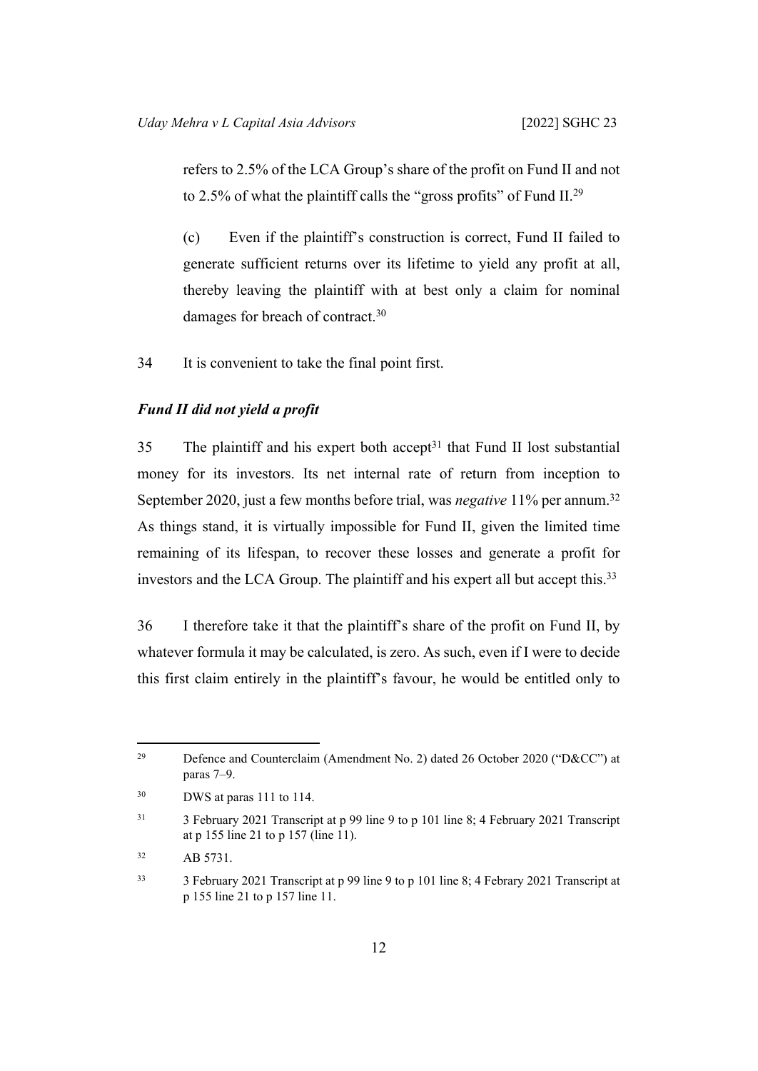refers to 2.5% of the LCA Group's share of the profit on Fund II and not to 2.5% of what the plaintiff calls the "gross profits" of Fund II.[29]

(c) Even if the plaintiff's construction is correct, Fund II failed to generate sufficient returns over its lifetime to yield any profit at all, thereby leaving the plaintiff with at best only a claim for nominal damages for breach of contract.[30]

34 It is convenient to take the final point first.

### *Fund II did not yield a profit*

35 The plaintiff and his expert both accept[31] that Fund II lost substantial money for its investors. Its net internal rate of return from inception to September 2020, just a few months before trial, was *negative* 11% per annum.[32] As things stand, it is virtually impossible for Fund II, given the limited time remaining of its lifespan, to recover these losses and generate a profit for investors and the LCA Group. The plaintiff and his expert all but accept this.[33]

36 I therefore take it that the plaintiff's share of the profit on Fund II, by whatever formula it may be calculated, is zero. As such, even if I were to decide this first claim entirely in the plaintiff's favour, he would be entitled only to

---

[29] Defence and Counterclaim (Amendment No. 2) dated 26 October 2020 ("D&CC") at paras 7–9.

[30] DWS at paras 111 to 114.

[31] 3 February 2021 Transcript at p 99 line 9 to p 101 line 8; 4 February 2021 Transcript at p 155 line 21 to p 157 (line 11).

[32] AB 5731.

[33] 3 February 2021 Transcript at p 99 line 9 to p 101 line 8; 4 Febrary 2021 Transcript at p 155 line 21 to p 157 line 11.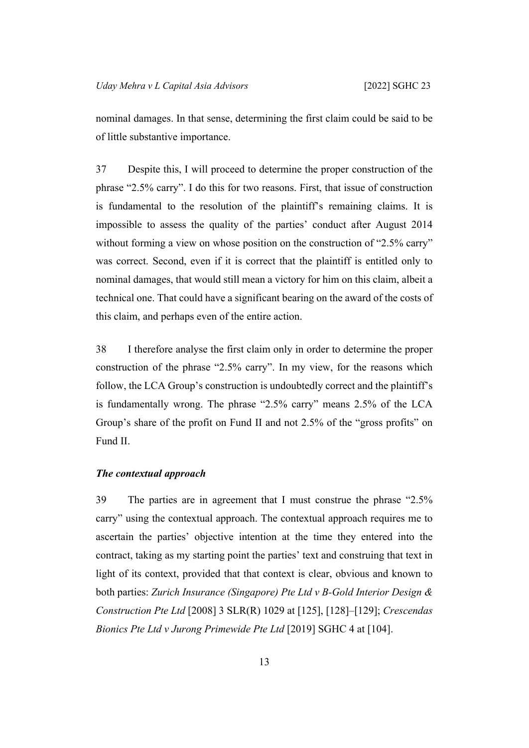nominal damages. In that sense, determining the first claim could be said to be of little substantive importance.

37 Despite this, I will proceed to determine the proper construction of the phrase "2.5% carry". I do this for two reasons. First, that issue of construction is fundamental to the resolution of the plaintiff's remaining claims. It is impossible to assess the quality of the parties' conduct after August 2014 without forming a view on whose position on the construction of "2.5% carry" was correct. Second, even if it is correct that the plaintiff is entitled only to nominal damages, that would still mean a victory for him on this claim, albeit a technical one. That could have a significant bearing on the award of the costs of this claim, and perhaps even of the entire action.

38 I therefore analyse the first claim only in order to determine the proper construction of the phrase "2.5% carry". In my view, for the reasons which follow, the LCA Group's construction is undoubtedly correct and the plaintiff's is fundamentally wrong. The phrase "2.5% carry" means 2.5% of the LCA Group's share of the profit on Fund II and not 2.5% of the "gross profits" on Fund II.

### *The contextual approach*

39 The parties are in agreement that I must construe the phrase "2.5% carry" using the contextual approach. The contextual approach requires me to ascertain the parties' objective intention at the time they entered into the contract, taking as my starting point the parties' text and construing that text in light of its context, provided that that context is clear, obvious and known to both parties: *Zurich Insurance (Singapore) Pte Ltd v B-Gold Interior Design & Construction Pte Ltd* [2008] 3 SLR(R) 1029 at [125], [128]–[129]; *Crescendas Bionics Pte Ltd v Jurong Primewide Pte Ltd* [2019] SGHC 4 at [104].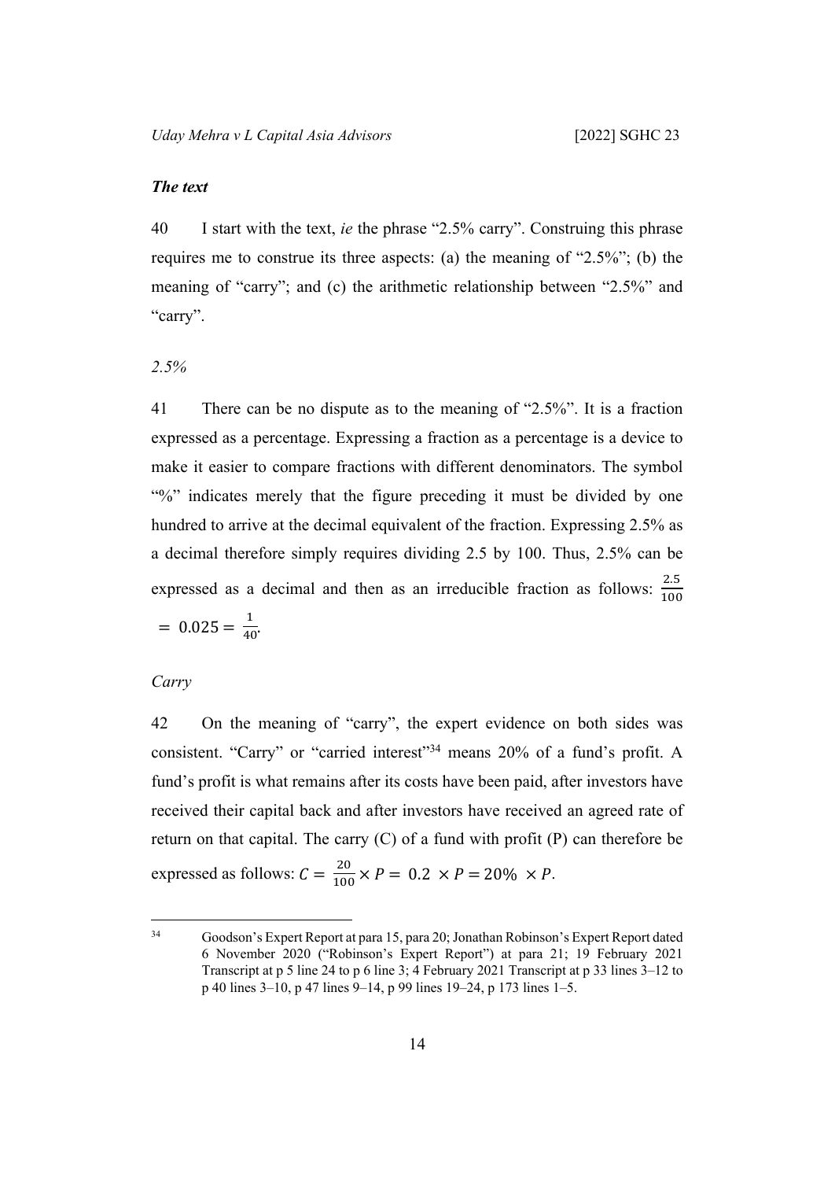***The text***

40 I start with the text, *ie* the phrase "2.5% carry". Construing this phrase requires me to construe its three aspects: (a) the meaning of "2.5%"; (b) the meaning of "carry"; and (c) the arithmetic relationship between "2.5%" and "carry".

*2.5%*

41 There can be no dispute as to the meaning of "2.5%". It is a fraction expressed as a percentage. Expressing a fraction as a percentage is a device to make it easier to compare fractions with different denominators. The symbol "%" indicates merely that the figure preceding it must be divided by one hundred to arrive at the decimal equivalent of the fraction. Expressing 2.5% as a decimal therefore simply requires dividing 2.5 by 100. Thus, 2.5% can be expressed as a decimal and then as an irreducible fraction as follows: $\frac{2.5}{100} = 0.025 = \frac{1}{40}$.

*Carry*

42 On the meaning of "carry", the expert evidence on both sides was consistent. "Carry" or "carried interest"[34] means 20% of a fund's profit. A fund's profit is what remains after its costs have been paid, after investors have received their capital back and after investors have received an agreed rate of return on that capital. The carry (C) of a fund with profit (P) can therefore be expressed as follows: $C = \frac{20}{100} \times P = 0.2 \times P = 20\% \times P$.

[34] Goodson's Expert Report at para 15, para 20; Jonathan Robinson's Expert Report dated 6 November 2020 ("Robinson's Expert Report") at para 21; 19 February 2021 Transcript at p 5 line 24 to p 6 line 3; 4 February 2021 Transcript at p 33 lines 3–12 to p 40 lines 3–10, p 47 lines 9–14, p 99 lines 19–24, p 173 lines 1–5.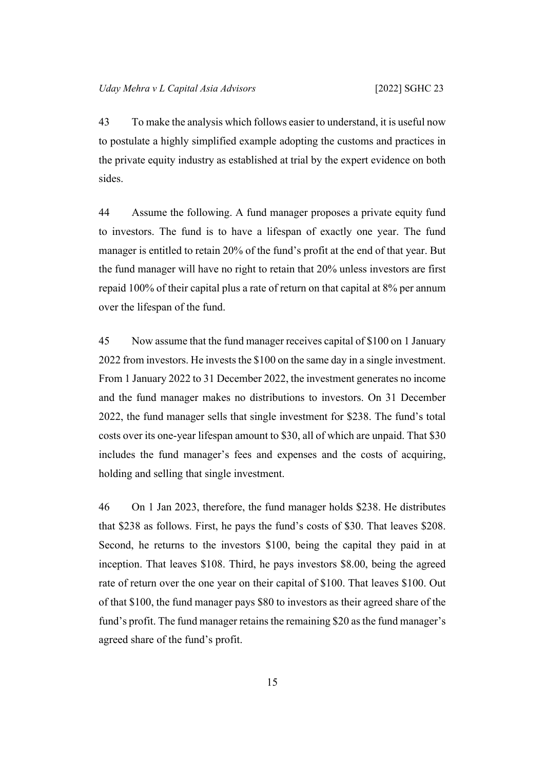43 To make the analysis which follows easier to understand, it is useful now to postulate a highly simplified example adopting the customs and practices in the private equity industry as established at trial by the expert evidence on both sides.

44 Assume the following. A fund manager proposes a private equity fund to investors. The fund is to have a lifespan of exactly one year. The fund manager is entitled to retain 20% of the fund's profit at the end of that year. But the fund manager will have no right to retain that 20% unless investors are first repaid 100% of their capital plus a rate of return on that capital at 8% per annum over the lifespan of the fund.

45 Now assume that the fund manager receives capital of $100 on 1 January 2022 from investors. He invests the $100 on the same day in a single investment. From 1 January 2022 to 31 December 2022, the investment generates no income and the fund manager makes no distributions to investors. On 31 December 2022, the fund manager sells that single investment for $238. The fund's total costs over its one-year lifespan amount to $30, all of which are unpaid. That $30 includes the fund manager's fees and expenses and the costs of acquiring, holding and selling that single investment.

46 On 1 Jan 2023, therefore, the fund manager holds $238. He distributes that $238 as follows. First, he pays the fund's costs of $30. That leaves $208. Second, he returns to the investors $100, being the capital they paid in at inception. That leaves $108. Third, he pays investors $8.00, being the agreed rate of return over the one year on their capital of $100. That leaves $100. Out of that $100, the fund manager pays $80 to investors as their agreed share of the fund's profit. The fund manager retains the remaining $20 as the fund manager's agreed share of the fund's profit.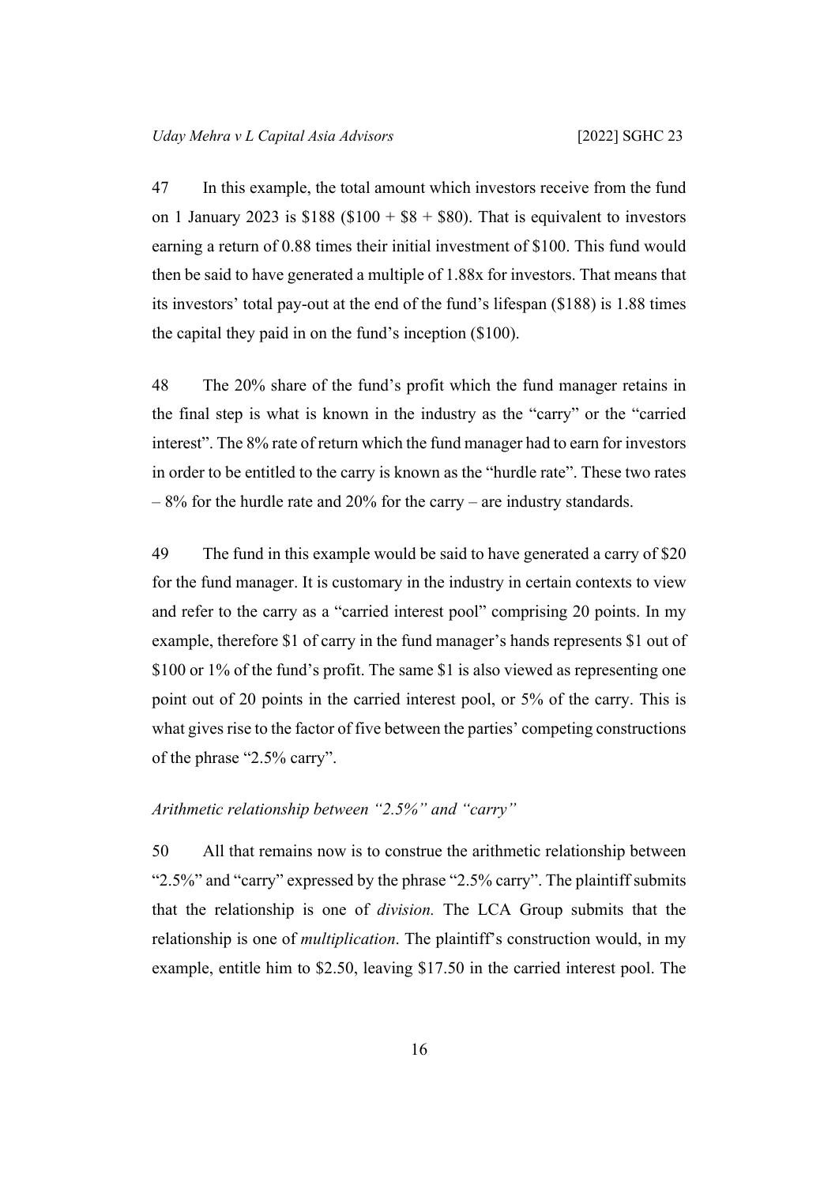47 In this example, the total amount which investors receive from the fund on 1 January 2023 is \$188 (\$100 + \$8 + \$80). That is equivalent to investors earning a return of 0.88 times their initial investment of \$100. This fund would then be said to have generated a multiple of 1.88x for investors. That means that its investors' total pay-out at the end of the fund's lifespan (\$188) is 1.88 times the capital they paid in on the fund's inception (\$100).

48 The 20% share of the fund's profit which the fund manager retains in the final step is what is known in the industry as the "carry" or the "carried interest". The 8% rate of return which the fund manager had to earn for investors in order to be entitled to the carry is known as the "hurdle rate". These two rates – 8% for the hurdle rate and 20% for the carry – are industry standards.

49 The fund in this example would be said to have generated a carry of \$20 for the fund manager. It is customary in the industry in certain contexts to view and refer to the carry as a "carried interest pool" comprising 20 points. In my example, therefore \$1 of carry in the fund manager's hands represents \$1 out of \$100 or 1% of the fund's profit. The same \$1 is also viewed as representing one point out of 20 points in the carried interest pool, or 5% of the carry. This is what gives rise to the factor of five between the parties' competing constructions of the phrase "2.5% carry".

*Arithmetic relationship between "2.5%" and "carry"*

50 All that remains now is to construe the arithmetic relationship between "2.5%" and "carry" expressed by the phrase "2.5% carry". The plaintiff submits that the relationship is one of *division.* The LCA Group submits that the relationship is one of *multiplication*. The plaintiff's construction would, in my example, entitle him to \$2.50, leaving \$17.50 in the carried interest pool. The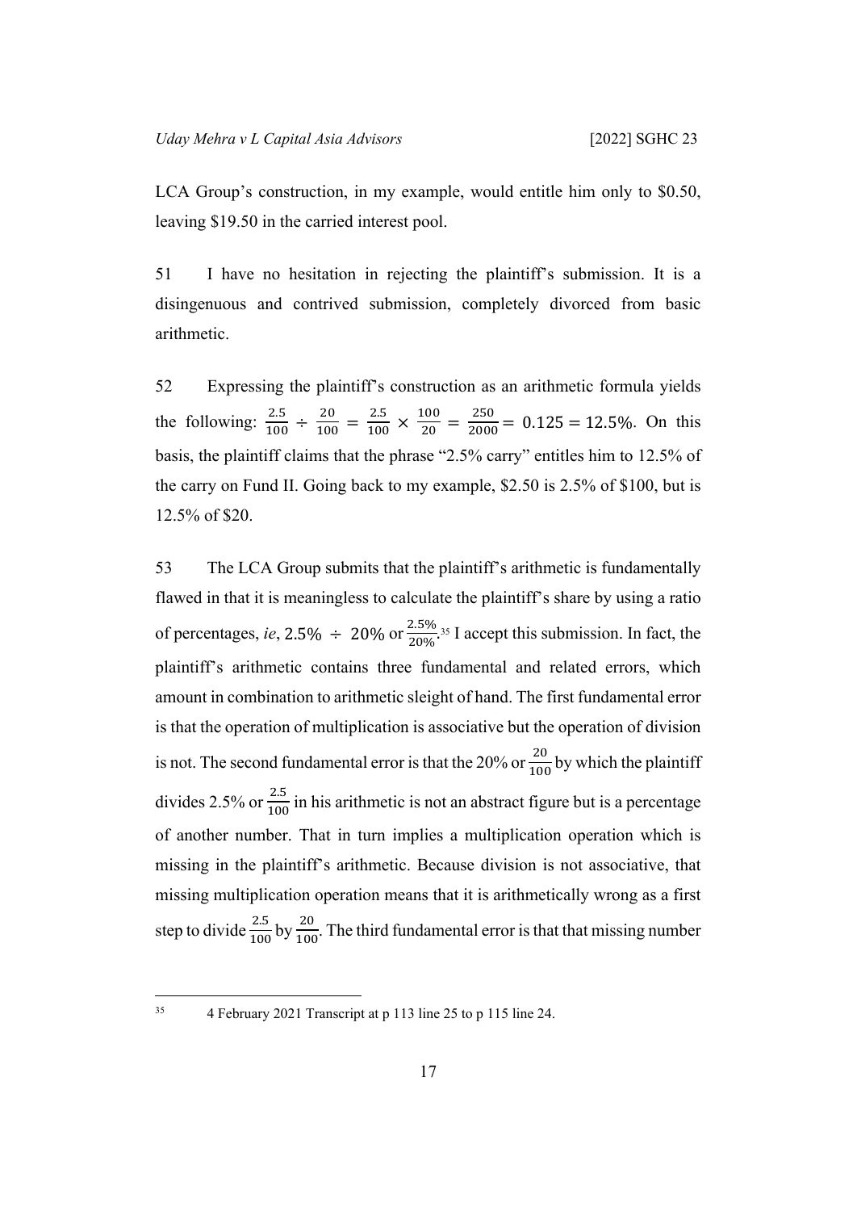LCA Group's construction, in my example, would entitle him only to \$0.50, leaving \$19.50 in the carried interest pool.

51 I have no hesitation in rejecting the plaintiff's submission. It is a disingenuous and contrived submission, completely divorced from basic arithmetic.

52 Expressing the plaintiff's construction as an arithmetic formula yields the following: $\frac{2.5}{100} \div \frac{20}{100} = \frac{2.5}{100} \times \frac{100}{20} = \frac{250}{2000} = 0.125 = 12.5\%$. On this basis, the plaintiff claims that the phrase "2.5% carry" entitles him to 12.5% of the carry on Fund II. Going back to my example, \$2.50 is 2.5% of \$100, but is 12.5% of \$20.

53 The LCA Group submits that the plaintiff's arithmetic is fundamentally flawed in that it is meaningless to calculate the plaintiff's share by using a ratio of percentages, *ie*, $2.5\% \div 20\%$ or $\frac{2.5\%}{20\%}$.[35] I accept this submission. In fact, the plaintiff's arithmetic contains three fundamental and related errors, which amount in combination to arithmetic sleight of hand. The first fundamental error is that the operation of multiplication is associative but the operation of division is not. The second fundamental error is that the 20% or $\frac{20}{100}$ by which the plaintiff divides 2.5% or $\frac{2.5}{100}$ in his arithmetic is not an abstract figure but is a percentage of another number. That in turn implies a multiplication operation which is missing in the plaintiff's arithmetic. Because division is not associative, that missing multiplication operation means that it is arithmetically wrong as a first step to divide $\frac{2.5}{100}$ by $\frac{20}{100}$. The third fundamental error is that that missing number

---

[35] 4 February 2021 Transcript at p 113 line 25 to p 115 line 24.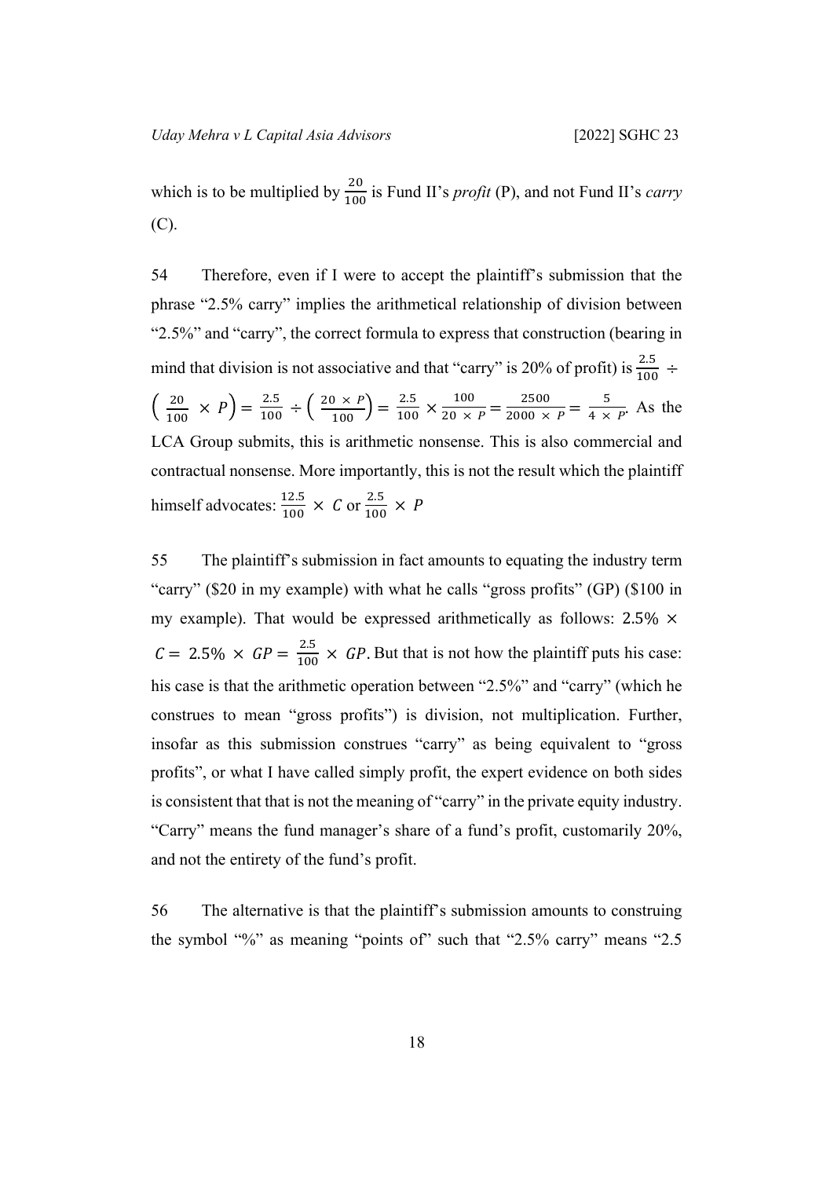which is to be multiplied by $\frac{20}{100}$ is Fund II's *profit* (P), and not Fund II's *carry* (C).

54 Therefore, even if I were to accept the plaintiff's submission that the phrase "2.5% carry" implies the arithmetical relationship of division between "2.5%" and "carry", the correct formula to express that construction (bearing in mind that division is not associative and that "carry" is 20% of profit) is $\frac{2.5}{100} \div \left( \frac{20}{100} \times P \right) = \frac{2.5}{100} \div \left( \frac{20 \times P}{100} \right) = \frac{2.5}{100} \times \frac{100}{20 \times P} = \frac{2500}{2000 \times P} = \frac{5}{4 \times P}$. As the LCA Group submits, this is arithmetic nonsense. This is also commercial and contractual nonsense. More importantly, this is not the result which the plaintiff himself advocates: $\frac{12.5}{100} \times C$ or $\frac{2.5}{100} \times P$

55 The plaintiff's submission in fact amounts to equating the industry term "carry" ($20 in my example) with what he calls "gross profits" (GP) ($100 in my example). That would be expressed arithmetically as follows: $2.5\% \times C = 2.5\% \times GP = \frac{2.5}{100} \times GP$. But that is not how the plaintiff puts his case: his case is that the arithmetic operation between "2.5%" and "carry" (which he construes to mean "gross profits") is division, not multiplication. Further, insofar as this submission construes "carry" as being equivalent to "gross profits", or what I have called simply profit, the expert evidence on both sides is consistent that that is not the meaning of "carry" in the private equity industry. "Carry" means the fund manager's share of a fund's profit, customarily 20%, and not the entirety of the fund's profit.

56 The alternative is that the plaintiff's submission amounts to construing the symbol "%" as meaning "points of" such that "2.5% carry" means "2.5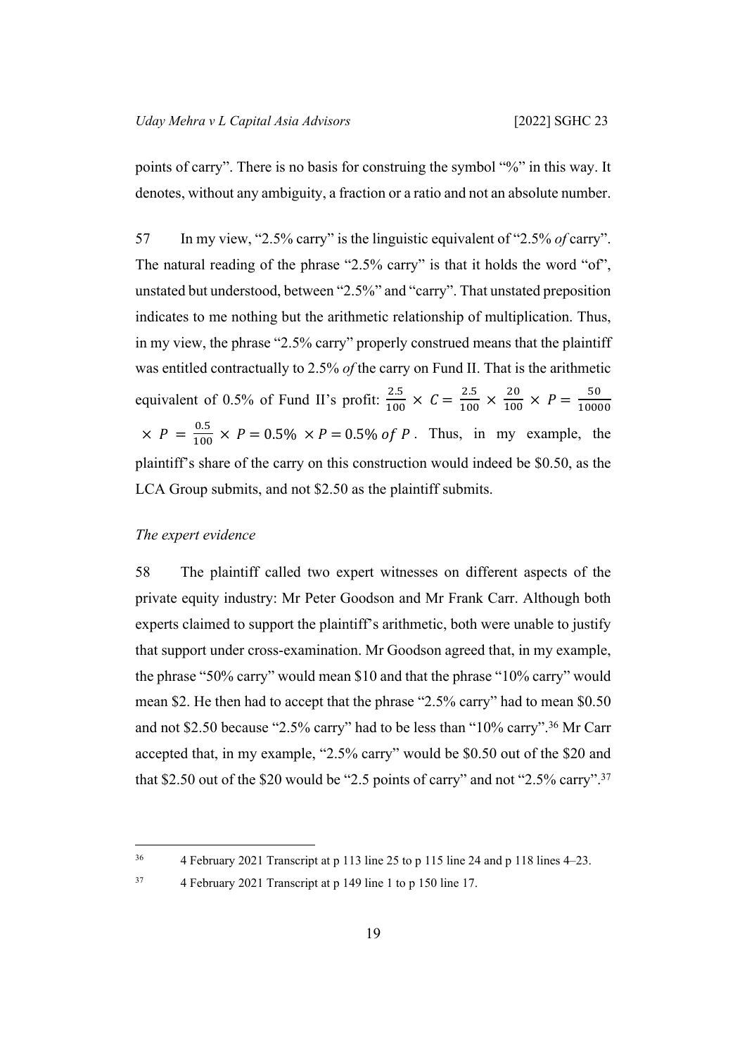points of carry". There is no basis for construing the symbol "%" in this way. It denotes, without any ambiguity, a fraction or a ratio and not an absolute number.

57 In my view, "2.5% carry" is the linguistic equivalent of "2.5% *of* carry". The natural reading of the phrase "2.5% carry" is that it holds the word "of", unstated but understood, between "2.5%" and "carry". That unstated preposition indicates to me nothing but the arithmetic relationship of multiplication. Thus, in my view, the phrase "2.5% carry" properly construed means that the plaintiff was entitled contractually to 2.5% *of* the carry on Fund II. That is the arithmetic equivalent of 0.5% of Fund II's profit: $\frac{2.5}{100} \times C = \frac{2.5}{100} \times \frac{20}{100} \times P = \frac{50}{10000} \times P = \frac{0.5}{100} \times P = 0.5\% \times P = 0.5\%\ of\ P$. Thus, in my example, the plaintiff's share of the carry on this construction would indeed be \$0.50, as the LCA Group submits, and not \$2.50 as the plaintiff submits.

*The expert evidence*

58 The plaintiff called two expert witnesses on different aspects of the private equity industry: Mr Peter Goodson and Mr Frank Carr. Although both experts claimed to support the plaintiff's arithmetic, both were unable to justify that support under cross-examination. Mr Goodson agreed that, in my example, the phrase "50% carry" would mean \$10 and that the phrase "10% carry" would mean \$2. He then had to accept that the phrase "2.5% carry" had to mean \$0.50 and not \$2.50 because "2.5% carry" had to be less than "10% carry".[36] Mr Carr accepted that, in my example, "2.5% carry" would be \$0.50 out of the \$20 and that \$2.50 out of the \$20 would be "2.5 points of carry" and not "2.5% carry".[37]

---

[36] 4 February 2021 Transcript at p 113 line 25 to p 115 line 24 and p 118 lines 4–23.

[37] 4 February 2021 Transcript at p 149 line 1 to p 150 line 17.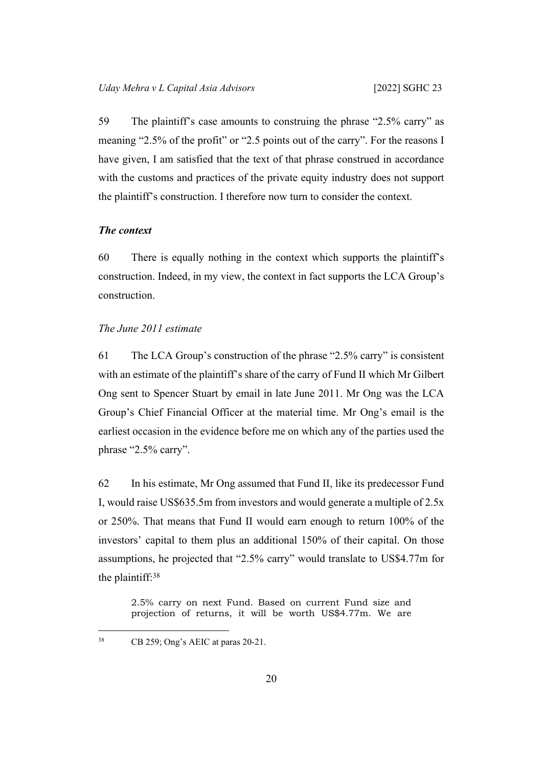59 The plaintiff's case amounts to construing the phrase "2.5% carry" as meaning "2.5% of the profit" or "2.5 points out of the carry". For the reasons I have given, I am satisfied that the text of that phrase construed in accordance with the customs and practices of the private equity industry does not support the plaintiff's construction. I therefore now turn to consider the context.

### *The context*

60 There is equally nothing in the context which supports the plaintiff's construction. Indeed, in my view, the context in fact supports the LCA Group's construction.

#### *The June 2011 estimate*

61 The LCA Group's construction of the phrase "2.5% carry" is consistent with an estimate of the plaintiff's share of the carry of Fund II which Mr Gilbert Ong sent to Spencer Stuart by email in late June 2011. Mr Ong was the LCA Group's Chief Financial Officer at the material time. Mr Ong's email is the earliest occasion in the evidence before me on which any of the parties used the phrase "2.5% carry".

62 In his estimate, Mr Ong assumed that Fund II, like its predecessor Fund I, would raise US$635.5m from investors and would generate a multiple of 2.5x or 250%. That means that Fund II would earn enough to return 100% of the investors' capital to them plus an additional 150% of their capital. On those assumptions, he projected that "2.5% carry" would translate to US$4.77m for the plaintiff:[38]

> 2.5% carry on next Fund. Based on current Fund size and projection of returns, it will be worth US$4.77m. We are

[38] CB 259; Ong's AEIC at paras 20-21.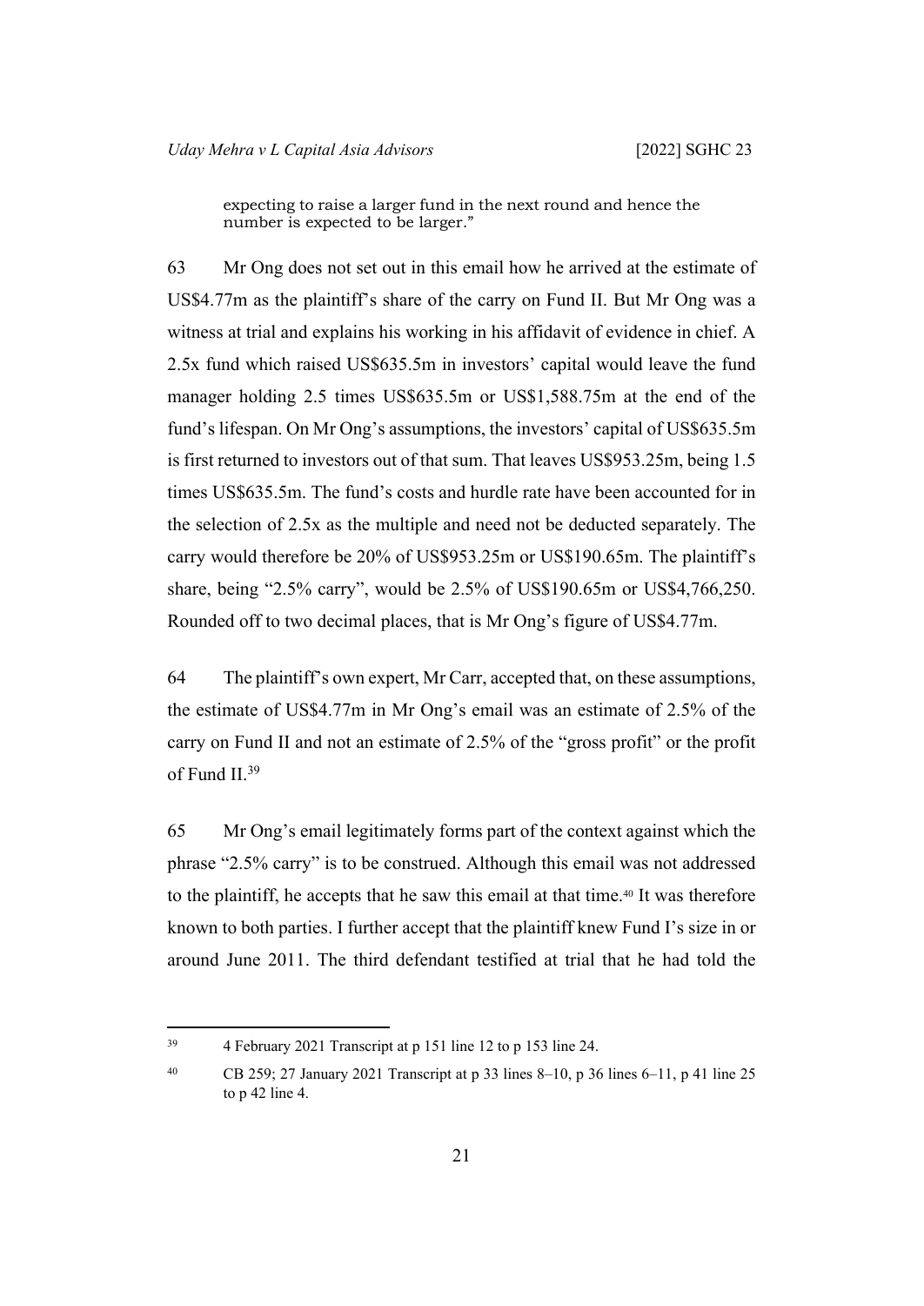expecting to raise a larger fund in the next round and hence the number is expected to be larger."

63 Mr Ong does not set out in this email how he arrived at the estimate of US$4.77m as the plaintiff's share of the carry on Fund II. But Mr Ong was a witness at trial and explains his working in his affidavit of evidence in chief. A 2.5x fund which raised US$635.5m in investors' capital would leave the fund manager holding 2.5 times US$635.5m or US$1,588.75m at the end of the fund's lifespan. On Mr Ong's assumptions, the investors' capital of US$635.5m is first returned to investors out of that sum. That leaves US$953.25m, being 1.5 times US$635.5m. The fund's costs and hurdle rate have been accounted for in the selection of 2.5x as the multiple and need not be deducted separately. The carry would therefore be 20% of US$953.25m or US$190.65m. The plaintiff's share, being "2.5% carry", would be 2.5% of US$190.65m or US$4,766,250. Rounded off to two decimal places, that is Mr Ong's figure of US$4.77m.

64 The plaintiff's own expert, Mr Carr, accepted that, on these assumptions, the estimate of US$4.77m in Mr Ong's email was an estimate of 2.5% of the carry on Fund II and not an estimate of 2.5% of the "gross profit" or the profit of Fund II.[39]

65 Mr Ong's email legitimately forms part of the context against which the phrase "2.5% carry" is to be construed. Although this email was not addressed to the plaintiff, he accepts that he saw this email at that time.[40] It was therefore known to both parties. I further accept that the plaintiff knew Fund I's size in or around June 2011. The third defendant testified at trial that he had told the

---

[39] 4 February 2021 Transcript at p 151 line 12 to p 153 line 24.

[40] CB 259; 27 January 2021 Transcript at p 33 lines 8–10, p 36 lines 6–11, p 41 line 25 to p 42 line 4.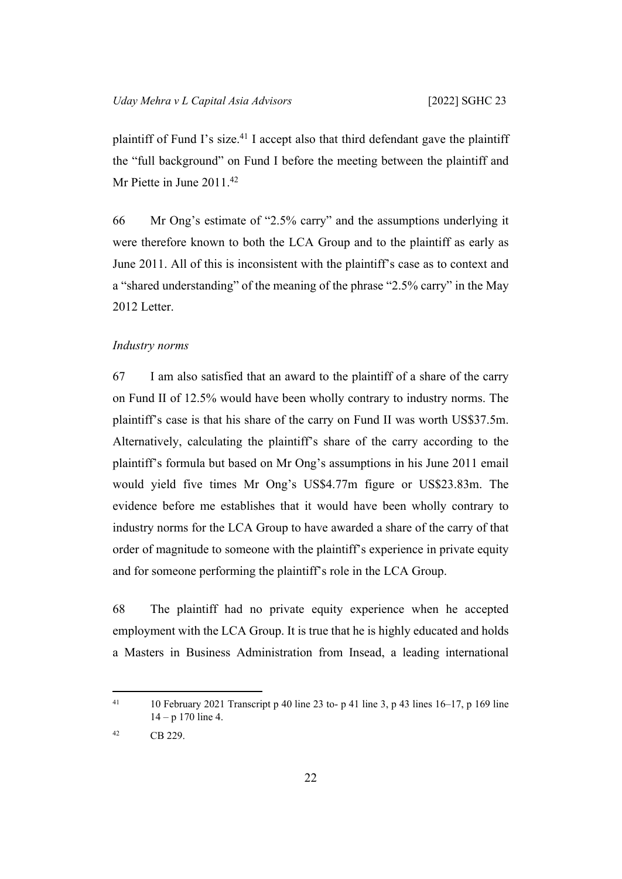plaintiff of Fund I's size.[41] I accept also that third defendant gave the plaintiff the "full background" on Fund I before the meeting between the plaintiff and Mr Piette in June 2011.[42]

66 Mr Ong's estimate of "2.5% carry" and the assumptions underlying it were therefore known to both the LCA Group and to the plaintiff as early as June 2011. All of this is inconsistent with the plaintiff's case as to context and a "shared understanding" of the meaning of the phrase "2.5% carry" in the May 2012 Letter.

*Industry norms*

67 I am also satisfied that an award to the plaintiff of a share of the carry on Fund II of 12.5% would have been wholly contrary to industry norms. The plaintiff's case is that his share of the carry on Fund II was worth US$37.5m. Alternatively, calculating the plaintiff's share of the carry according to the plaintiff's formula but based on Mr Ong's assumptions in his June 2011 email would yield five times Mr Ong's US$4.77m figure or US$23.83m. The evidence before me establishes that it would have been wholly contrary to industry norms for the LCA Group to have awarded a share of the carry of that order of magnitude to someone with the plaintiff's experience in private equity and for someone performing the plaintiff's role in the LCA Group.

68 The plaintiff had no private equity experience when he accepted employment with the LCA Group. It is true that he is highly educated and holds a Masters in Business Administration from Insead, a leading international

---

[41] 10 February 2021 Transcript p 40 line 23 to- p 41 line 3, p 43 lines 16–17, p 169 line 14 – p 170 line 4.

[42] CB 229.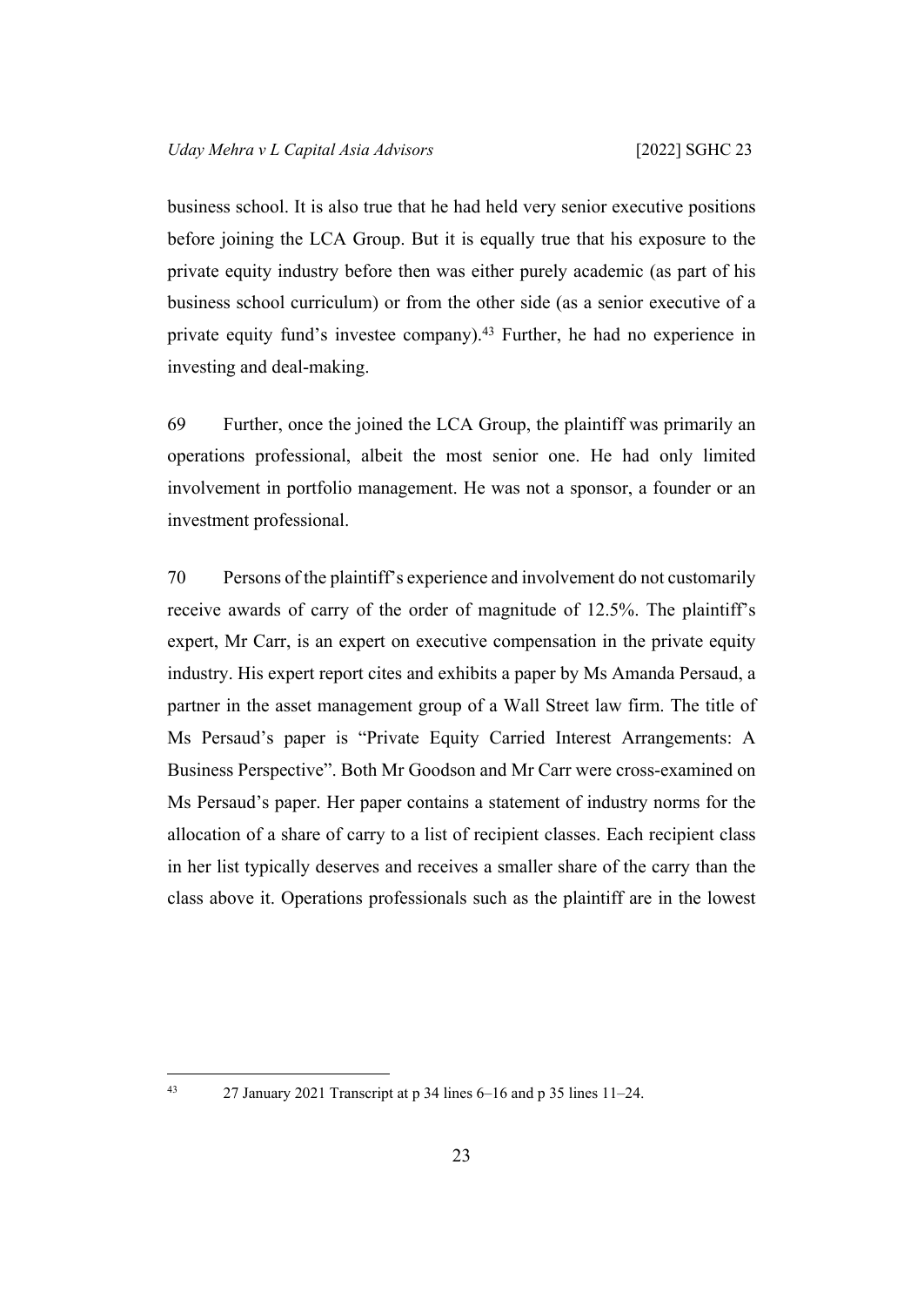business school. It is also true that he had held very senior executive positions before joining the LCA Group. But it is equally true that his exposure to the private equity industry before then was either purely academic (as part of his business school curriculum) or from the other side (as a senior executive of a private equity fund's investee company).[43] Further, he had no experience in investing and deal-making.

69 Further, once the joined the LCA Group, the plaintiff was primarily an operations professional, albeit the most senior one. He had only limited involvement in portfolio management. He was not a sponsor, a founder or an investment professional.

70 Persons of the plaintiff's experience and involvement do not customarily receive awards of carry of the order of magnitude of 12.5%. The plaintiff's expert, Mr Carr, is an expert on executive compensation in the private equity industry. His expert report cites and exhibits a paper by Ms Amanda Persaud, a partner in the asset management group of a Wall Street law firm. The title of Ms Persaud's paper is "Private Equity Carried Interest Arrangements: A Business Perspective". Both Mr Goodson and Mr Carr were cross-examined on Ms Persaud's paper. Her paper contains a statement of industry norms for the allocation of a share of carry to a list of recipient classes. Each recipient class in her list typically deserves and receives a smaller share of the carry than the class above it. Operations professionals such as the plaintiff are in the lowest

---

[43] 27 January 2021 Transcript at p 34 lines 6–16 and p 35 lines 11–24.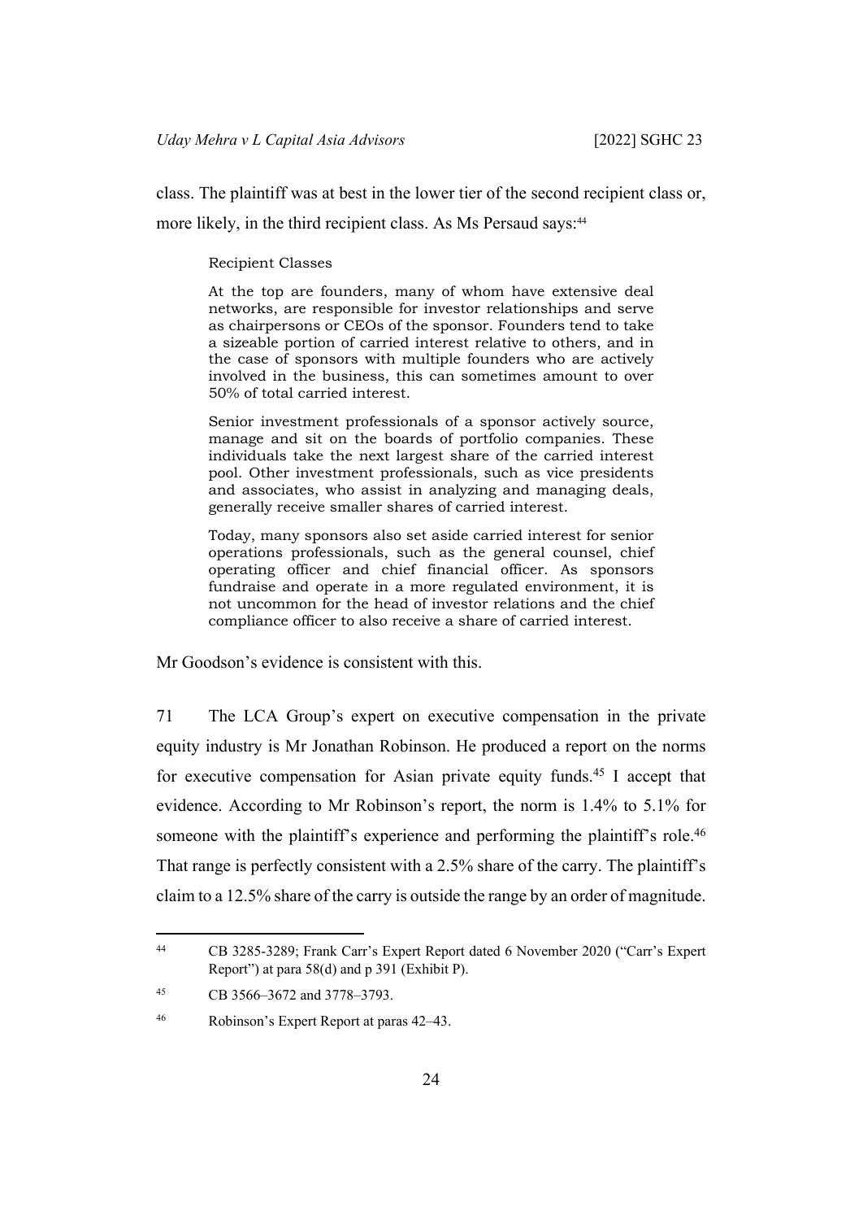class. The plaintiff was at best in the lower tier of the second recipient class or, more likely, in the third recipient class. As Ms Persaud says:[44]

> Recipient Classes
>
> At the top are founders, many of whom have extensive deal networks, are responsible for investor relationships and serve as chairpersons or CEOs of the sponsor. Founders tend to take a sizeable portion of carried interest relative to others, and in the case of sponsors with multiple founders who are actively involved in the business, this can sometimes amount to over 50% of total carried interest.
>
> Senior investment professionals of a sponsor actively source, manage and sit on the boards of portfolio companies. These individuals take the next largest share of the carried interest pool. Other investment professionals, such as vice presidents and associates, who assist in analyzing and managing deals, generally receive smaller shares of carried interest.
>
> Today, many sponsors also set aside carried interest for senior operations professionals, such as the general counsel, chief operating officer and chief financial officer. As sponsors fundraise and operate in a more regulated environment, it is not uncommon for the head of investor relations and the chief compliance officer to also receive a share of carried interest.

Mr Goodson's evidence is consistent with this.

71 The LCA Group's expert on executive compensation in the private equity industry is Mr Jonathan Robinson. He produced a report on the norms for executive compensation for Asian private equity funds.[45] I accept that evidence. According to Mr Robinson's report, the norm is 1.4% to 5.1% for someone with the plaintiff's experience and performing the plaintiff's role.[46] That range is perfectly consistent with a 2.5% share of the carry. The plaintiff's claim to a 12.5% share of the carry is outside the range by an order of magnitude.

---

[44] CB 3285-3289; Frank Carr's Expert Report dated 6 November 2020 ("Carr's Expert Report") at para 58(d) and p 391 (Exhibit P).

[45] CB 3566–3672 and 3778–3793.

[46] Robinson's Expert Report at paras 42–43.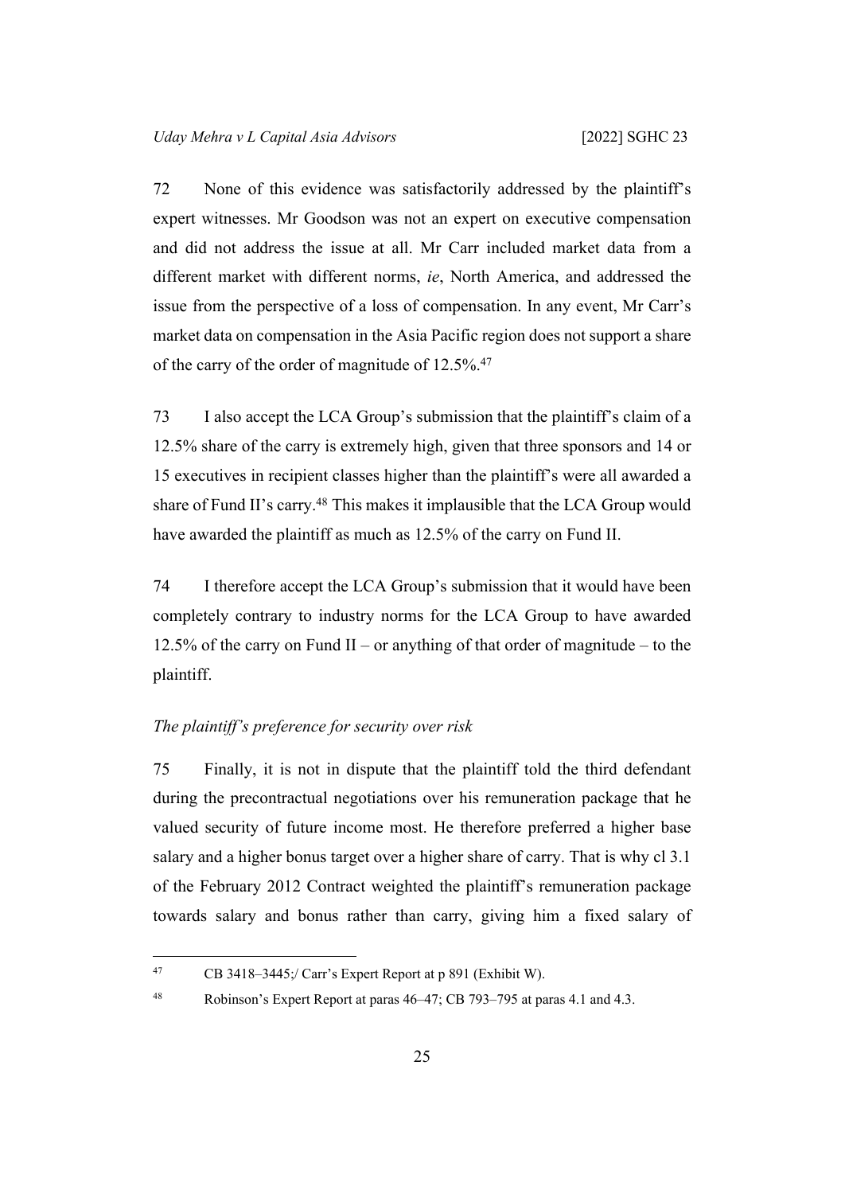72 None of this evidence was satisfactorily addressed by the plaintiff's expert witnesses. Mr Goodson was not an expert on executive compensation and did not address the issue at all. Mr Carr included market data from a different market with different norms, *ie*, North America, and addressed the issue from the perspective of a loss of compensation. In any event, Mr Carr's market data on compensation in the Asia Pacific region does not support a share of the carry of the order of magnitude of 12.5%.[47]

73 I also accept the LCA Group's submission that the plaintiff's claim of a 12.5% share of the carry is extremely high, given that three sponsors and 14 or 15 executives in recipient classes higher than the plaintiff's were all awarded a share of Fund II's carry.[48] This makes it implausible that the LCA Group would have awarded the plaintiff as much as 12.5% of the carry on Fund II.

74 I therefore accept the LCA Group's submission that it would have been completely contrary to industry norms for the LCA Group to have awarded 12.5% of the carry on Fund II – or anything of that order of magnitude – to the plaintiff.

*The plaintiff's preference for security over risk*

75 Finally, it is not in dispute that the plaintiff told the third defendant during the precontractual negotiations over his remuneration package that he valued security of future income most. He therefore preferred a higher base salary and a higher bonus target over a higher share of carry. That is why cl 3.1 of the February 2012 Contract weighted the plaintiff's remuneration package towards salary and bonus rather than carry, giving him a fixed salary of

---

[47] CB 3418–3445;/ Carr's Expert Report at p 891 (Exhibit W).

[48] Robinson's Expert Report at paras 46–47; CB 793–795 at paras 4.1 and 4.3.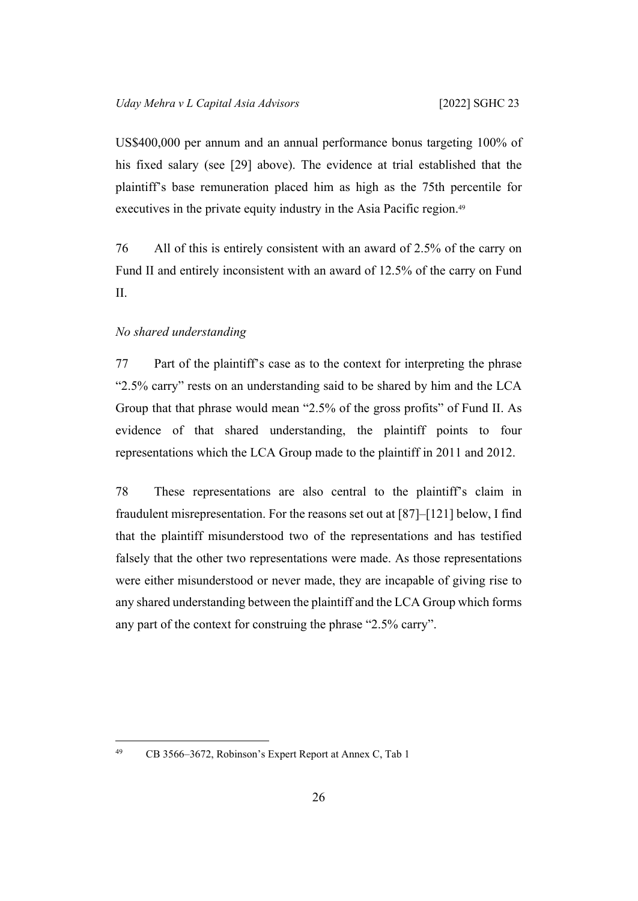US$400,000 per annum and an annual performance bonus targeting 100% of his fixed salary (see [29] above). The evidence at trial established that the plaintiff's base remuneration placed him as high as the 75th percentile for executives in the private equity industry in the Asia Pacific region.[49]

76 All of this is entirely consistent with an award of 2.5% of the carry on Fund II and entirely inconsistent with an award of 12.5% of the carry on Fund II.

*No shared understanding*

77 Part of the plaintiff's case as to the context for interpreting the phrase "2.5% carry" rests on an understanding said to be shared by him and the LCA Group that that phrase would mean "2.5% of the gross profits" of Fund II. As evidence of that shared understanding, the plaintiff points to four representations which the LCA Group made to the plaintiff in 2011 and 2012.

78 These representations are also central to the plaintiff's claim in fraudulent misrepresentation. For the reasons set out at [87]–[121] below, I find that the plaintiff misunderstood two of the representations and has testified falsely that the other two representations were made. As those representations were either misunderstood or never made, they are incapable of giving rise to any shared understanding between the plaintiff and the LCA Group which forms any part of the context for construing the phrase "2.5% carry".

---

[49] CB 3566–3672, Robinson's Expert Report at Annex C, Tab 1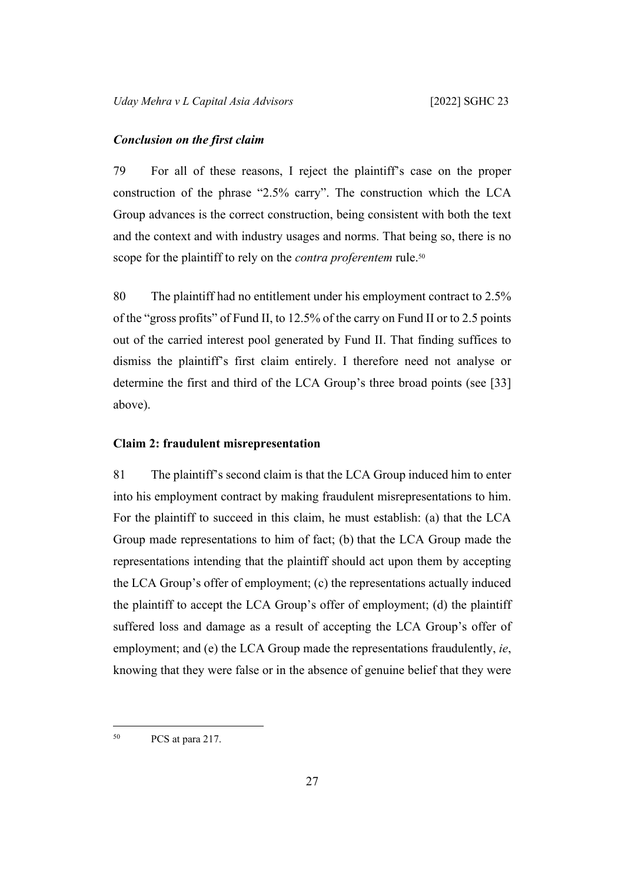### *Conclusion on the first claim*

79 For all of these reasons, I reject the plaintiff's case on the proper construction of the phrase "2.5% carry". The construction which the LCA Group advances is the correct construction, being consistent with both the text and the context and with industry usages and norms. That being so, there is no scope for the plaintiff to rely on the *contra proferentem* rule.[50]

80 The plaintiff had no entitlement under his employment contract to 2.5% of the "gross profits" of Fund II, to 12.5% of the carry on Fund II or to 2.5 points out of the carried interest pool generated by Fund II. That finding suffices to dismiss the plaintiff's first claim entirely. I therefore need not analyse or determine the first and third of the LCA Group's three broad points (see [33] above).

## Claim 2: fraudulent misrepresentation

81 The plaintiff's second claim is that the LCA Group induced him to enter into his employment contract by making fraudulent misrepresentations to him. For the plaintiff to succeed in this claim, he must establish: (a) that the LCA Group made representations to him of fact; (b) that the LCA Group made the representations intending that the plaintiff should act upon them by accepting the LCA Group's offer of employment; (c) the representations actually induced the plaintiff to accept the LCA Group's offer of employment; (d) the plaintiff suffered loss and damage as a result of accepting the LCA Group's offer of employment; and (e) the LCA Group made the representations fraudulently, *ie*, knowing that they were false or in the absence of genuine belief that they were

[50] PCS at para 217.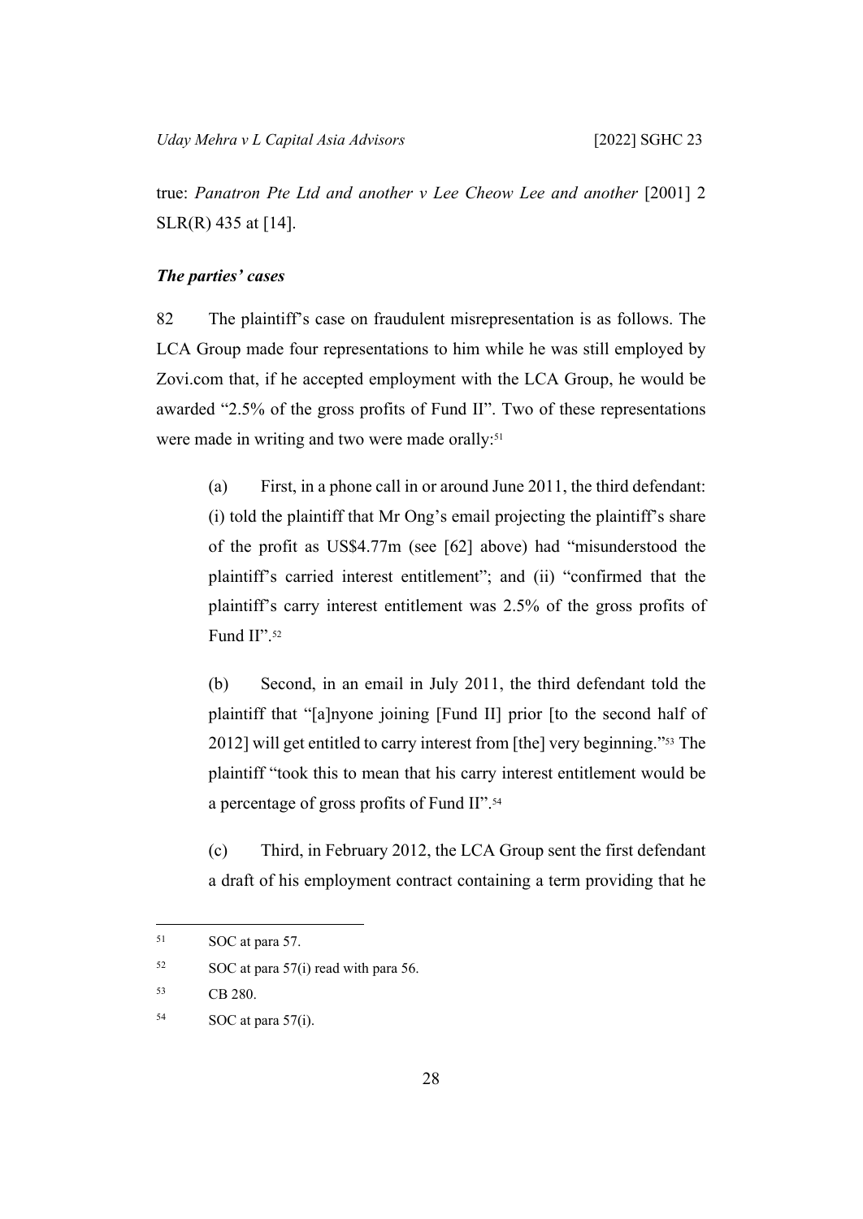true: *Panatron Pte Ltd and another v Lee Cheow Lee and another* [2001] 2 SLR(R) 435 at [14].

***The parties' cases***

82 The plaintiff's case on fraudulent misrepresentation is as follows. The LCA Group made four representations to him while he was still employed by Zovi.com that, if he accepted employment with the LCA Group, he would be awarded "2.5% of the gross profits of Fund II". Two of these representations were made in writing and two were made orally:[51]

(a) First, in a phone call in or around June 2011, the third defendant: (i) told the plaintiff that Mr Ong's email projecting the plaintiff's share of the profit as US$4.77m (see [62] above) had "misunderstood the plaintiff's carried interest entitlement"; and (ii) "confirmed that the plaintiff's carry interest entitlement was 2.5% of the gross profits of Fund II".[52]

(b) Second, in an email in July 2011, the third defendant told the plaintiff that "[a]nyone joining [Fund II] prior [to the second half of 2012] will get entitled to carry interest from [the] very beginning."[53] The plaintiff "took this to mean that his carry interest entitlement would be a percentage of gross profits of Fund II".[54]

(c) Third, in February 2012, the LCA Group sent the first defendant a draft of his employment contract containing a term providing that he

---

[51] SOC at para 57.

[52] SOC at para 57(i) read with para 56.

[53] CB 280.

[54] SOC at para 57(i).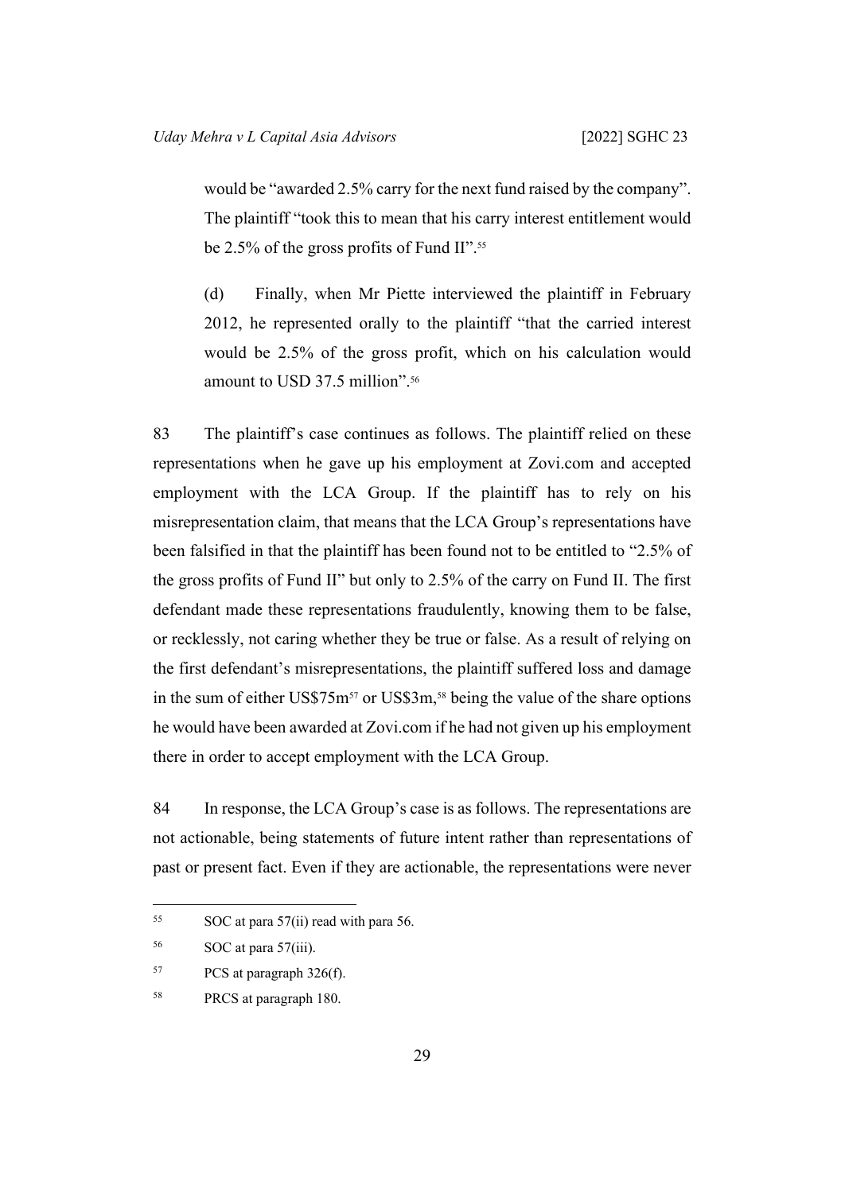would be "awarded 2.5% carry for the next fund raised by the company". The plaintiff "took this to mean that his carry interest entitlement would be 2.5% of the gross profits of Fund II".[55]

(d) Finally, when Mr Piette interviewed the plaintiff in February 2012, he represented orally to the plaintiff "that the carried interest would be 2.5% of the gross profit, which on his calculation would amount to USD 37.5 million".[56]

83 The plaintiff's case continues as follows. The plaintiff relied on these representations when he gave up his employment at Zovi.com and accepted employment with the LCA Group. If the plaintiff has to rely on his misrepresentation claim, that means that the LCA Group's representations have been falsified in that the plaintiff has been found not to be entitled to "2.5% of the gross profits of Fund II" but only to 2.5% of the carry on Fund II. The first defendant made these representations fraudulently, knowing them to be false, or recklessly, not caring whether they be true or false. As a result of relying on the first defendant's misrepresentations, the plaintiff suffered loss and damage in the sum of either US$75m[57] or US$3m,[58] being the value of the share options he would have been awarded at Zovi.com if he had not given up his employment there in order to accept employment with the LCA Group.

84 In response, the LCA Group's case is as follows. The representations are not actionable, being statements of future intent rather than representations of past or present fact. Even if they are actionable, the representations were never

---

[55] SOC at para 57(ii) read with para 56.

[56] SOC at para 57(iii).

[57] PCS at paragraph 326(f).

[58] PRCS at paragraph 180.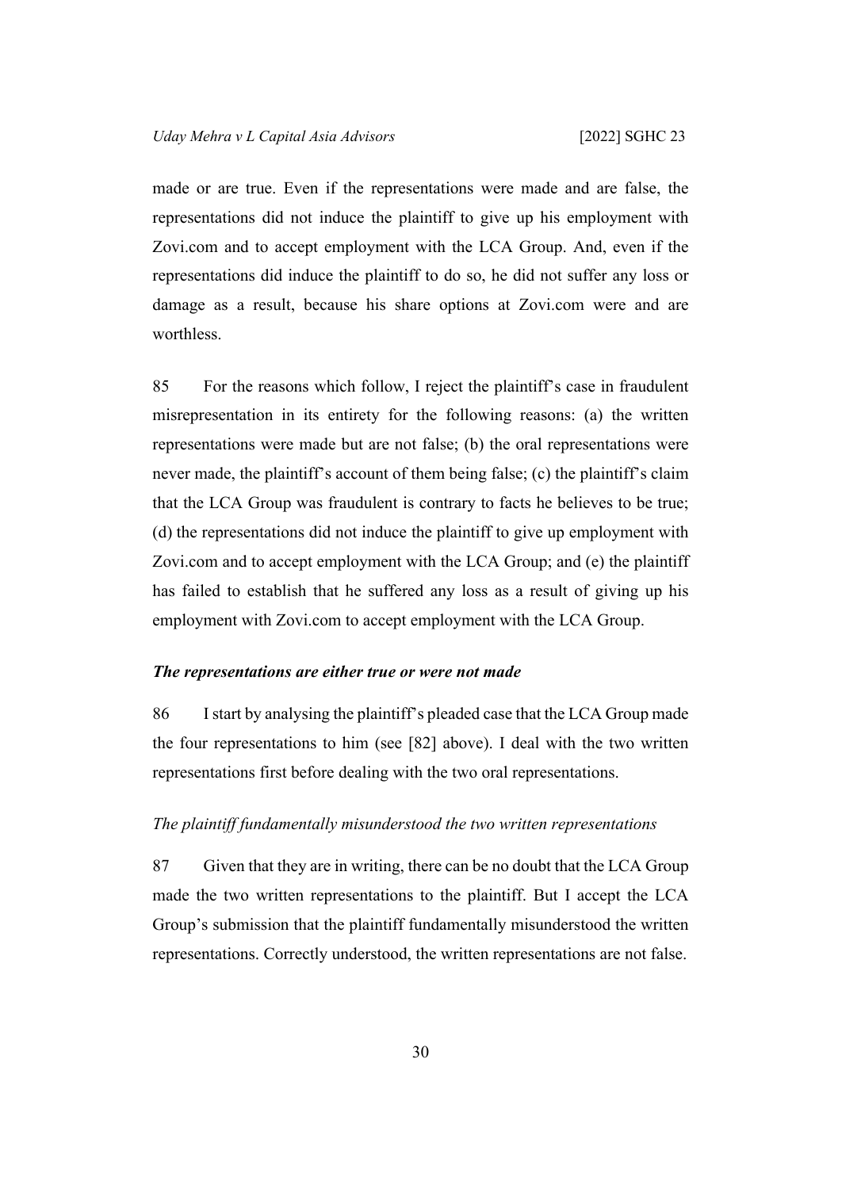made or are true. Even if the representations were made and are false, the representations did not induce the plaintiff to give up his employment with Zovi.com and to accept employment with the LCA Group. And, even if the representations did induce the plaintiff to do so, he did not suffer any loss or damage as a result, because his share options at Zovi.com were and are worthless.

85 For the reasons which follow, I reject the plaintiff's case in fraudulent misrepresentation in its entirety for the following reasons: (a) the written representations were made but are not false; (b) the oral representations were never made, the plaintiff's account of them being false; (c) the plaintiff's claim that the LCA Group was fraudulent is contrary to facts he believes to be true; (d) the representations did not induce the plaintiff to give up employment with Zovi.com and to accept employment with the LCA Group; and (e) the plaintiff has failed to establish that he suffered any loss as a result of giving up his employment with Zovi.com to accept employment with the LCA Group.

***The representations are either true or were not made***

86 I start by analysing the plaintiff's pleaded case that the LCA Group made the four representations to him (see [82] above). I deal with the two written representations first before dealing with the two oral representations.

*The plaintiff fundamentally misunderstood the two written representations*

87 Given that they are in writing, there can be no doubt that the LCA Group made the two written representations to the plaintiff. But I accept the LCA Group's submission that the plaintiff fundamentally misunderstood the written representations. Correctly understood, the written representations are not false.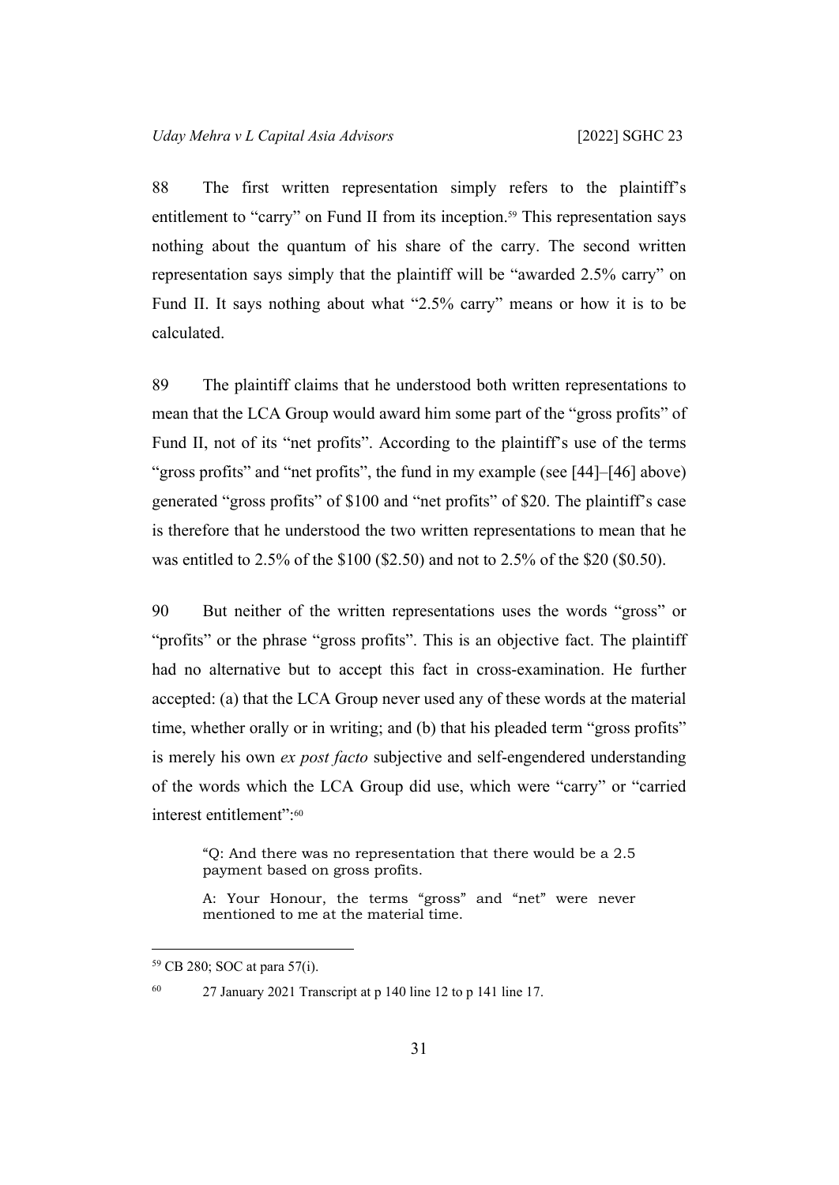88 The first written representation simply refers to the plaintiff's entitlement to "carry" on Fund II from its inception.[59] This representation says nothing about the quantum of his share of the carry. The second written representation says simply that the plaintiff will be "awarded 2.5% carry" on Fund II. It says nothing about what "2.5% carry" means or how it is to be calculated.

89 The plaintiff claims that he understood both written representations to mean that the LCA Group would award him some part of the "gross profits" of Fund II, not of its "net profits". According to the plaintiff's use of the terms "gross profits" and "net profits", the fund in my example (see [44]–[46] above) generated "gross profits" of $100 and "net profits" of $20. The plaintiff's case is therefore that he understood the two written representations to mean that he was entitled to 2.5% of the $100 ($2.50) and not to 2.5% of the $20 ($0.50).

90 But neither of the written representations uses the words "gross" or "profits" or the phrase "gross profits". This is an objective fact. The plaintiff had no alternative but to accept this fact in cross-examination. He further accepted: (a) that the LCA Group never used any of these words at the material time, whether orally or in writing; and (b) that his pleaded term "gross profits" is merely his own *ex post facto* subjective and self-engendered understanding of the words which the LCA Group did use, which were "carry" or "carried interest entitlement":[60]

> "Q: And there was no representation that there would be a 2.5 payment based on gross profits.
>
> A: Your Honour, the terms "gross" and "net" were never mentioned to me at the material time.

---

[59] CB 280; SOC at para 57(i).

[60] 27 January 2021 Transcript at p 140 line 12 to p 141 line 17.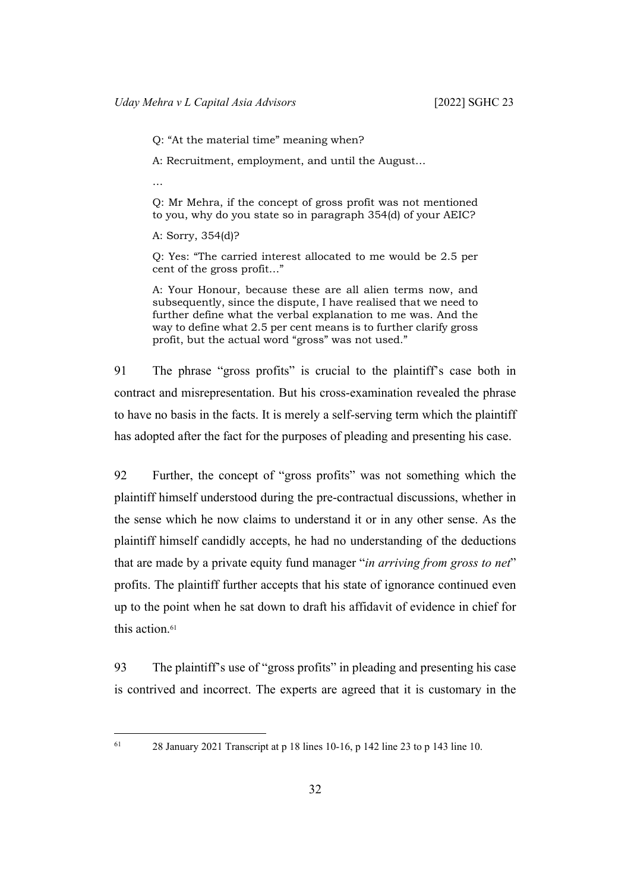> Q: "At the material time" meaning when?
>
> A: Recruitment, employment, and until the August…
>
> …
>
> Q: Mr Mehra, if the concept of gross profit was not mentioned to you, why do you state so in paragraph 354(d) of your AEIC?
>
> A: Sorry, 354(d)?
>
> Q: Yes: "The carried interest allocated to me would be 2.5 per cent of the gross profit…"
>
> A: Your Honour, because these are all alien terms now, and subsequently, since the dispute, I have realised that we need to further define what the verbal explanation to me was. And the way to define what 2.5 per cent means is to further clarify gross profit, but the actual word "gross" was not used."

91 The phrase "gross profits" is crucial to the plaintiff's case both in contract and misrepresentation. But his cross-examination revealed the phrase to have no basis in the facts. It is merely a self-serving term which the plaintiff has adopted after the fact for the purposes of pleading and presenting his case.

92 Further, the concept of "gross profits" was not something which the plaintiff himself understood during the pre-contractual discussions, whether in the sense which he now claims to understand it or in any other sense. As the plaintiff himself candidly accepts, he had no understanding of the deductions that are made by a private equity fund manager "*in arriving from gross to net*" profits. The plaintiff further accepts that his state of ignorance continued even up to the point when he sat down to draft his affidavit of evidence in chief for this action.[61]

93 The plaintiff's use of "gross profits" in pleading and presenting his case is contrived and incorrect. The experts are agreed that it is customary in the

[61] 28 January 2021 Transcript at p 18 lines 10-16, p 142 line 23 to p 143 line 10.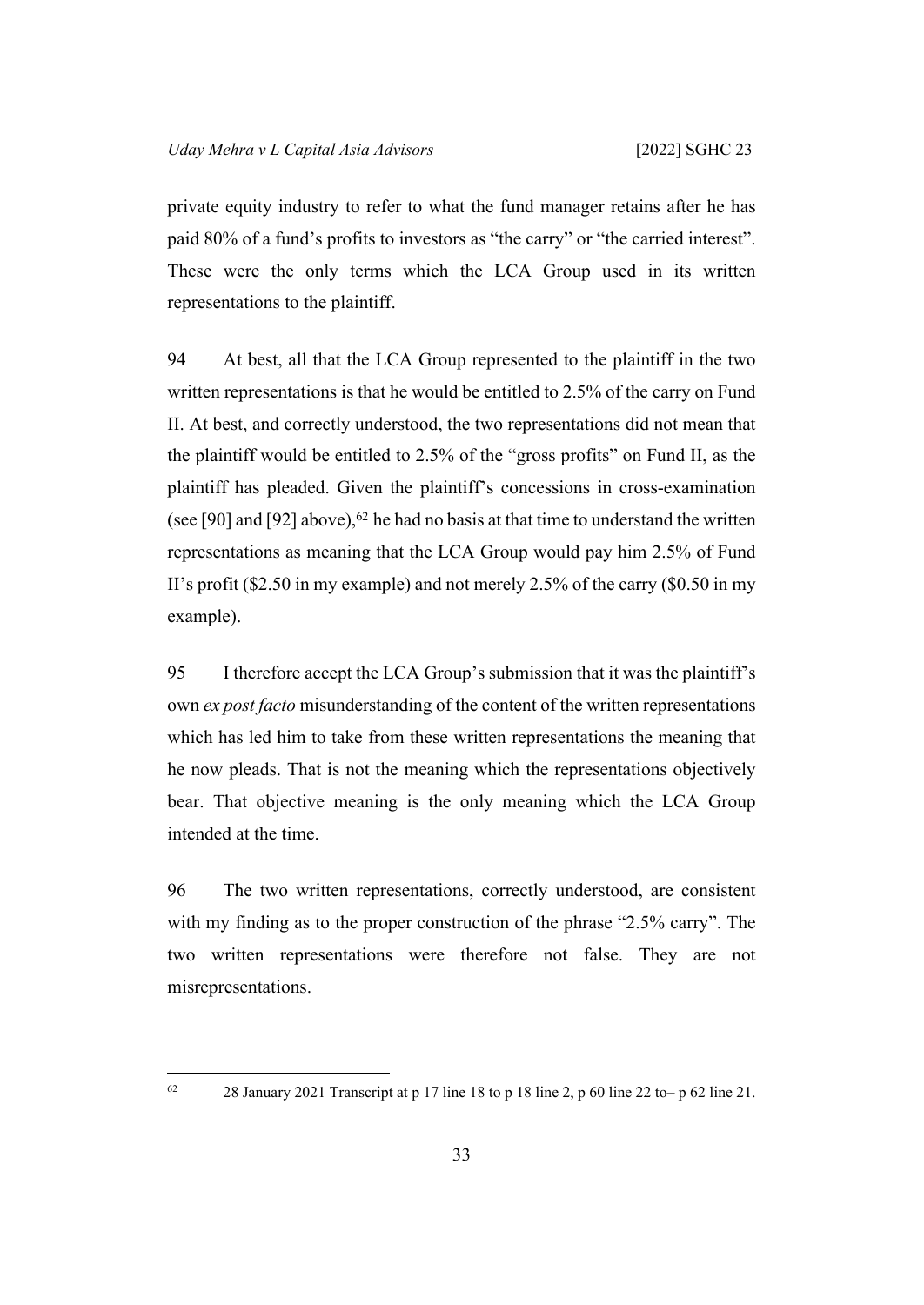private equity industry to refer to what the fund manager retains after he has paid 80% of a fund's profits to investors as "the carry" or "the carried interest". These were the only terms which the LCA Group used in its written representations to the plaintiff.

94 At best, all that the LCA Group represented to the plaintiff in the two written representations is that he would be entitled to 2.5% of the carry on Fund II. At best, and correctly understood, the two representations did not mean that the plaintiff would be entitled to 2.5% of the "gross profits" on Fund II, as the plaintiff has pleaded. Given the plaintiff's concessions in cross-examination (see [90] and [92] above),[62] he had no basis at that time to understand the written representations as meaning that the LCA Group would pay him 2.5% of Fund II's profit ($2.50 in my example) and not merely 2.5% of the carry ($0.50 in my example).

95 I therefore accept the LCA Group's submission that it was the plaintiff's own *ex post facto* misunderstanding of the content of the written representations which has led him to take from these written representations the meaning that he now pleads. That is not the meaning which the representations objectively bear. That objective meaning is the only meaning which the LCA Group intended at the time.

96 The two written representations, correctly understood, are consistent with my finding as to the proper construction of the phrase "2.5% carry". The two written representations were therefore not false. They are not misrepresentations.

---

[62] 28 January 2021 Transcript at p 17 line 18 to p 18 line 2, p 60 line 22 to– p 62 line 21.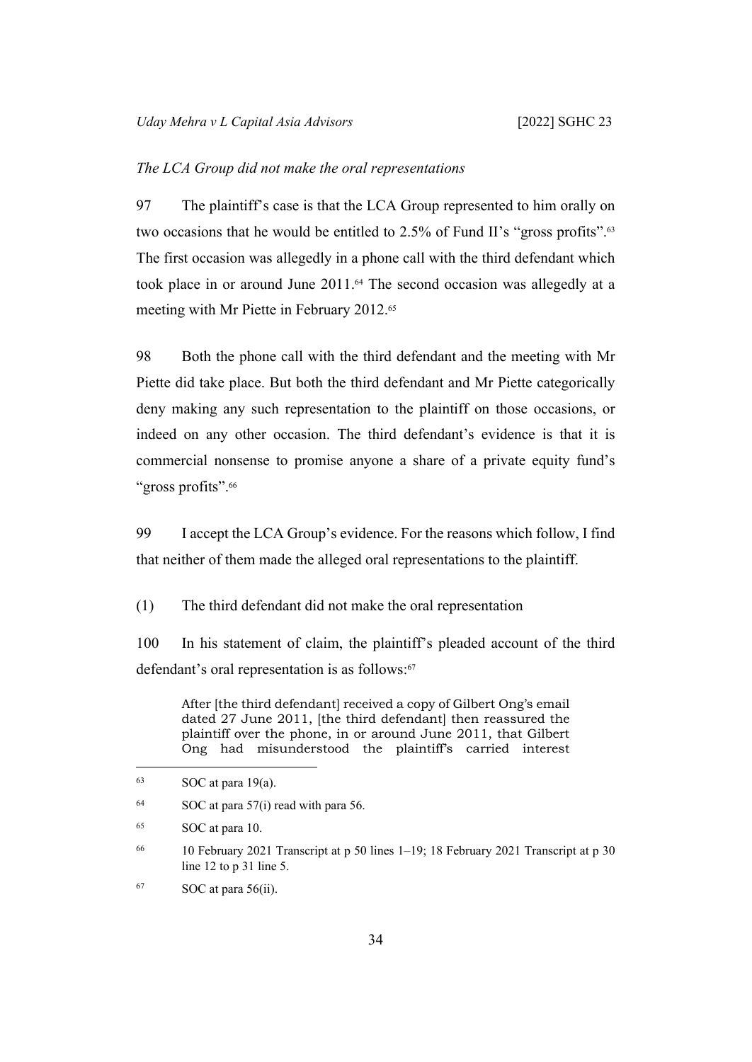*The LCA Group did not make the oral representations*

97 The plaintiff's case is that the LCA Group represented to him orally on two occasions that he would be entitled to 2.5% of Fund II's "gross profits".[63] The first occasion was allegedly in a phone call with the third defendant which took place in or around June 2011.[64] The second occasion was allegedly at a meeting with Mr Piette in February 2012.[65]

98 Both the phone call with the third defendant and the meeting with Mr Piette did take place. But both the third defendant and Mr Piette categorically deny making any such representation to the plaintiff on those occasions, or indeed on any other occasion. The third defendant's evidence is that it is commercial nonsense to promise anyone a share of a private equity fund's "gross profits".[66]

99 I accept the LCA Group's evidence. For the reasons which follow, I find that neither of them made the alleged oral representations to the plaintiff.

(1) The third defendant did not make the oral representation

100 In his statement of claim, the plaintiff's pleaded account of the third defendant's oral representation is as follows:[67]

> After [the third defendant] received a copy of Gilbert Ong's email dated 27 June 2011, [the third defendant] then reassured the plaintiff over the phone, in or around June 2011, that Gilbert Ong had misunderstood the plaintiff's carried interest

---

[63] SOC at para 19(a).

[64] SOC at para 57(i) read with para 56.

[65] SOC at para 10.

[66] 10 February 2021 Transcript at p 50 lines 1–19; 18 February 2021 Transcript at p 30 line 12 to p 31 line 5.

[67] SOC at para 56(ii).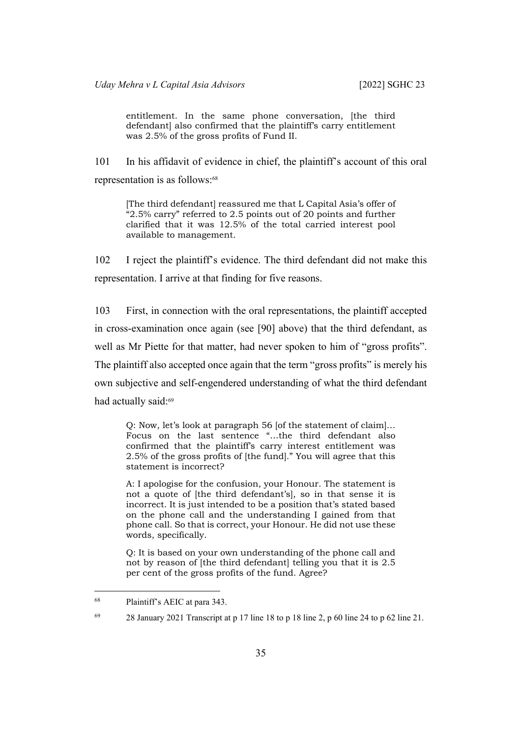> entitlement. In the same phone conversation, [the third defendant] also confirmed that the plaintiff's carry entitlement was 2.5% of the gross profits of Fund II.

101 In his affidavit of evidence in chief, the plaintiff's account of this oral representation is as follows:[68]

> [The third defendant] reassured me that L Capital Asia's offer of "2.5% carry" referred to 2.5 points out of 20 points and further clarified that it was 12.5% of the total carried interest pool available to management.

102 I reject the plaintiff's evidence. The third defendant did not make this representation. I arrive at that finding for five reasons.

103 First, in connection with the oral representations, the plaintiff accepted in cross-examination once again (see [90] above) that the third defendant, as well as Mr Piette for that matter, had never spoken to him of "gross profits". The plaintiff also accepted once again that the term "gross profits" is merely his own subjective and self-engendered understanding of what the third defendant had actually said:[69]

> Q: Now, let's look at paragraph 56 [of the statement of claim]… Focus on the last sentence "…the third defendant also confirmed that the plaintiff's carry interest entitlement was 2.5% of the gross profits of [the fund]." You will agree that this statement is incorrect?
>
> A: I apologise for the confusion, your Honour. The statement is not a quote of [the third defendant's], so in that sense it is incorrect. It is just intended to be a position that's stated based on the phone call and the understanding I gained from that phone call. So that is correct, your Honour. He did not use these words, specifically.
>
> Q: It is based on your own understanding of the phone call and not by reason of [the third defendant] telling you that it is 2.5 per cent of the gross profits of the fund. Agree?

---

[68] Plaintiff's AEIC at para 343.

[69] 28 January 2021 Transcript at p 17 line 18 to p 18 line 2, p 60 line 24 to p 62 line 21.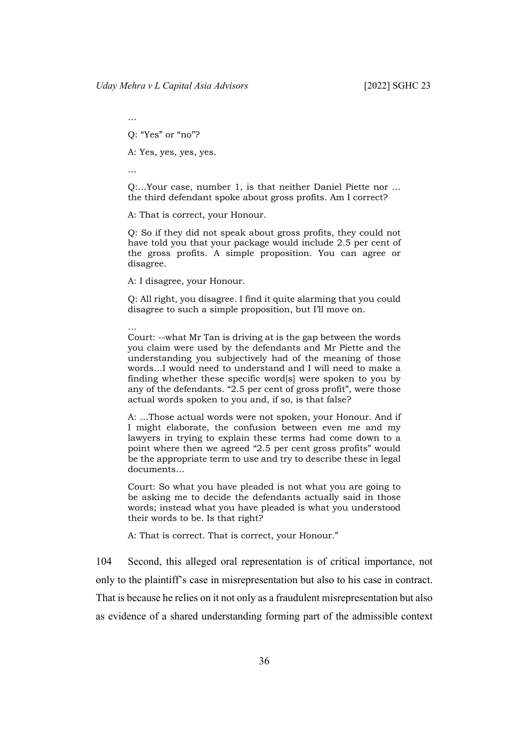…

Q: "Yes" or "no"?

A: Yes, yes, yes, yes.

…

Q:…Your case, number 1, is that neither Daniel Piette nor … the third defendant spoke about gross profits. Am I correct?

A: That is correct, your Honour.

Q: So if they did not speak about gross profits, they could not have told you that your package would include 2.5 per cent of the gross profits. A simple proposition. You can agree or disagree.

A: I disagree, your Honour.

Q: All right, you disagree. I find it quite alarming that you could disagree to such a simple proposition, but I'll move on.

…

Court: --what Mr Tan is driving at is the gap between the words you claim were used by the defendants and Mr Piette and the understanding you subjectively had of the meaning of those words…I would need to understand and I will need to make a finding whether these specific word[s] were spoken to you by any of the defendants. "2.5 per cent of gross profit", were those actual words spoken to you and, if so, is that false?

A: …Those actual words were not spoken, your Honour. And if I might elaborate, the confusion between even me and my lawyers in trying to explain these terms had come down to a point where then we agreed "2.5 per cent gross profits" would be the appropriate term to use and try to describe these in legal documents…

Court: So what you have pleaded is not what you are going to be asking me to decide the defendants actually said in those words; instead what you have pleaded is what you understood their words to be. Is that right?

A: That is correct. That is correct, your Honour."

104 Second, this alleged oral representation is of critical importance, not only to the plaintiff's case in misrepresentation but also to his case in contract. That is because he relies on it not only as a fraudulent misrepresentation but also as evidence of a shared understanding forming part of the admissible context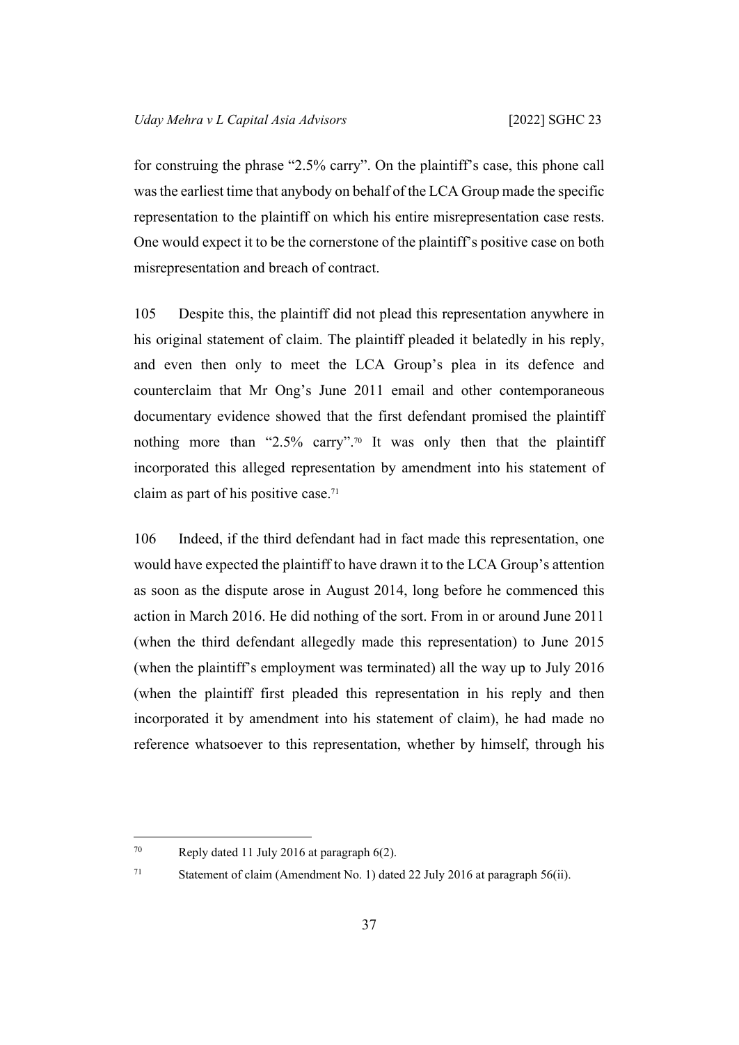for construing the phrase "2.5% carry". On the plaintiff's case, this phone call was the earliest time that anybody on behalf of the LCA Group made the specific representation to the plaintiff on which his entire misrepresentation case rests. One would expect it to be the cornerstone of the plaintiff's positive case on both misrepresentation and breach of contract.

105 Despite this, the plaintiff did not plead this representation anywhere in his original statement of claim. The plaintiff pleaded it belatedly in his reply, and even then only to meet the LCA Group's plea in its defence and counterclaim that Mr Ong's June 2011 email and other contemporaneous documentary evidence showed that the first defendant promised the plaintiff nothing more than "2.5% carry".[70] It was only then that the plaintiff incorporated this alleged representation by amendment into his statement of claim as part of his positive case.[71]

106 Indeed, if the third defendant had in fact made this representation, one would have expected the plaintiff to have drawn it to the LCA Group's attention as soon as the dispute arose in August 2014, long before he commenced this action in March 2016. He did nothing of the sort. From in or around June 2011 (when the third defendant allegedly made this representation) to June 2015 (when the plaintiff's employment was terminated) all the way up to July 2016 (when the plaintiff first pleaded this representation in his reply and then incorporated it by amendment into his statement of claim), he had made no reference whatsoever to this representation, whether by himself, through his

---

[70] Reply dated 11 July 2016 at paragraph 6(2).

[71] Statement of claim (Amendment No. 1) dated 22 July 2016 at paragraph 56(ii).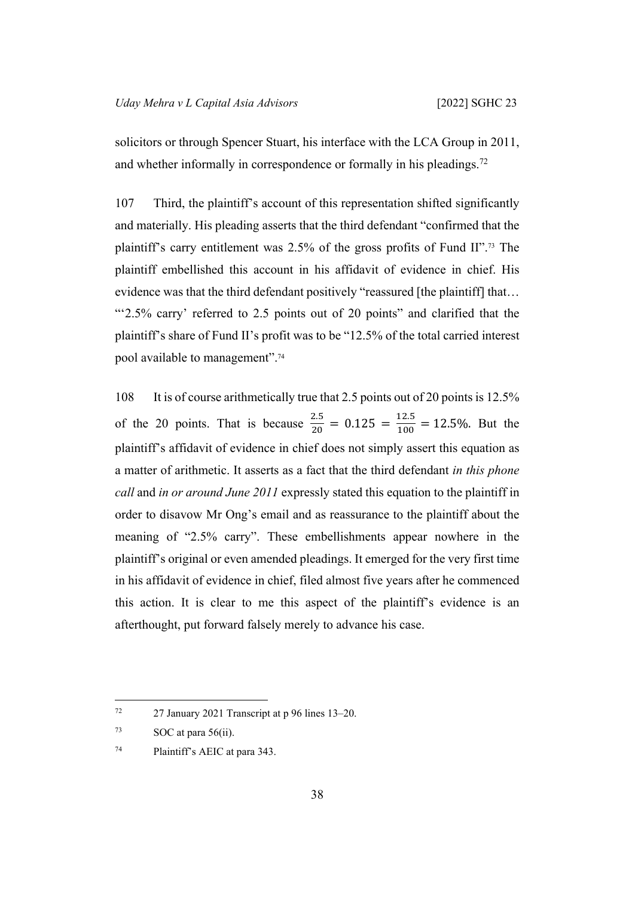solicitors or through Spencer Stuart, his interface with the LCA Group in 2011, and whether informally in correspondence or formally in his pleadings.[72]

107 Third, the plaintiff's account of this representation shifted significantly and materially. His pleading asserts that the third defendant "confirmed that the plaintiff's carry entitlement was 2.5% of the gross profits of Fund II".[73] The plaintiff embellished this account in his affidavit of evidence in chief. His evidence was that the third defendant positively "reassured [the plaintiff] that… "'2.5% carry' referred to 2.5 points out of 20 points" and clarified that the plaintiff's share of Fund II's profit was to be "12.5% of the total carried interest pool available to management".[74]

108 It is of course arithmetically true that 2.5 points out of 20 points is 12.5% of the 20 points. That is because $\frac{2.5}{20} = 0.125 = \frac{12.5}{100} = 12.5\%$. But the plaintiff's affidavit of evidence in chief does not simply assert this equation as a matter of arithmetic. It asserts as a fact that the third defendant *in this phone call* and *in or around June 2011* expressly stated this equation to the plaintiff in order to disavow Mr Ong's email and as reassurance to the plaintiff about the meaning of "2.5% carry". These embellishments appear nowhere in the plaintiff's original or even amended pleadings. It emerged for the very first time in his affidavit of evidence in chief, filed almost five years after he commenced this action. It is clear to me this aspect of the plaintiff's evidence is an afterthought, put forward falsely merely to advance his case.

---

[72] 27 January 2021 Transcript at p 96 lines 13–20.

[73] SOC at para 56(ii).

[74] Plaintiff's AEIC at para 343.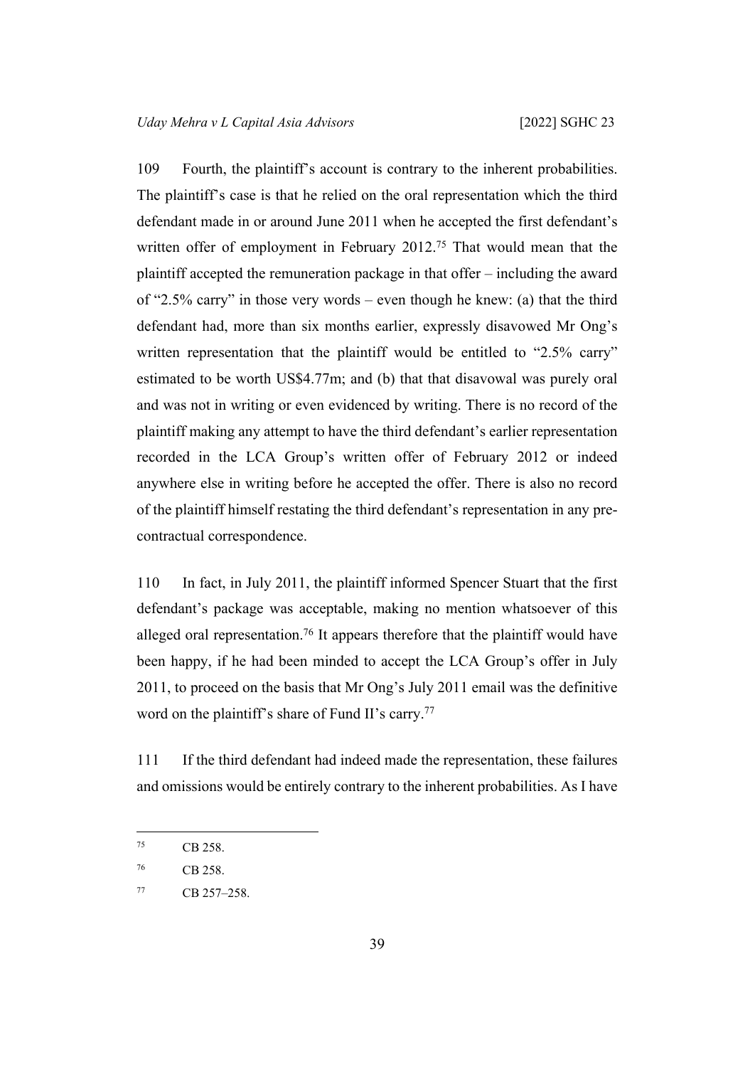109 Fourth, the plaintiff's account is contrary to the inherent probabilities. The plaintiff's case is that he relied on the oral representation which the third defendant made in or around June 2011 when he accepted the first defendant's written offer of employment in February 2012.[75] That would mean that the plaintiff accepted the remuneration package in that offer – including the award of "2.5% carry" in those very words – even though he knew: (a) that the third defendant had, more than six months earlier, expressly disavowed Mr Ong's written representation that the plaintiff would be entitled to "2.5% carry" estimated to be worth US$4.77m; and (b) that that disavowal was purely oral and was not in writing or even evidenced by writing. There is no record of the plaintiff making any attempt to have the third defendant's earlier representation recorded in the LCA Group's written offer of February 2012 or indeed anywhere else in writing before he accepted the offer. There is also no record of the plaintiff himself restating the third defendant's representation in any pre-contractual correspondence.

110 In fact, in July 2011, the plaintiff informed Spencer Stuart that the first defendant's package was acceptable, making no mention whatsoever of this alleged oral representation.[76] It appears therefore that the plaintiff would have been happy, if he had been minded to accept the LCA Group's offer in July 2011, to proceed on the basis that Mr Ong's July 2011 email was the definitive word on the plaintiff's share of Fund II's carry.[77]

111 If the third defendant had indeed made the representation, these failures and omissions would be entirely contrary to the inherent probabilities. As I have

---

[75] CB 258.

[76] CB 258.

[77] CB 257–258.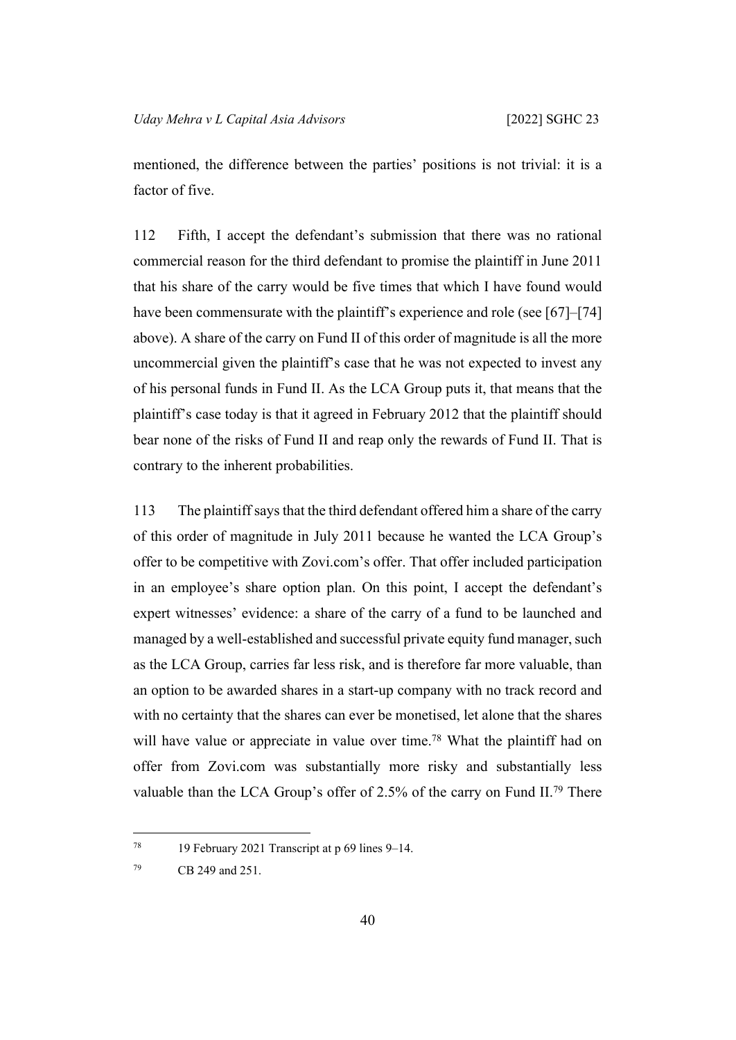mentioned, the difference between the parties' positions is not trivial: it is a factor of five.

112 Fifth, I accept the defendant's submission that there was no rational commercial reason for the third defendant to promise the plaintiff in June 2011 that his share of the carry would be five times that which I have found would have been commensurate with the plaintiff's experience and role (see [67]–[74] above). A share of the carry on Fund II of this order of magnitude is all the more uncommercial given the plaintiff's case that he was not expected to invest any of his personal funds in Fund II. As the LCA Group puts it, that means that the plaintiff's case today is that it agreed in February 2012 that the plaintiff should bear none of the risks of Fund II and reap only the rewards of Fund II. That is contrary to the inherent probabilities.

113 The plaintiff says that the third defendant offered him a share of the carry of this order of magnitude in July 2011 because he wanted the LCA Group's offer to be competitive with Zovi.com's offer. That offer included participation in an employee's share option plan. On this point, I accept the defendant's expert witnesses' evidence: a share of the carry of a fund to be launched and managed by a well-established and successful private equity fund manager, such as the LCA Group, carries far less risk, and is therefore far more valuable, than an option to be awarded shares in a start-up company with no track record and with no certainty that the shares can ever be monetised, let alone that the shares will have value or appreciate in value over time.[78] What the plaintiff had on offer from Zovi.com was substantially more risky and substantially less valuable than the LCA Group's offer of 2.5% of the carry on Fund II.[79] There

---

[78] 19 February 2021 Transcript at p 69 lines 9–14.

[79] CB 249 and 251.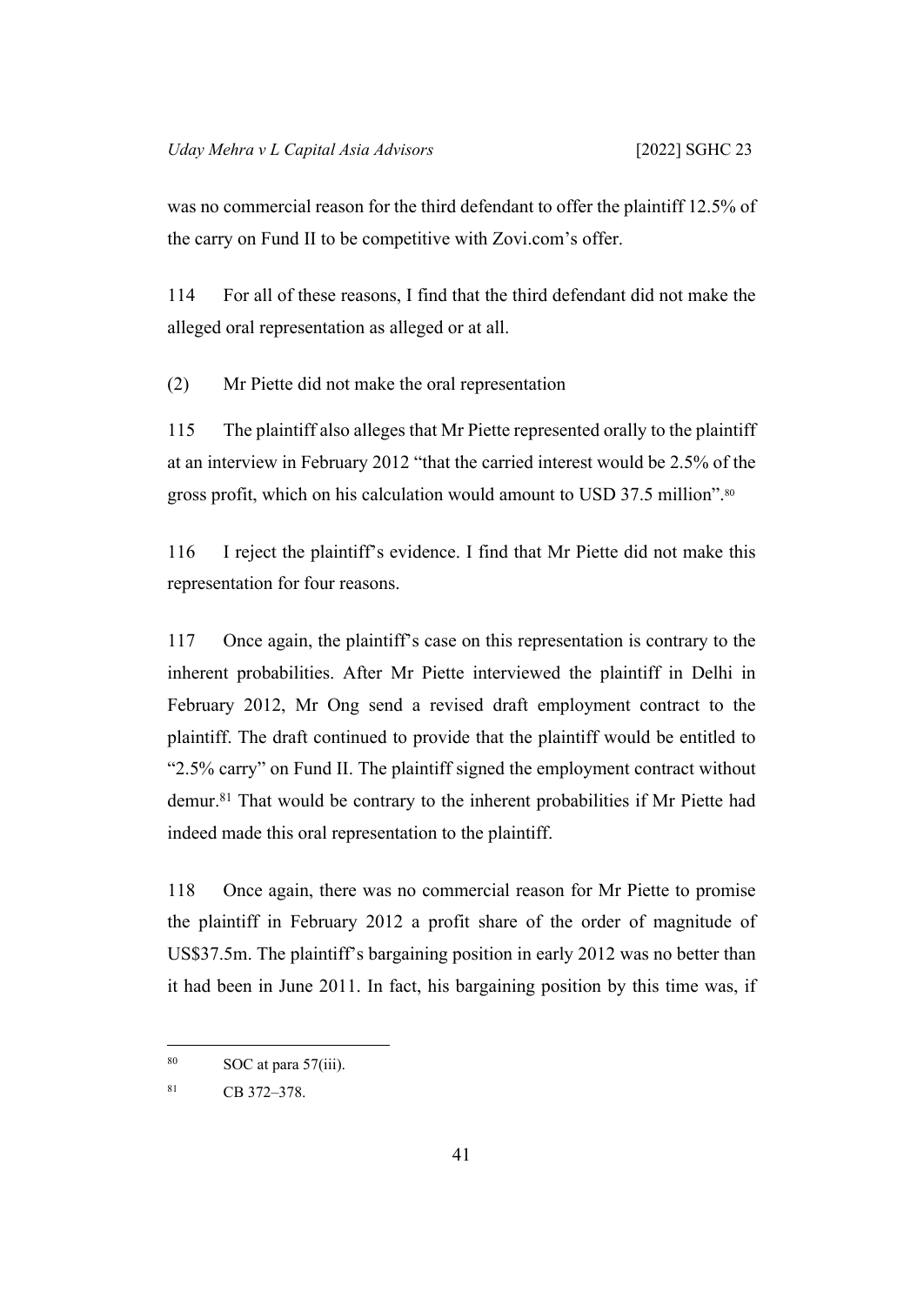was no commercial reason for the third defendant to offer the plaintiff 12.5% of the carry on Fund II to be competitive with Zovi.com's offer.

114 For all of these reasons, I find that the third defendant did not make the alleged oral representation as alleged or at all.

(2) Mr Piette did not make the oral representation

115 The plaintiff also alleges that Mr Piette represented orally to the plaintiff at an interview in February 2012 "that the carried interest would be 2.5% of the gross profit, which on his calculation would amount to USD 37.5 million".[80]

116 I reject the plaintiff's evidence. I find that Mr Piette did not make this representation for four reasons.

117 Once again, the plaintiff's case on this representation is contrary to the inherent probabilities. After Mr Piette interviewed the plaintiff in Delhi in February 2012, Mr Ong send a revised draft employment contract to the plaintiff. The draft continued to provide that the plaintiff would be entitled to "2.5% carry" on Fund II. The plaintiff signed the employment contract without demur.[81] That would be contrary to the inherent probabilities if Mr Piette had indeed made this oral representation to the plaintiff.

118 Once again, there was no commercial reason for Mr Piette to promise the plaintiff in February 2012 a profit share of the order of magnitude of US$37.5m. The plaintiff's bargaining position in early 2012 was no better than it had been in June 2011. In fact, his bargaining position by this time was, if

---

[80] SOC at para 57(iii).

[81] CB 372–378.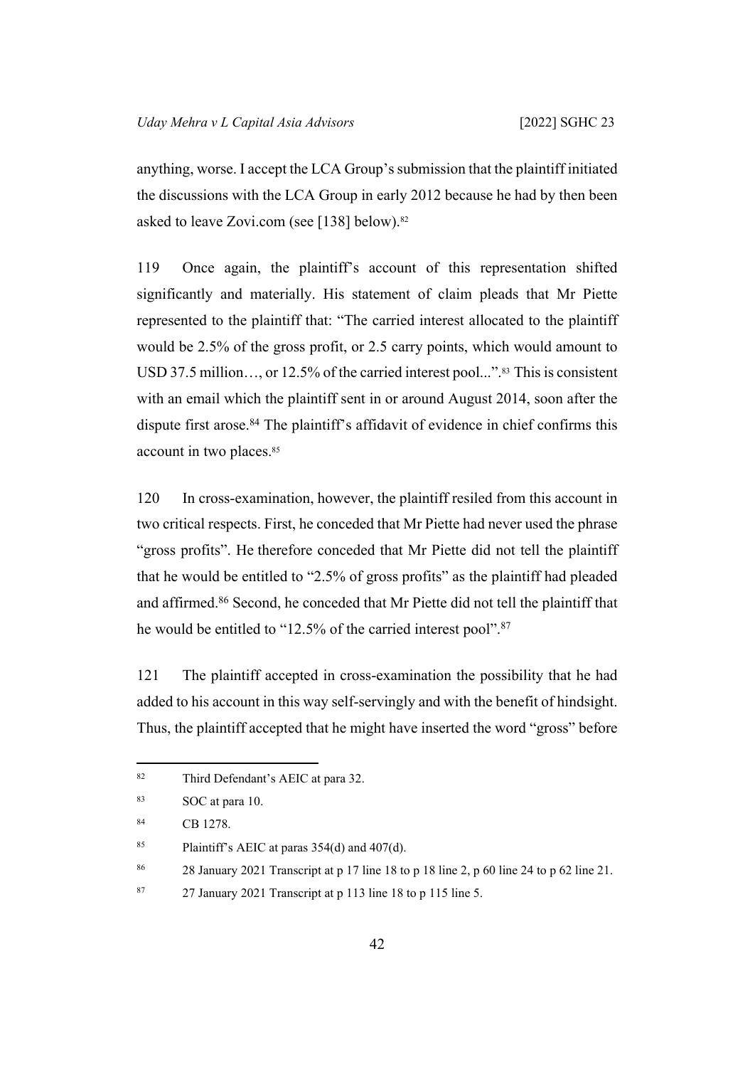anything, worse. I accept the LCA Group's submission that the plaintiff initiated the discussions with the LCA Group in early 2012 because he had by then been asked to leave Zovi.com (see [138] below).[82]

119 Once again, the plaintiff's account of this representation shifted significantly and materially. His statement of claim pleads that Mr Piette represented to the plaintiff that: "The carried interest allocated to the plaintiff would be 2.5% of the gross profit, or 2.5 carry points, which would amount to USD 37.5 million…, or 12.5% of the carried interest pool...".[83] This is consistent with an email which the plaintiff sent in or around August 2014, soon after the dispute first arose.[84] The plaintiff's affidavit of evidence in chief confirms this account in two places.[85]

120 In cross-examination, however, the plaintiff resiled from this account in two critical respects. First, he conceded that Mr Piette had never used the phrase "gross profits". He therefore conceded that Mr Piette did not tell the plaintiff that he would be entitled to "2.5% of gross profits" as the plaintiff had pleaded and affirmed.[86] Second, he conceded that Mr Piette did not tell the plaintiff that he would be entitled to "12.5% of the carried interest pool".[87]

121 The plaintiff accepted in cross-examination the possibility that he had added to his account in this way self-servingly and with the benefit of hindsight. Thus, the plaintiff accepted that he might have inserted the word "gross" before

---

[82] Third Defendant's AEIC at para 32.

[83] SOC at para 10.

[84] CB 1278.

[85] Plaintiff's AEIC at paras 354(d) and 407(d).

[86] 28 January 2021 Transcript at p 17 line 18 to p 18 line 2, p 60 line 24 to p 62 line 21.

[87] 27 January 2021 Transcript at p 113 line 18 to p 115 line 5.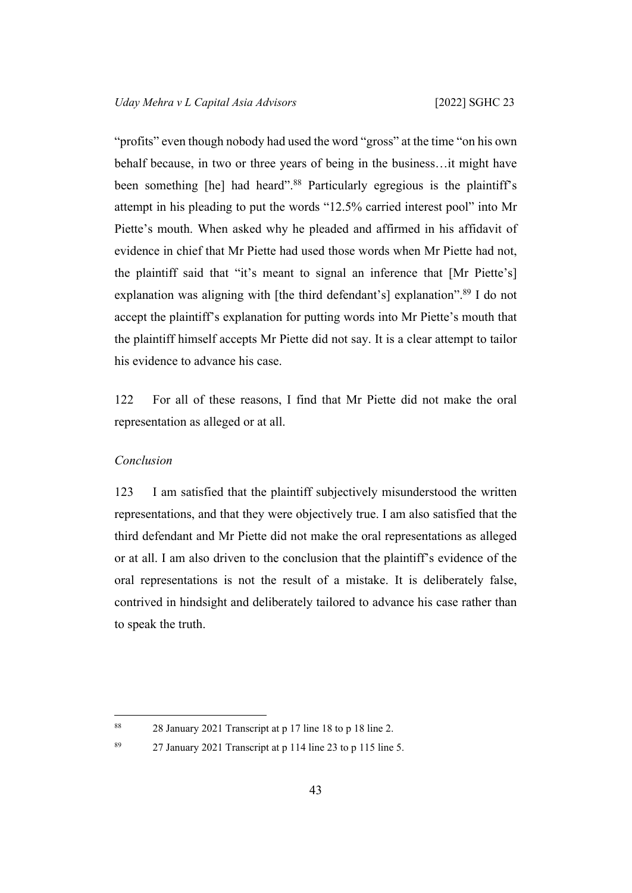"profits" even though nobody had used the word "gross" at the time "on his own behalf because, in two or three years of being in the business…it might have been something [he] had heard".[88] Particularly egregious is the plaintiff's attempt in his pleading to put the words "12.5% carried interest pool" into Mr Piette's mouth. When asked why he pleaded and affirmed in his affidavit of evidence in chief that Mr Piette had used those words when Mr Piette had not, the plaintiff said that "it's meant to signal an inference that [Mr Piette's] explanation was aligning with [the third defendant's] explanation".[89] I do not accept the plaintiff's explanation for putting words into Mr Piette's mouth that the plaintiff himself accepts Mr Piette did not say. It is a clear attempt to tailor his evidence to advance his case.

122 For all of these reasons, I find that Mr Piette did not make the oral representation as alleged or at all.

*Conclusion*

123 I am satisfied that the plaintiff subjectively misunderstood the written representations, and that they were objectively true. I am also satisfied that the third defendant and Mr Piette did not make the oral representations as alleged or at all. I am also driven to the conclusion that the plaintiff's evidence of the oral representations is not the result of a mistake. It is deliberately false, contrived in hindsight and deliberately tailored to advance his case rather than to speak the truth.

---

[88] 28 January 2021 Transcript at p 17 line 18 to p 18 line 2.

[89] 27 January 2021 Transcript at p 114 line 23 to p 115 line 5.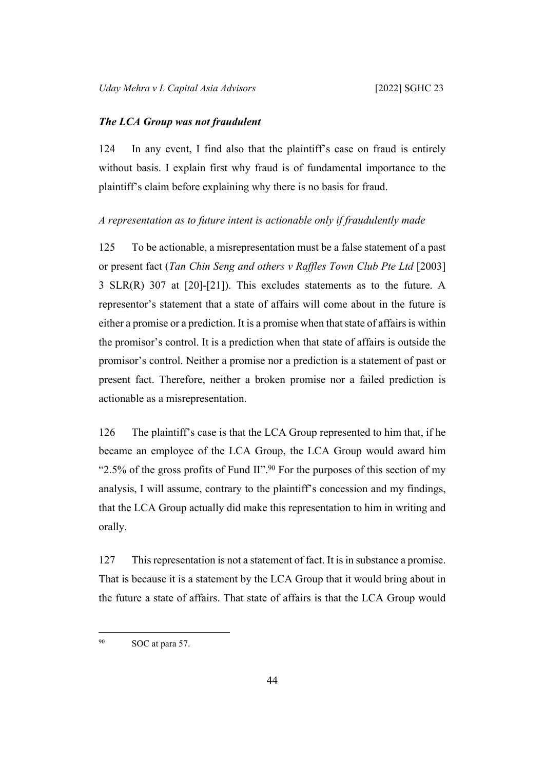### *The LCA Group was not fraudulent*

124 In any event, I find also that the plaintiff's case on fraud is entirely without basis. I explain first why fraud is of fundamental importance to the plaintiff's claim before explaining why there is no basis for fraud.

*A representation as to future intent is actionable only if fraudulently made*

125 To be actionable, a misrepresentation must be a false statement of a past or present fact (*Tan Chin Seng and others v Raffles Town Club Pte Ltd* [2003] 3 SLR(R) 307 at [20]-[21]). This excludes statements as to the future. A representor's statement that a state of affairs will come about in the future is either a promise or a prediction. It is a promise when that state of affairs is within the promisor's control. It is a prediction when that state of affairs is outside the promisor's control. Neither a promise nor a prediction is a statement of past or present fact. Therefore, neither a broken promise nor a failed prediction is actionable as a misrepresentation.

126 The plaintiff's case is that the LCA Group represented to him that, if he became an employee of the LCA Group, the LCA Group would award him "2.5% of the gross profits of Fund II".[90] For the purposes of this section of my analysis, I will assume, contrary to the plaintiff's concession and my findings, that the LCA Group actually did make this representation to him in writing and orally.

127 This representation is not a statement of fact. It is in substance a promise. That is because it is a statement by the LCA Group that it would bring about in the future a state of affairs. That state of affairs is that the LCA Group would

---

[90] SOC at para 57.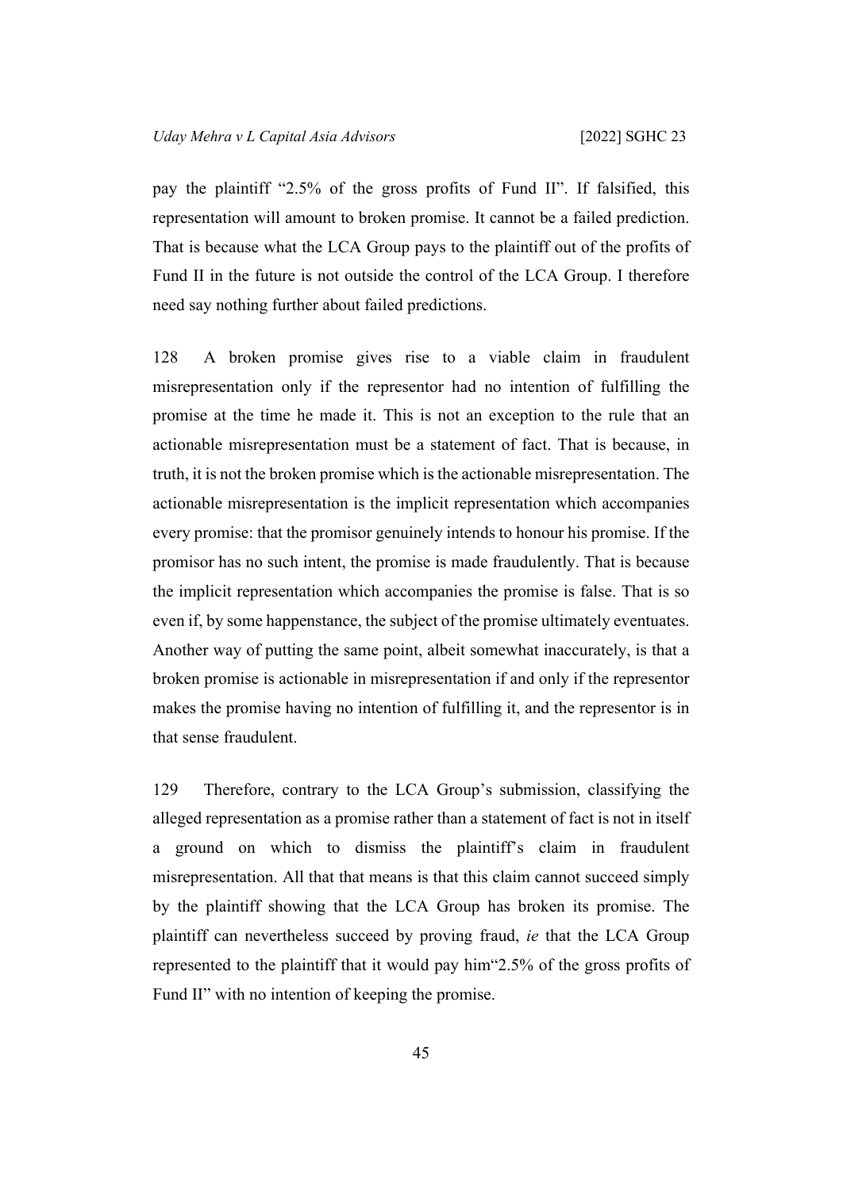pay the plaintiff "2.5% of the gross profits of Fund II". If falsified, this representation will amount to broken promise. It cannot be a failed prediction. That is because what the LCA Group pays to the plaintiff out of the profits of Fund II in the future is not outside the control of the LCA Group. I therefore need say nothing further about failed predictions.

128 A broken promise gives rise to a viable claim in fraudulent misrepresentation only if the representor had no intention of fulfilling the promise at the time he made it. This is not an exception to the rule that an actionable misrepresentation must be a statement of fact. That is because, in truth, it is not the broken promise which is the actionable misrepresentation. The actionable misrepresentation is the implicit representation which accompanies every promise: that the promisor genuinely intends to honour his promise. If the promisor has no such intent, the promise is made fraudulently. That is because the implicit representation which accompanies the promise is false. That is so even if, by some happenstance, the subject of the promise ultimately eventuates. Another way of putting the same point, albeit somewhat inaccurately, is that a broken promise is actionable in misrepresentation if and only if the representor makes the promise having no intention of fulfilling it, and the representor is in that sense fraudulent.

129 Therefore, contrary to the LCA Group's submission, classifying the alleged representation as a promise rather than a statement of fact is not in itself a ground on which to dismiss the plaintiff's claim in fraudulent misrepresentation. All that that means is that this claim cannot succeed simply by the plaintiff showing that the LCA Group has broken its promise. The plaintiff can nevertheless succeed by proving fraud, *ie* that the LCA Group represented to the plaintiff that it would pay him"2.5% of the gross profits of Fund II" with no intention of keeping the promise.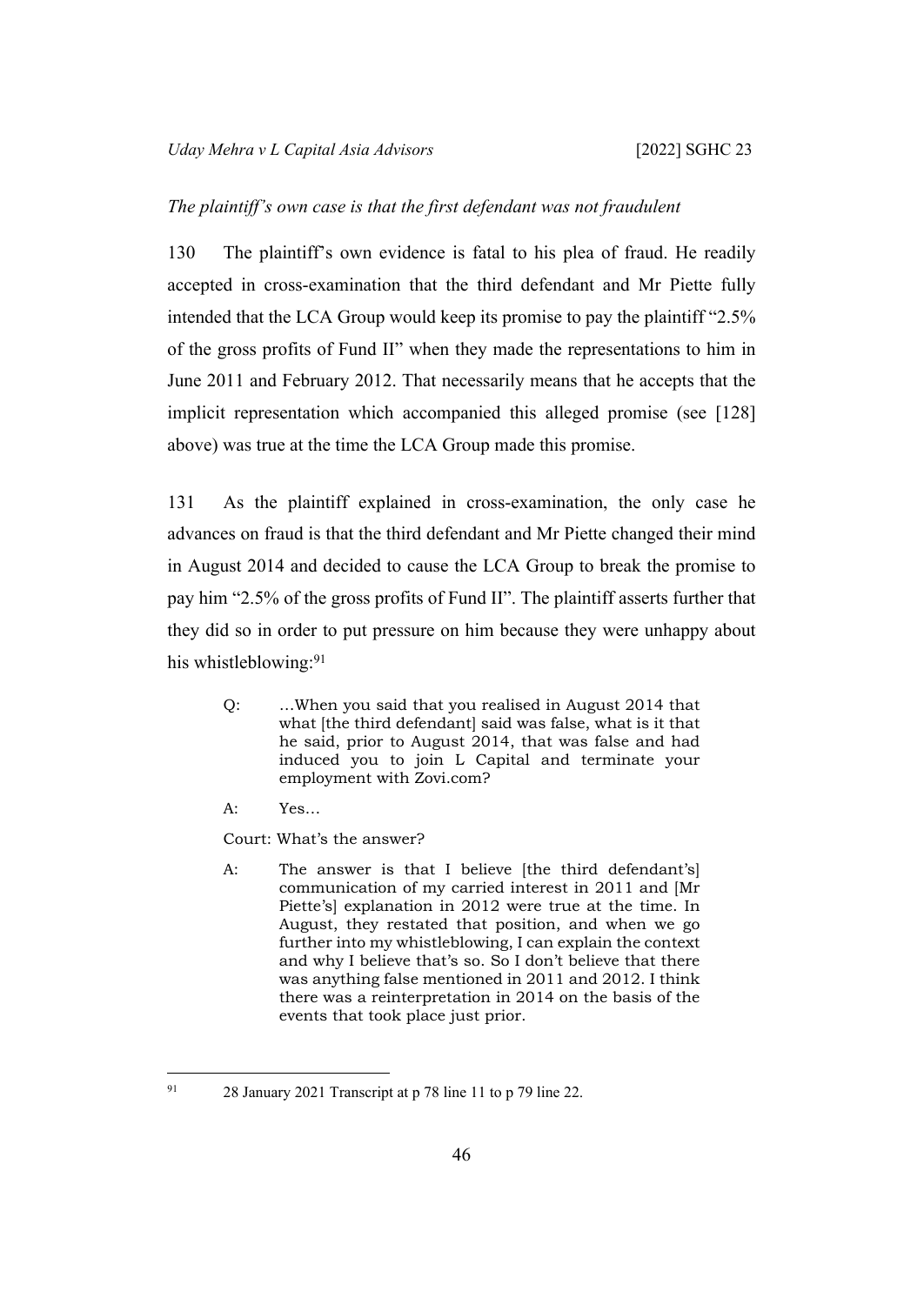*The plaintiff's own case is that the first defendant was not fraudulent*

130 The plaintiff's own evidence is fatal to his plea of fraud. He readily accepted in cross-examination that the third defendant and Mr Piette fully intended that the LCA Group would keep its promise to pay the plaintiff "2.5% of the gross profits of Fund II" when they made the representations to him in June 2011 and February 2012. That necessarily means that he accepts that the implicit representation which accompanied this alleged promise (see [128] above) was true at the time the LCA Group made this promise.

131 As the plaintiff explained in cross-examination, the only case he advances on fraud is that the third defendant and Mr Piette changed their mind in August 2014 and decided to cause the LCA Group to break the promise to pay him "2.5% of the gross profits of Fund II". The plaintiff asserts further that they did so in order to put pressure on him because they were unhappy about his whistleblowing:[91]

> Q: …When you said that you realised in August 2014 that what [the third defendant] said was false, what is it that he said, prior to August 2014, that was false and had induced you to join L Capital and terminate your employment with Zovi.com?
>
> A: Yes…
>
> Court: What's the answer?
>
> A: The answer is that I believe [the third defendant's] communication of my carried interest in 2011 and [Mr Piette's] explanation in 2012 were true at the time. In August, they restated that position, and when we go further into my whistleblowing, I can explain the context and why I believe that's so. So I don't believe that there was anything false mentioned in 2011 and 2012. I think there was a reinterpretation in 2014 on the basis of the events that took place just prior.

---

[91] 28 January 2021 Transcript at p 78 line 11 to p 79 line 22.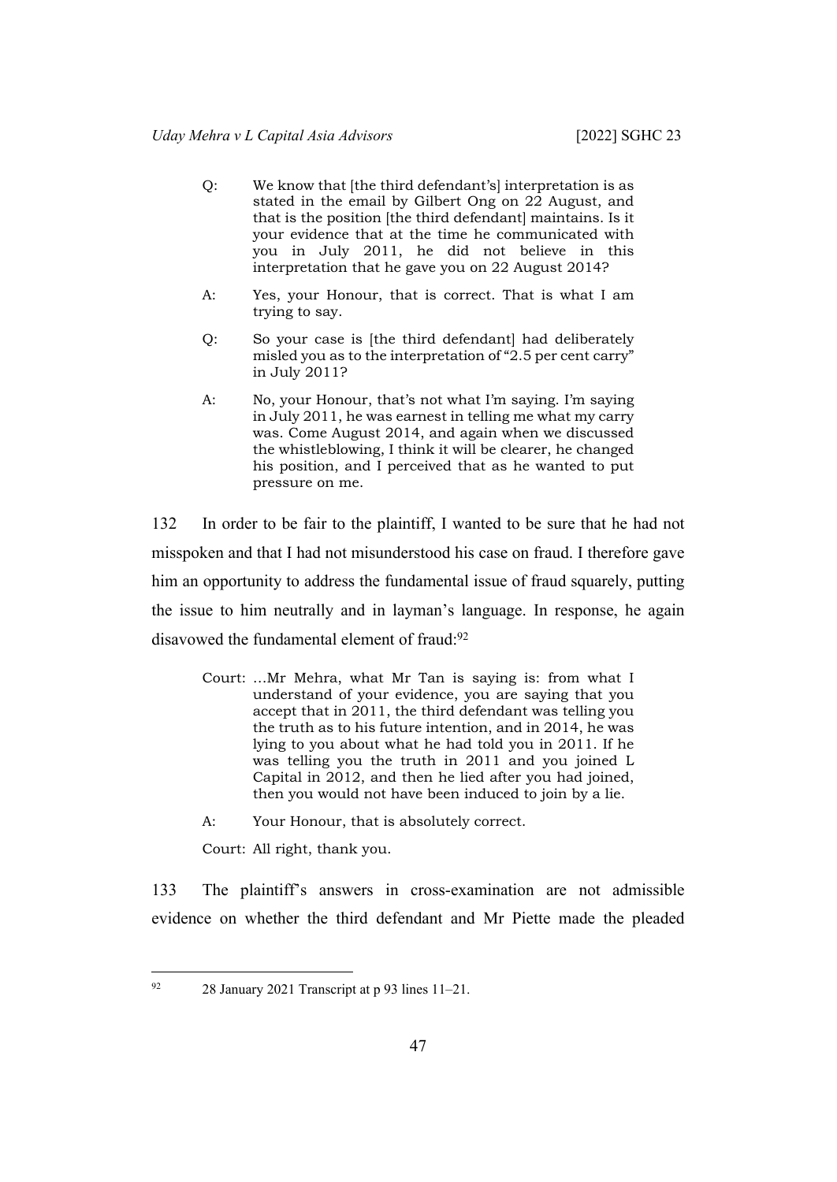> Q: We know that [the third defendant's] interpretation is as stated in the email by Gilbert Ong on 22 August, and that is the position [the third defendant] maintains. Is it your evidence that at the time he communicated with you in July 2011, he did not believe in this interpretation that he gave you on 22 August 2014?
>
> A: Yes, your Honour, that is correct. That is what I am trying to say.
>
> Q: So your case is [the third defendant] had deliberately misled you as to the interpretation of "2.5 per cent carry" in July 2011?
>
> A: No, your Honour, that's not what I'm saying. I'm saying in July 2011, he was earnest in telling me what my carry was. Come August 2014, and again when we discussed the whistleblowing, I think it will be clearer, he changed his position, and I perceived that as he wanted to put pressure on me.

132 In order to be fair to the plaintiff, I wanted to be sure that he had not misspoken and that I had not misunderstood his case on fraud. I therefore gave him an opportunity to address the fundamental issue of fraud squarely, putting the issue to him neutrally and in layman's language. In response, he again disavowed the fundamental element of fraud:[92]

> Court: …Mr Mehra, what Mr Tan is saying is: from what I understand of your evidence, you are saying that you accept that in 2011, the third defendant was telling you the truth as to his future intention, and in 2014, he was lying to you about what he had told you in 2011. If he was telling you the truth in 2011 and you joined L Capital in 2012, and then he lied after you had joined, then you would not have been induced to join by a lie.
>
> A: Your Honour, that is absolutely correct.
>
> Court: All right, thank you.

133 The plaintiff's answers in cross-examination are not admissible evidence on whether the third defendant and Mr Piette made the pleaded

---

[92] 28 January 2021 Transcript at p 93 lines 11–21.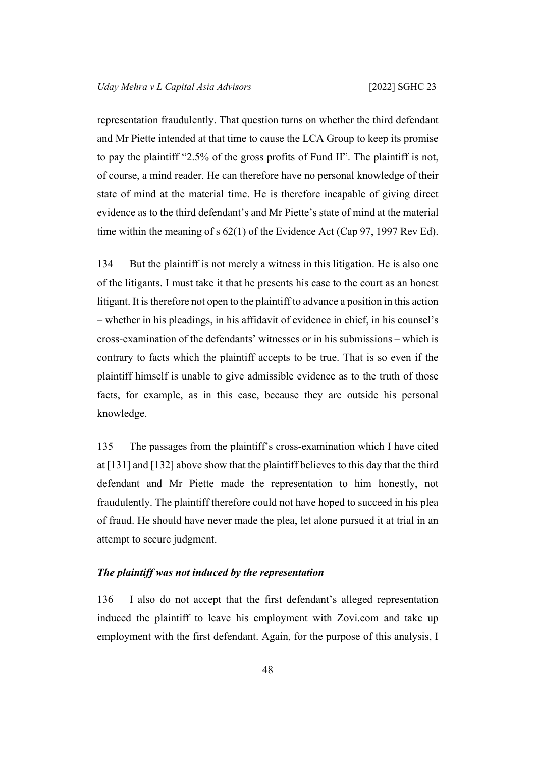representation fraudulently. That question turns on whether the third defendant and Mr Piette intended at that time to cause the LCA Group to keep its promise to pay the plaintiff "2.5% of the gross profits of Fund II". The plaintiff is not, of course, a mind reader. He can therefore have no personal knowledge of their state of mind at the material time. He is therefore incapable of giving direct evidence as to the third defendant's and Mr Piette's state of mind at the material time within the meaning of s 62(1) of the Evidence Act (Cap 97, 1997 Rev Ed).

134 But the plaintiff is not merely a witness in this litigation. He is also one of the litigants. I must take it that he presents his case to the court as an honest litigant. It is therefore not open to the plaintiff to advance a position in this action – whether in his pleadings, in his affidavit of evidence in chief, in his counsel's cross-examination of the defendants' witnesses or in his submissions – which is contrary to facts which the plaintiff accepts to be true. That is so even if the plaintiff himself is unable to give admissible evidence as to the truth of those facts, for example, as in this case, because they are outside his personal knowledge.

135 The passages from the plaintiff's cross-examination which I have cited at [131] and [132] above show that the plaintiff believes to this day that the third defendant and Mr Piette made the representation to him honestly, not fraudulently. The plaintiff therefore could not have hoped to succeed in his plea of fraud. He should have never made the plea, let alone pursued it at trial in an attempt to secure judgment.

### *The plaintiff was not induced by the representation*

136 I also do not accept that the first defendant's alleged representation induced the plaintiff to leave his employment with Zovi.com and take up employment with the first defendant. Again, for the purpose of this analysis, I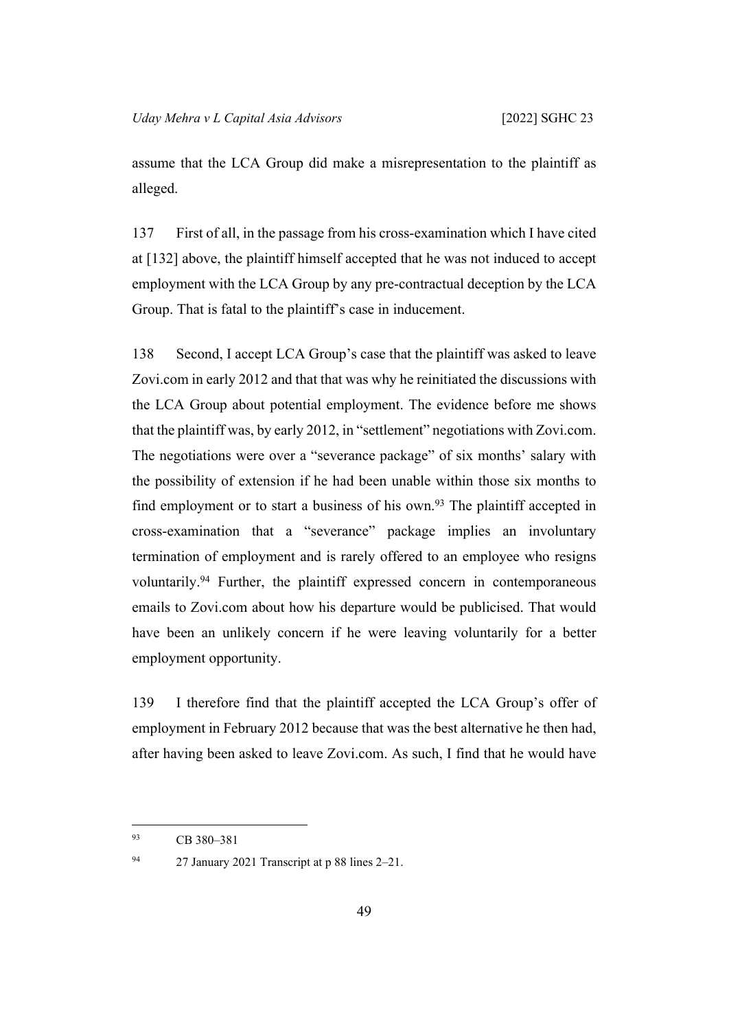assume that the LCA Group did make a misrepresentation to the plaintiff as alleged.

137 First of all, in the passage from his cross-examination which I have cited at [132] above, the plaintiff himself accepted that he was not induced to accept employment with the LCA Group by any pre-contractual deception by the LCA Group. That is fatal to the plaintiff's case in inducement.

138 Second, I accept LCA Group's case that the plaintiff was asked to leave Zovi.com in early 2012 and that that was why he reinitiated the discussions with the LCA Group about potential employment. The evidence before me shows that the plaintiff was, by early 2012, in "settlement" negotiations with Zovi.com. The negotiations were over a "severance package" of six months' salary with the possibility of extension if he had been unable within those six months to find employment or to start a business of his own.[93] The plaintiff accepted in cross-examination that a "severance" package implies an involuntary termination of employment and is rarely offered to an employee who resigns voluntarily.[94] Further, the plaintiff expressed concern in contemporaneous emails to Zovi.com about how his departure would be publicised. That would have been an unlikely concern if he were leaving voluntarily for a better employment opportunity.

139 I therefore find that the plaintiff accepted the LCA Group's offer of employment in February 2012 because that was the best alternative he then had, after having been asked to leave Zovi.com. As such, I find that he would have

---

[93] CB 380–381

[94] 27 January 2021 Transcript at p 88 lines 2–21.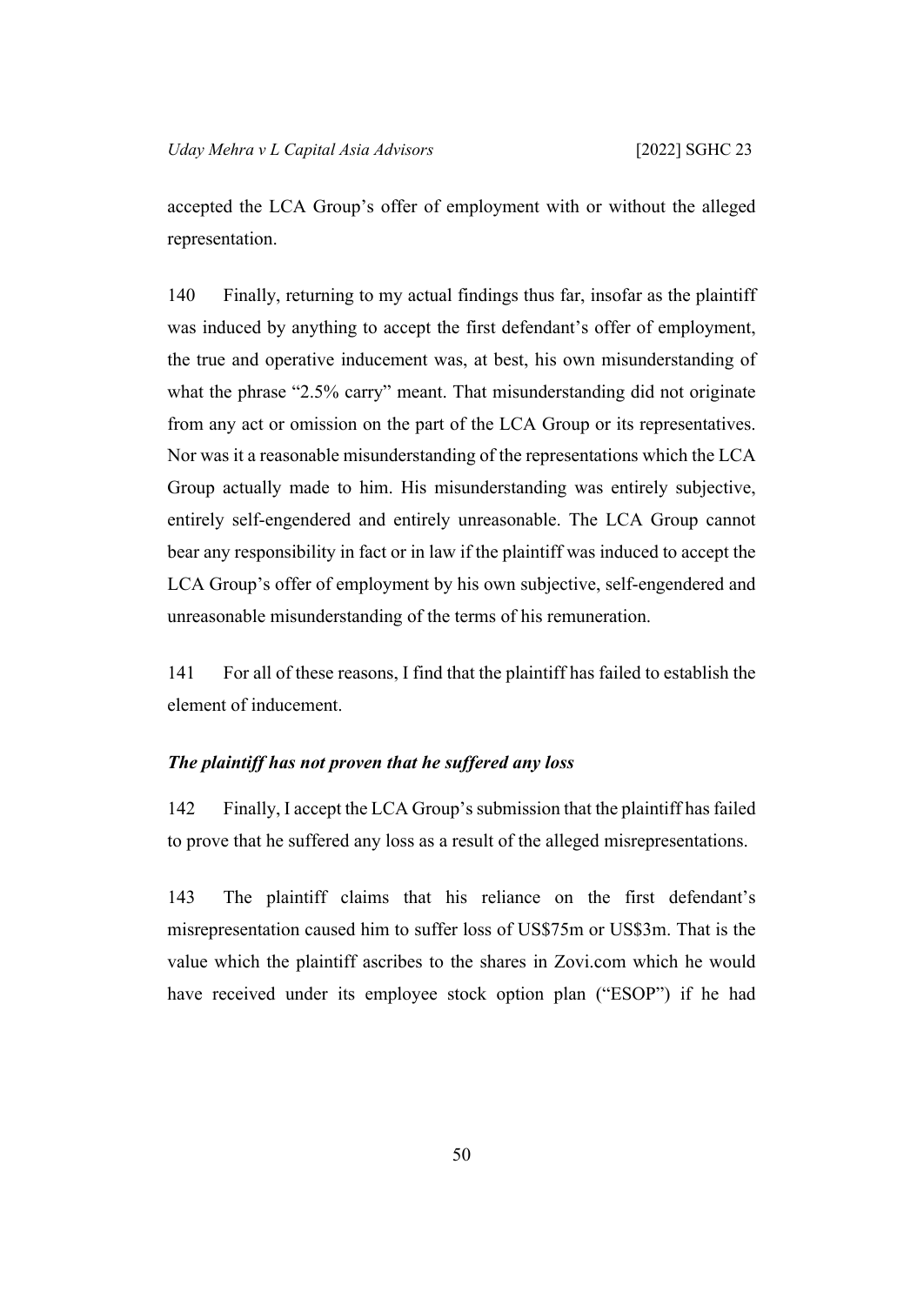accepted the LCA Group's offer of employment with or without the alleged representation.

140 Finally, returning to my actual findings thus far, insofar as the plaintiff was induced by anything to accept the first defendant's offer of employment, the true and operative inducement was, at best, his own misunderstanding of what the phrase "2.5% carry" meant. That misunderstanding did not originate from any act or omission on the part of the LCA Group or its representatives. Nor was it a reasonable misunderstanding of the representations which the LCA Group actually made to him. His misunderstanding was entirely subjective, entirely self-engendered and entirely unreasonable. The LCA Group cannot bear any responsibility in fact or in law if the plaintiff was induced to accept the LCA Group's offer of employment by his own subjective, self-engendered and unreasonable misunderstanding of the terms of his remuneration.

141 For all of these reasons, I find that the plaintiff has failed to establish the element of inducement.

***The plaintiff has not proven that he suffered any loss***

142 Finally, I accept the LCA Group's submission that the plaintiff has failed to prove that he suffered any loss as a result of the alleged misrepresentations.

143 The plaintiff claims that his reliance on the first defendant's misrepresentation caused him to suffer loss of US$75m or US$3m. That is the value which the plaintiff ascribes to the shares in Zovi.com which he would have received under its employee stock option plan ("ESOP") if he had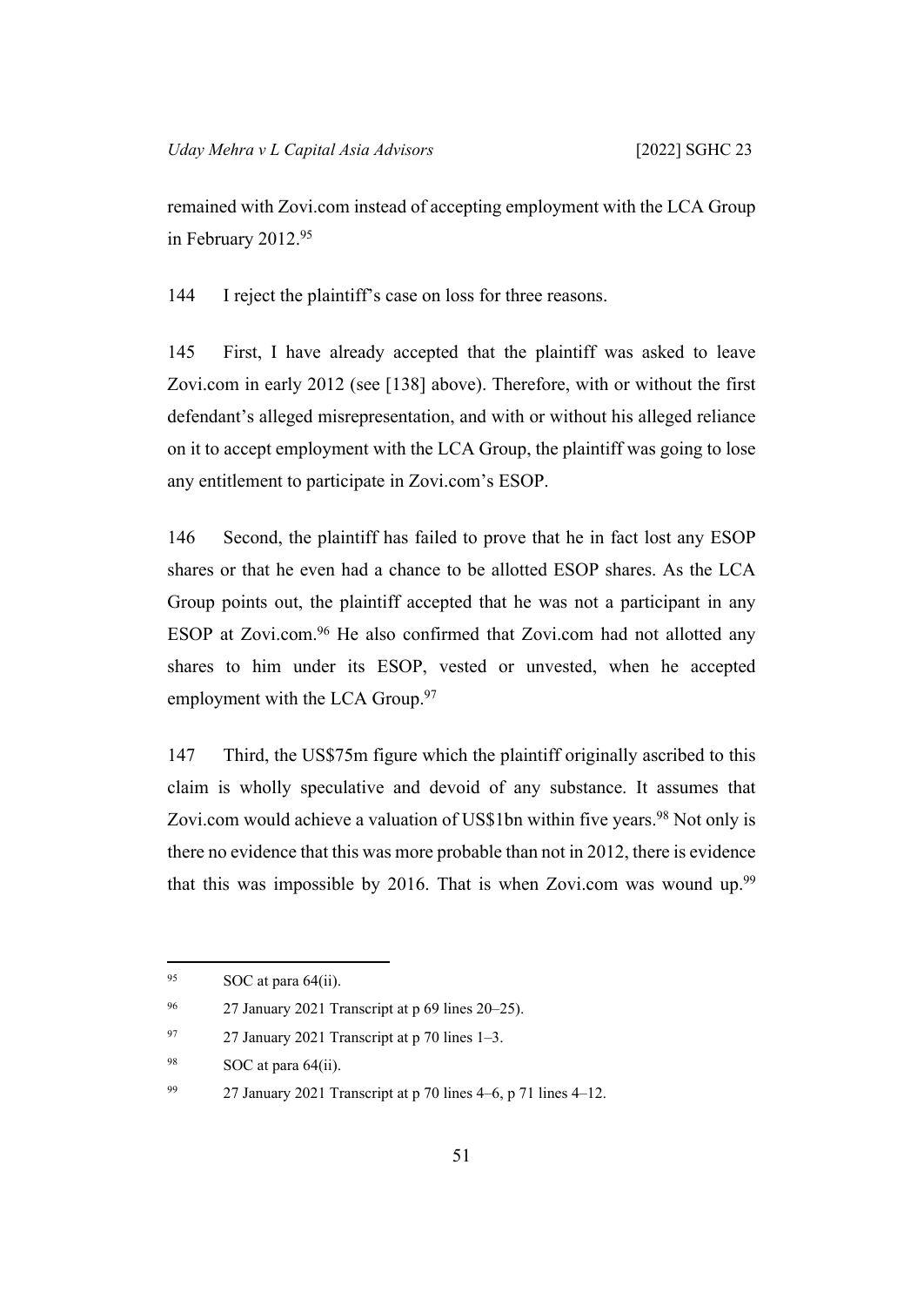remained with Zovi.com instead of accepting employment with the LCA Group in February 2012.[95]

144 I reject the plaintiff's case on loss for three reasons.

145 First, I have already accepted that the plaintiff was asked to leave Zovi.com in early 2012 (see [138] above). Therefore, with or without the first defendant's alleged misrepresentation, and with or without his alleged reliance on it to accept employment with the LCA Group, the plaintiff was going to lose any entitlement to participate in Zovi.com's ESOP.

146 Second, the plaintiff has failed to prove that he in fact lost any ESOP shares or that he even had a chance to be allotted ESOP shares. As the LCA Group points out, the plaintiff accepted that he was not a participant in any ESOP at Zovi.com.[96] He also confirmed that Zovi.com had not allotted any shares to him under its ESOP, vested or unvested, when he accepted employment with the LCA Group.[97]

147 Third, the US$75m figure which the plaintiff originally ascribed to this claim is wholly speculative and devoid of any substance. It assumes that Zovi.com would achieve a valuation of US$1bn within five years.[98] Not only is there no evidence that this was more probable than not in 2012, there is evidence that this was impossible by 2016. That is when Zovi.com was wound up.[99]

---

[95] SOC at para 64(ii).

[96] 27 January 2021 Transcript at p 69 lines 20–25).

[97] 27 January 2021 Transcript at p 70 lines 1–3.

[98] SOC at para 64(ii).

[99] 27 January 2021 Transcript at p 70 lines 4–6, p 71 lines 4–12.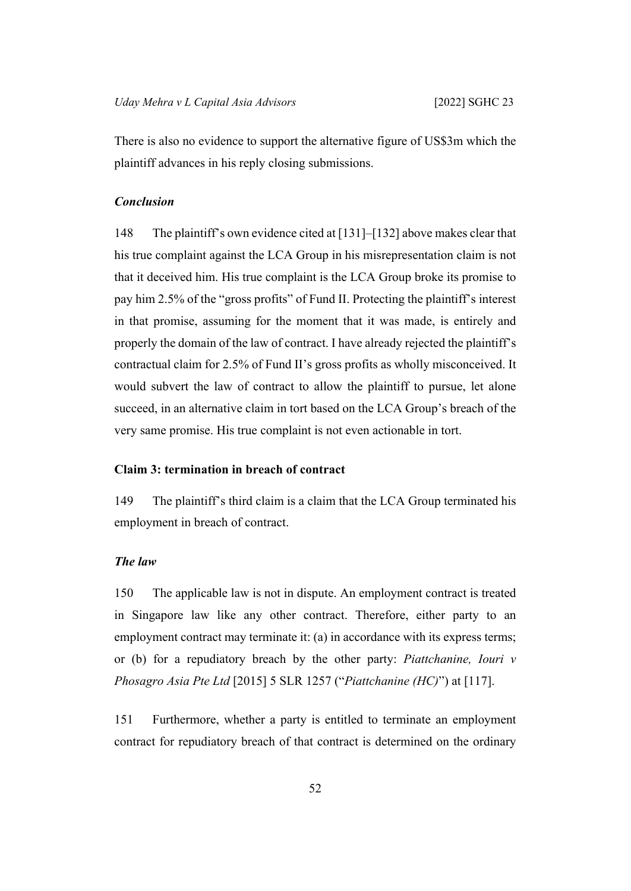There is also no evidence to support the alternative figure of US$3m which the plaintiff advances in his reply closing submissions.

### *Conclusion*

148 The plaintiff's own evidence cited at [131]–[132] above makes clear that his true complaint against the LCA Group in his misrepresentation claim is not that it deceived him. His true complaint is the LCA Group broke its promise to pay him 2.5% of the "gross profits" of Fund II. Protecting the plaintiff's interest in that promise, assuming for the moment that it was made, is entirely and properly the domain of the law of contract. I have already rejected the plaintiff's contractual claim for 2.5% of Fund II's gross profits as wholly misconceived. It would subvert the law of contract to allow the plaintiff to pursue, let alone succeed, in an alternative claim in tort based on the LCA Group's breach of the very same promise. His true complaint is not even actionable in tort.

## **Claim 3: termination in breach of contract**

149 The plaintiff's third claim is a claim that the LCA Group terminated his employment in breach of contract.

### *The law*

150 The applicable law is not in dispute. An employment contract is treated in Singapore law like any other contract. Therefore, either party to an employment contract may terminate it: (a) in accordance with its express terms; or (b) for a repudiatory breach by the other party: *Piattchanine, Iouri v Phosagro Asia Pte Ltd* [2015] 5 SLR 1257 ("*Piattchanine (HC)*") at [117].

151 Furthermore, whether a party is entitled to terminate an employment contract for repudiatory breach of that contract is determined on the ordinary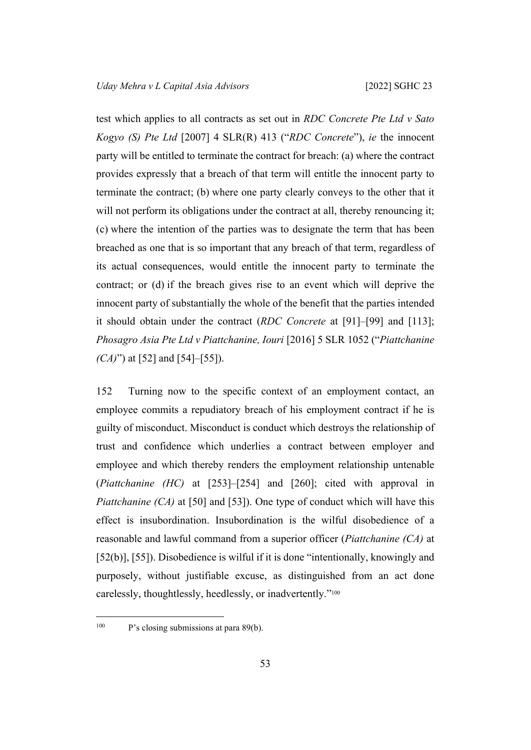test which applies to all contracts as set out in *RDC Concrete Pte Ltd v Sato Kogyo (S) Pte Ltd* [2007] 4 SLR(R) 413 ("*RDC Concrete*"), *ie* the innocent party will be entitled to terminate the contract for breach: (a) where the contract provides expressly that a breach of that term will entitle the innocent party to terminate the contract; (b) where one party clearly conveys to the other that it will not perform its obligations under the contract at all, thereby renouncing it; (c) where the intention of the parties was to designate the term that has been breached as one that is so important that any breach of that term, regardless of its actual consequences, would entitle the innocent party to terminate the contract; or (d) if the breach gives rise to an event which will deprive the innocent party of substantially the whole of the benefit that the parties intended it should obtain under the contract (*RDC Concrete* at [91]–[99] and [113]; *Phosagro Asia Pte Ltd v Piattchanine, Iouri* [2016] 5 SLR 1052 ("*Piattchanine (CA)*") at [52] and [54]–[55]).

152 Turning now to the specific context of an employment contact, an employee commits a repudiatory breach of his employment contract if he is guilty of misconduct. Misconduct is conduct which destroys the relationship of trust and confidence which underlies a contract between employer and employee and which thereby renders the employment relationship untenable (*Piattchanine (HC)* at [253]–[254] and [260]; cited with approval in *Piattchanine (CA)* at [50] and [53]). One type of conduct which will have this effect is insubordination. Insubordination is the wilful disobedience of a reasonable and lawful command from a superior officer (*Piattchanine (CA)* at [52(b)], [55]). Disobedience is wilful if it is done "intentionally, knowingly and purposely, without justifiable excuse, as distinguished from an act done carelessly, thoughtlessly, heedlessly, or inadvertently."[100]

---

[100] P's closing submissions at para 89(b).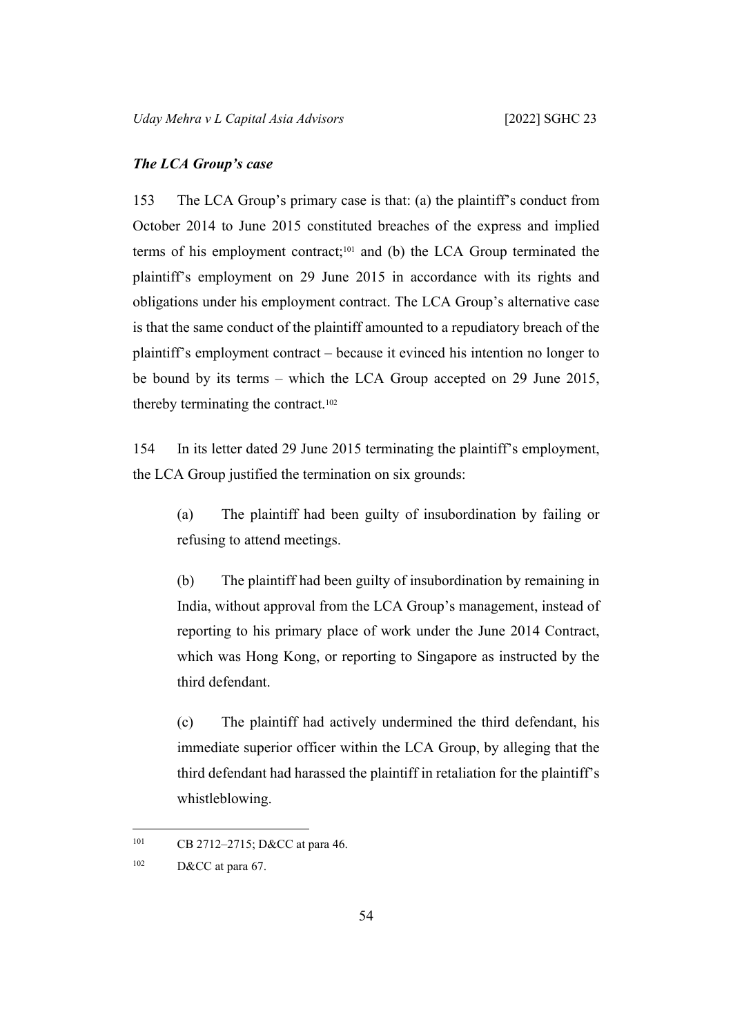### *The LCA Group's case*

153 The LCA Group's primary case is that: (a) the plaintiff's conduct from October 2014 to June 2015 constituted breaches of the express and implied terms of his employment contract;[101] and (b) the LCA Group terminated the plaintiff's employment on 29 June 2015 in accordance with its rights and obligations under his employment contract. The LCA Group's alternative case is that the same conduct of the plaintiff amounted to a repudiatory breach of the plaintiff's employment contract – because it evinced his intention no longer to be bound by its terms – which the LCA Group accepted on 29 June 2015, thereby terminating the contract.[102]

154 In its letter dated 29 June 2015 terminating the plaintiff's employment, the LCA Group justified the termination on six grounds:

> (a) The plaintiff had been guilty of insubordination by failing or refusing to attend meetings.
>
> (b) The plaintiff had been guilty of insubordination by remaining in India, without approval from the LCA Group's management, instead of reporting to his primary place of work under the June 2014 Contract, which was Hong Kong, or reporting to Singapore as instructed by the third defendant.
>
> (c) The plaintiff had actively undermined the third defendant, his immediate superior officer within the LCA Group, by alleging that the third defendant had harassed the plaintiff in retaliation for the plaintiff's whistleblowing.

---

[101] CB 2712–2715; D&CC at para 46.

[102] D&CC at para 67.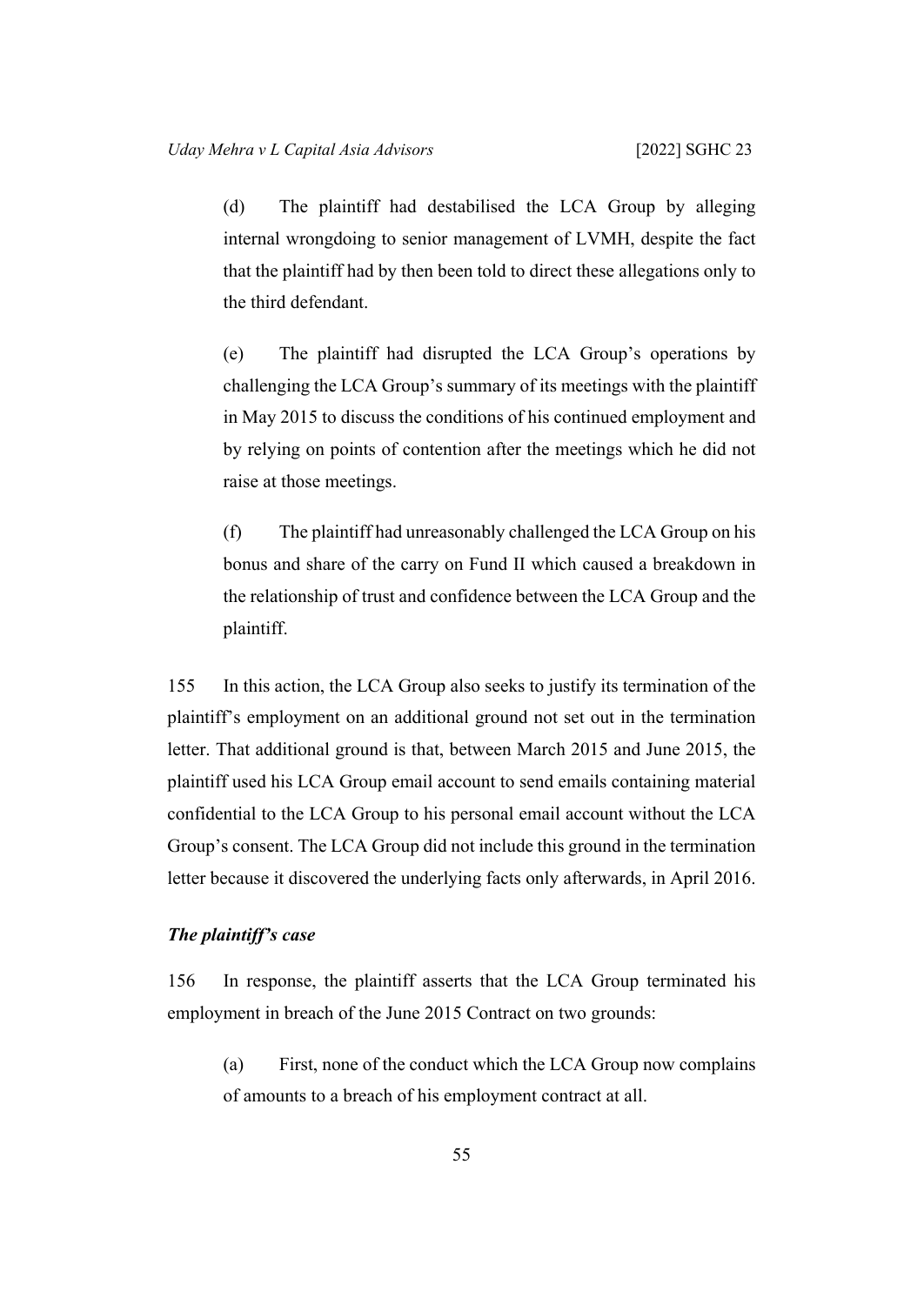(d) The plaintiff had destabilised the LCA Group by alleging internal wrongdoing to senior management of LVMH, despite the fact that the plaintiff had by then been told to direct these allegations only to the third defendant.

(e) The plaintiff had disrupted the LCA Group's operations by challenging the LCA Group's summary of its meetings with the plaintiff in May 2015 to discuss the conditions of his continued employment and by relying on points of contention after the meetings which he did not raise at those meetings.

(f) The plaintiff had unreasonably challenged the LCA Group on his bonus and share of the carry on Fund II which caused a breakdown in the relationship of trust and confidence between the LCA Group and the plaintiff.

155 In this action, the LCA Group also seeks to justify its termination of the plaintiff's employment on an additional ground not set out in the termination letter. That additional ground is that, between March 2015 and June 2015, the plaintiff used his LCA Group email account to send emails containing material confidential to the LCA Group to his personal email account without the LCA Group's consent. The LCA Group did not include this ground in the termination letter because it discovered the underlying facts only afterwards, in April 2016.

### *The plaintiff's case*

156 In response, the plaintiff asserts that the LCA Group terminated his employment in breach of the June 2015 Contract on two grounds:

(a) First, none of the conduct which the LCA Group now complains of amounts to a breach of his employment contract at all.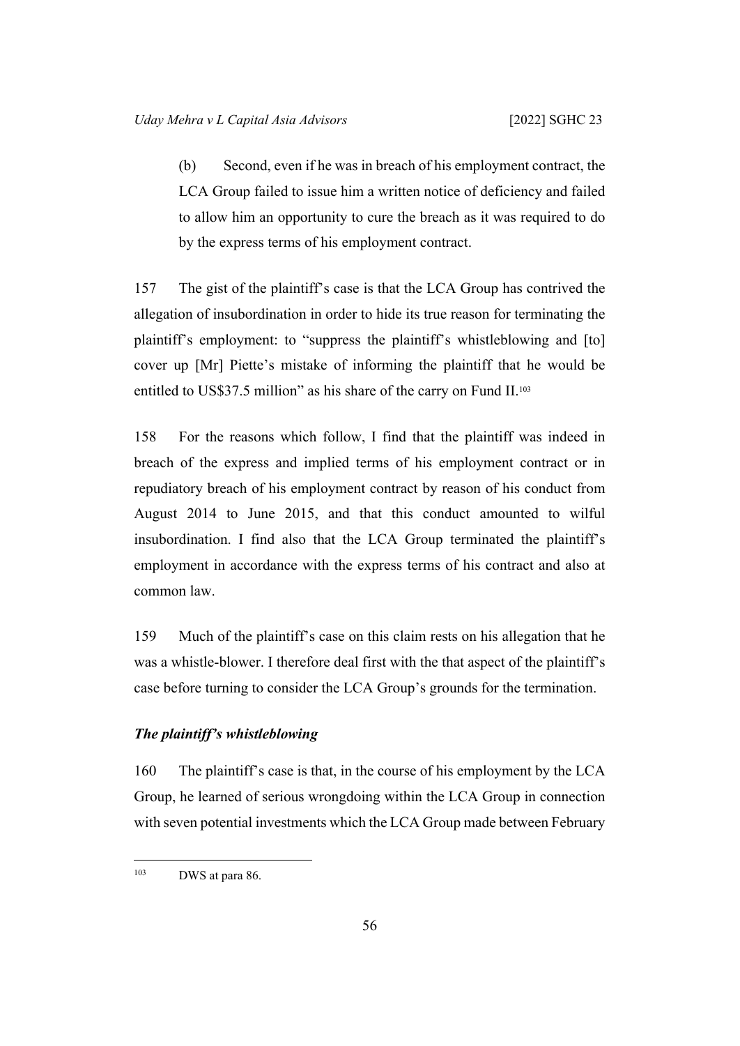(b) Second, even if he was in breach of his employment contract, the LCA Group failed to issue him a written notice of deficiency and failed to allow him an opportunity to cure the breach as it was required to do by the express terms of his employment contract.

157 The gist of the plaintiff's case is that the LCA Group has contrived the allegation of insubordination in order to hide its true reason for terminating the plaintiff's employment: to "suppress the plaintiff's whistleblowing and [to] cover up [Mr] Piette's mistake of informing the plaintiff that he would be entitled to US$37.5 million" as his share of the carry on Fund II.[103]

158 For the reasons which follow, I find that the plaintiff was indeed in breach of the express and implied terms of his employment contract or in repudiatory breach of his employment contract by reason of his conduct from August 2014 to June 2015, and that this conduct amounted to wilful insubordination. I find also that the LCA Group terminated the plaintiff's employment in accordance with the express terms of his contract and also at common law.

159 Much of the plaintiff's case on this claim rests on his allegation that he was a whistle-blower. I therefore deal first with the that aspect of the plaintiff's case before turning to consider the LCA Group's grounds for the termination.

### *The plaintiff's whistleblowing*

160 The plaintiff's case is that, in the course of his employment by the LCA Group, he learned of serious wrongdoing within the LCA Group in connection with seven potential investments which the LCA Group made between February

---

[103] DWS at para 86.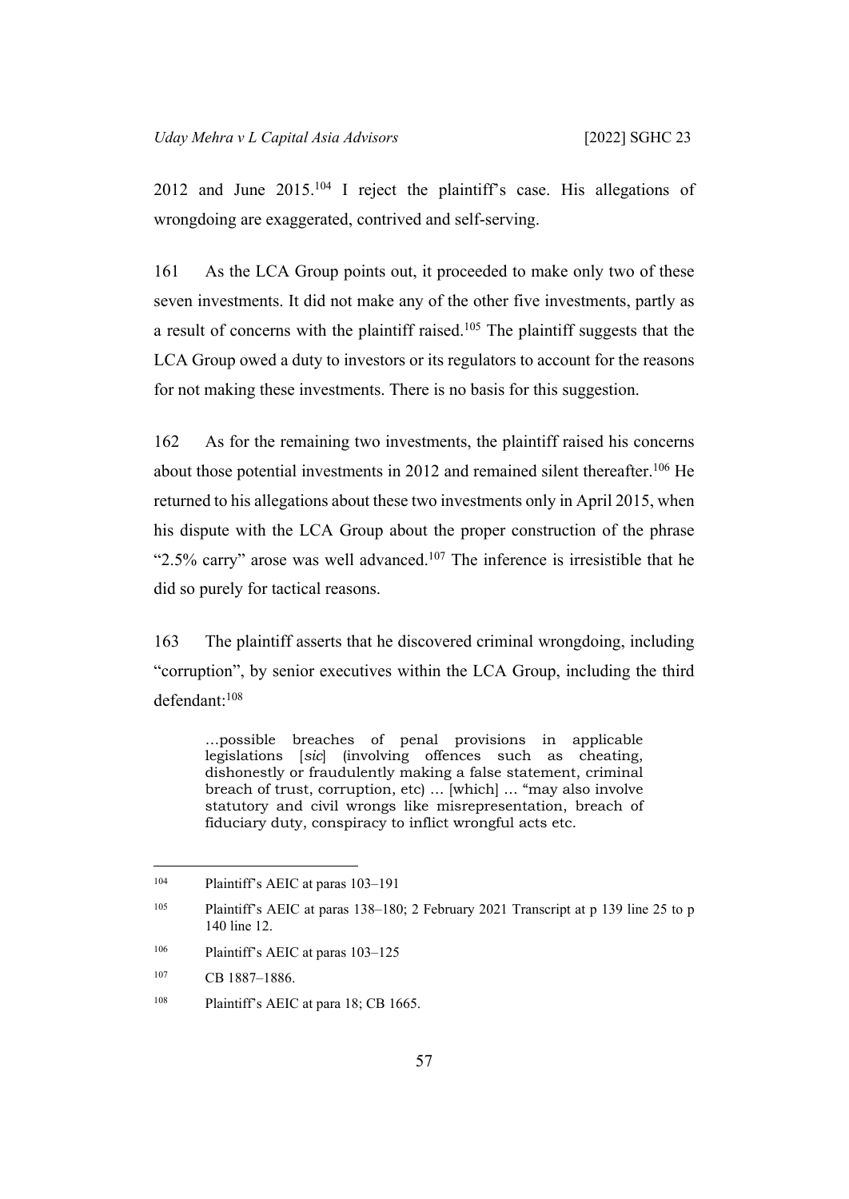2012 and June 2015.[104] I reject the plaintiff's case. His allegations of wrongdoing are exaggerated, contrived and self-serving.

161 As the LCA Group points out, it proceeded to make only two of these seven investments. It did not make any of the other five investments, partly as a result of concerns with the plaintiff raised.[105] The plaintiff suggests that the LCA Group owed a duty to investors or its regulators to account for the reasons for not making these investments. There is no basis for this suggestion.

162 As for the remaining two investments, the plaintiff raised his concerns about those potential investments in 2012 and remained silent thereafter.[106] He returned to his allegations about these two investments only in April 2015, when his dispute with the LCA Group about the proper construction of the phrase "2.5% carry" arose was well advanced.[107] The inference is irresistible that he did so purely for tactical reasons.

163 The plaintiff asserts that he discovered criminal wrongdoing, including "corruption", by senior executives within the LCA Group, including the third defendant:[108]

> …possible breaches of penal provisions in applicable legislations [*sic*] (involving offences such as cheating, dishonestly or fraudulently making a false statement, criminal breach of trust, corruption, etc) … [which] … "may also involve statutory and civil wrongs like misrepresentation, breach of fiduciary duty, conspiracy to inflict wrongful acts etc.

---

[104] Plaintiff's AEIC at paras 103–191

[105] Plaintiff's AEIC at paras 138–180; 2 February 2021 Transcript at p 139 line 25 to p 140 line 12.

[106] Plaintiff's AEIC at paras 103–125

[107] CB 1887–1886.

[108] Plaintiff's AEIC at para 18; CB 1665.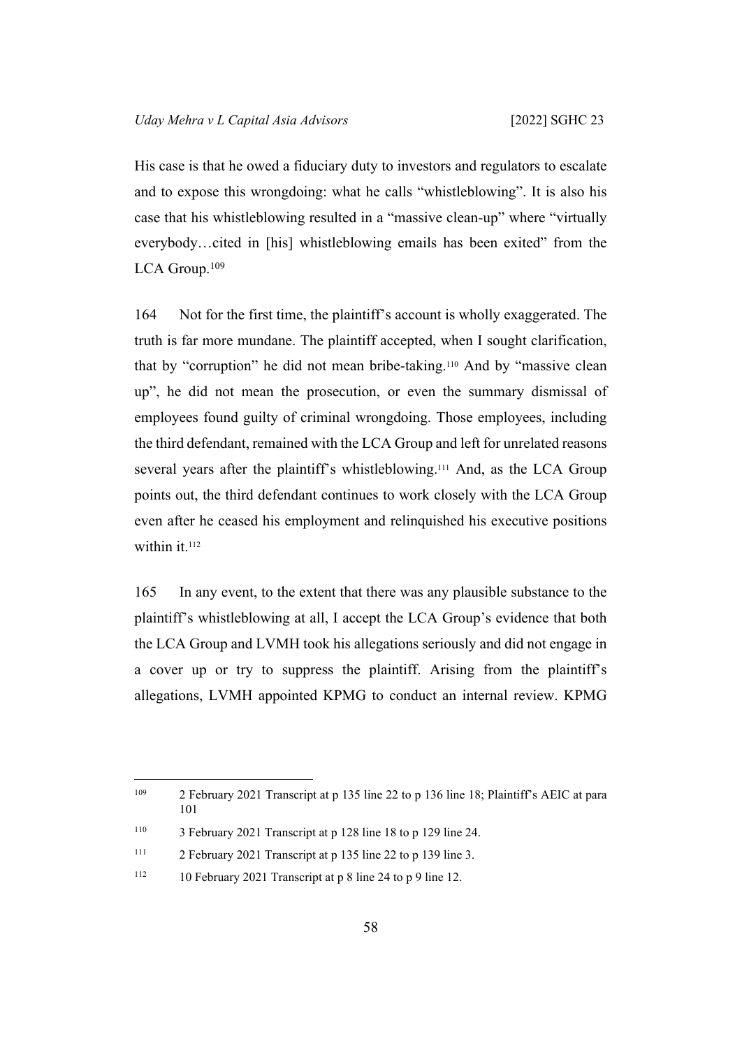His case is that he owed a fiduciary duty to investors and regulators to escalate and to expose this wrongdoing: what he calls "whistleblowing". It is also his case that his whistleblowing resulted in a "massive clean-up" where "virtually everybody…cited in [his] whistleblowing emails has been exited" from the LCA Group.[109]

164 Not for the first time, the plaintiff's account is wholly exaggerated. The truth is far more mundane. The plaintiff accepted, when I sought clarification, that by "corruption" he did not mean bribe-taking.[110] And by "massive clean up", he did not mean the prosecution, or even the summary dismissal of employees found guilty of criminal wrongdoing. Those employees, including the third defendant, remained with the LCA Group and left for unrelated reasons several years after the plaintiff's whistleblowing.[111] And, as the LCA Group points out, the third defendant continues to work closely with the LCA Group even after he ceased his employment and relinquished his executive positions within it.[112]

165 In any event, to the extent that there was any plausible substance to the plaintiff's whistleblowing at all, I accept the LCA Group's evidence that both the LCA Group and LVMH took his allegations seriously and did not engage in a cover up or try to suppress the plaintiff. Arising from the plaintiff's allegations, LVMH appointed KPMG to conduct an internal review. KPMG

---

[109] 2 February 2021 Transcript at p 135 line 22 to p 136 line 18; Plaintiff's AEIC at para 101

[110] 3 February 2021 Transcript at p 128 line 18 to p 129 line 24.

[111] 2 February 2021 Transcript at p 135 line 22 to p 139 line 3.

[112] 10 February 2021 Transcript at p 8 line 24 to p 9 line 12.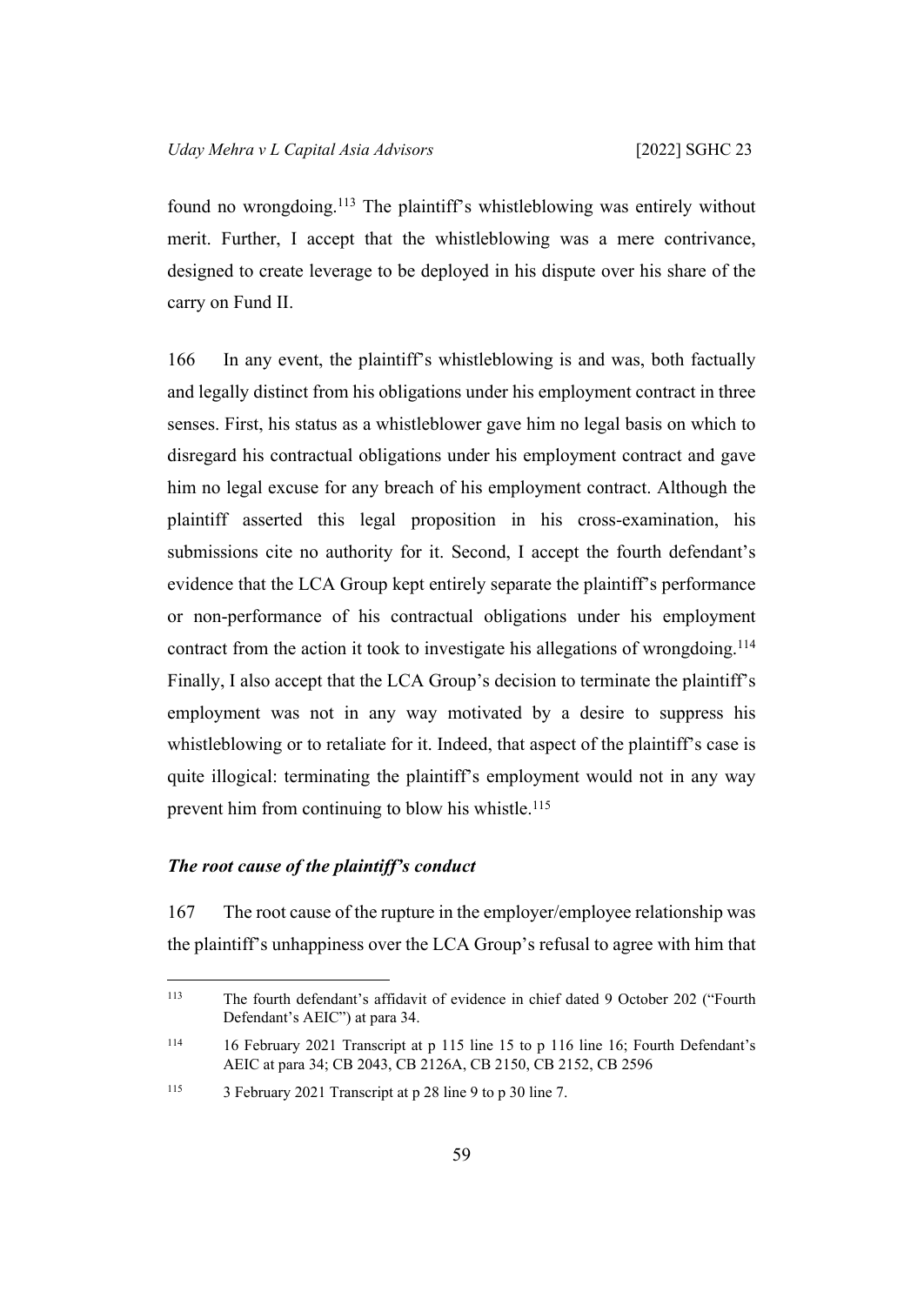found no wrongdoing.[113] The plaintiff's whistleblowing was entirely without merit. Further, I accept that the whistleblowing was a mere contrivance, designed to create leverage to be deployed in his dispute over his share of the carry on Fund II.

166 In any event, the plaintiff's whistleblowing is and was, both factually and legally distinct from his obligations under his employment contract in three senses. First, his status as a whistleblower gave him no legal basis on which to disregard his contractual obligations under his employment contract and gave him no legal excuse for any breach of his employment contract. Although the plaintiff asserted this legal proposition in his cross-examination, his submissions cite no authority for it. Second, I accept the fourth defendant's evidence that the LCA Group kept entirely separate the plaintiff's performance or non-performance of his contractual obligations under his employment contract from the action it took to investigate his allegations of wrongdoing.[114] Finally, I also accept that the LCA Group's decision to terminate the plaintiff's employment was not in any way motivated by a desire to suppress his whistleblowing or to retaliate for it. Indeed, that aspect of the plaintiff's case is quite illogical: terminating the plaintiff's employment would not in any way prevent him from continuing to blow his whistle.[115]

### *The root cause of the plaintiff's conduct*

167 The root cause of the rupture in the employer/employee relationship was the plaintiff's unhappiness over the LCA Group's refusal to agree with him that

---

[113] The fourth defendant's affidavit of evidence in chief dated 9 October 202 ("Fourth Defendant's AEIC") at para 34.

[114] 16 February 2021 Transcript at p 115 line 15 to p 116 line 16; Fourth Defendant's AEIC at para 34; CB 2043, CB 2126A, CB 2150, CB 2152, CB 2596

[115] 3 February 2021 Transcript at p 28 line 9 to p 30 line 7.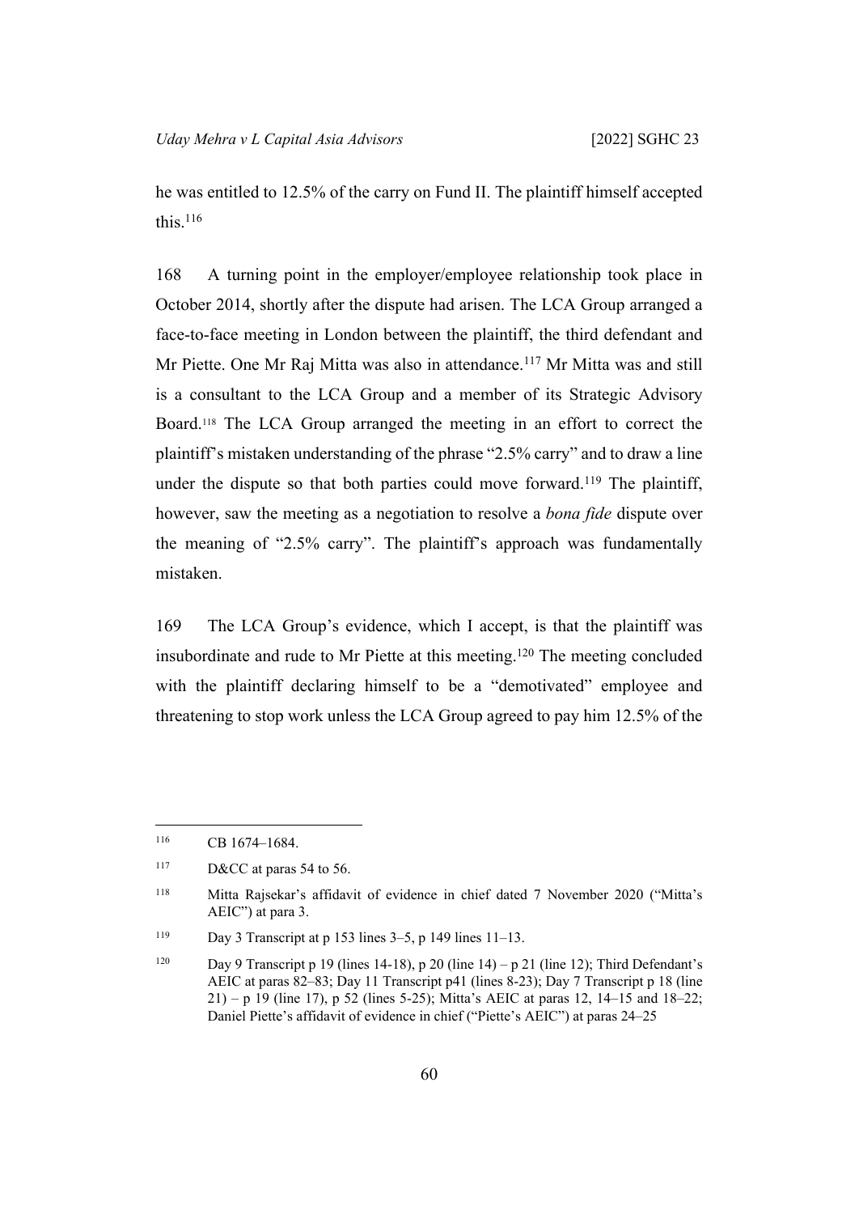he was entitled to 12.5% of the carry on Fund II. The plaintiff himself accepted this.[116]

168 A turning point in the employer/employee relationship took place in October 2014, shortly after the dispute had arisen. The LCA Group arranged a face-to-face meeting in London between the plaintiff, the third defendant and Mr Piette. One Mr Raj Mitta was also in attendance.[117] Mr Mitta was and still is a consultant to the LCA Group and a member of its Strategic Advisory Board.[118] The LCA Group arranged the meeting in an effort to correct the plaintiff's mistaken understanding of the phrase "2.5% carry" and to draw a line under the dispute so that both parties could move forward.[119] The plaintiff, however, saw the meeting as a negotiation to resolve a *bona fide* dispute over the meaning of "2.5% carry". The plaintiff's approach was fundamentally mistaken.

169 The LCA Group's evidence, which I accept, is that the plaintiff was insubordinate and rude to Mr Piette at this meeting.[120] The meeting concluded with the plaintiff declaring himself to be a "demotivated" employee and threatening to stop work unless the LCA Group agreed to pay him 12.5% of the

---

[116] CB 1674–1684.

[117] D&CC at paras 54 to 56.

[118] Mitta Rajsekar's affidavit of evidence in chief dated 7 November 2020 ("Mitta's AEIC") at para 3.

[119] Day 3 Transcript at p 153 lines 3–5, p 149 lines 11–13.

[120] Day 9 Transcript p 19 (lines 14-18), p 20 (line 14) – p 21 (line 12); Third Defendant's AEIC at paras 82–83; Day 11 Transcript p41 (lines 8-23); Day 7 Transcript p 18 (line 21) – p 19 (line 17), p 52 (lines 5-25); Mitta's AEIC at paras 12, 14–15 and 18–22; Daniel Piette's affidavit of evidence in chief ("Piette's AEIC") at paras 24–25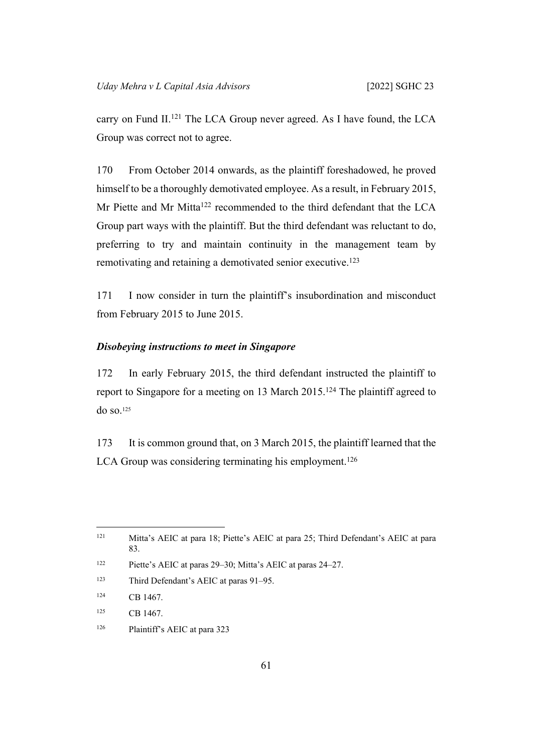carry on Fund II.[121] The LCA Group never agreed. As I have found, the LCA Group was correct not to agree.

170 From October 2014 onwards, as the plaintiff foreshadowed, he proved himself to be a thoroughly demotivated employee. As a result, in February 2015, Mr Piette and Mr Mitta[122] recommended to the third defendant that the LCA Group part ways with the plaintiff. But the third defendant was reluctant to do, preferring to try and maintain continuity in the management team by remotivating and retaining a demotivated senior executive.[123]

171 I now consider in turn the plaintiff's insubordination and misconduct from February 2015 to June 2015.

***Disobeying instructions to meet in Singapore***

172 In early February 2015, the third defendant instructed the plaintiff to report to Singapore for a meeting on 13 March 2015.[124] The plaintiff agreed to do so.[125]

173 It is common ground that, on 3 March 2015, the plaintiff learned that the LCA Group was considering terminating his employment.[126]

---

[121] Mitta's AEIC at para 18; Piette's AEIC at para 25; Third Defendant's AEIC at para 83.

[122] Piette's AEIC at paras 29–30; Mitta's AEIC at paras 24–27.

[123] Third Defendant's AEIC at paras 91–95.

[124] CB 1467.

[125] CB 1467.

[126] Plaintiff's AEIC at para 323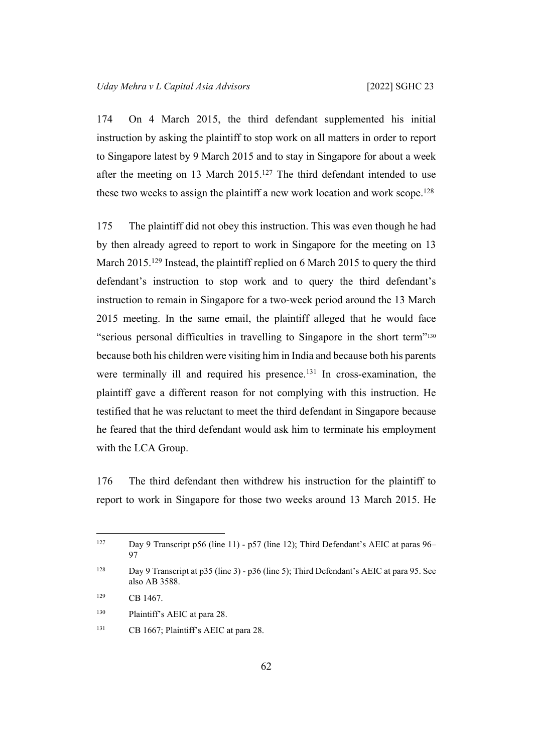174 On 4 March 2015, the third defendant supplemented his initial instruction by asking the plaintiff to stop work on all matters in order to report to Singapore latest by 9 March 2015 and to stay in Singapore for about a week after the meeting on 13 March 2015.[127] The third defendant intended to use these two weeks to assign the plaintiff a new work location and work scope.[128]

175 The plaintiff did not obey this instruction. This was even though he had by then already agreed to report to work in Singapore for the meeting on 13 March 2015.[129] Instead, the plaintiff replied on 6 March 2015 to query the third defendant's instruction to stop work and to query the third defendant's instruction to remain in Singapore for a two-week period around the 13 March 2015 meeting. In the same email, the plaintiff alleged that he would face "serious personal difficulties in travelling to Singapore in the short term"[130] because both his children were visiting him in India and because both his parents were terminally ill and required his presence.[131] In cross-examination, the plaintiff gave a different reason for not complying with this instruction. He testified that he was reluctant to meet the third defendant in Singapore because he feared that the third defendant would ask him to terminate his employment with the LCA Group.

176 The third defendant then withdrew his instruction for the plaintiff to report to work in Singapore for those two weeks around 13 March 2015. He

---

[127] Day 9 Transcript p56 (line 11) - p57 (line 12); Third Defendant's AEIC at paras 96–97

[128] Day 9 Transcript at p35 (line 3) - p36 (line 5); Third Defendant's AEIC at para 95. See also AB 3588.

[129] CB 1467.

[130] Plaintiff's AEIC at para 28.

[131] CB 1667; Plaintiff's AEIC at para 28.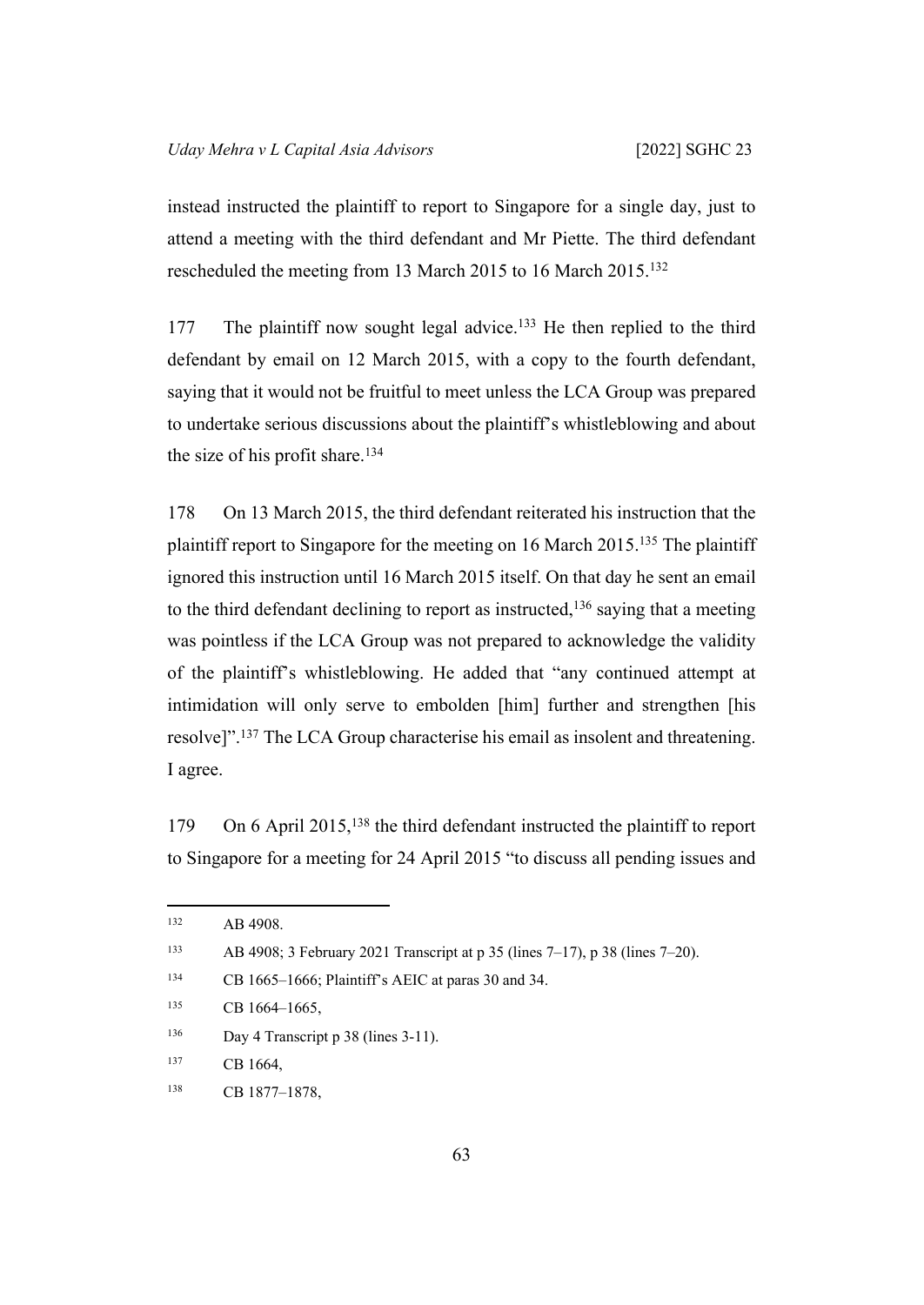instead instructed the plaintiff to report to Singapore for a single day, just to attend a meeting with the third defendant and Mr Piette. The third defendant rescheduled the meeting from 13 March 2015 to 16 March 2015.[132]

177 The plaintiff now sought legal advice.[133] He then replied to the third defendant by email on 12 March 2015, with a copy to the fourth defendant, saying that it would not be fruitful to meet unless the LCA Group was prepared to undertake serious discussions about the plaintiff's whistleblowing and about the size of his profit share.[134]

178 On 13 March 2015, the third defendant reiterated his instruction that the plaintiff report to Singapore for the meeting on 16 March 2015.[135] The plaintiff ignored this instruction until 16 March 2015 itself. On that day he sent an email to the third defendant declining to report as instructed,[136] saying that a meeting was pointless if the LCA Group was not prepared to acknowledge the validity of the plaintiff's whistleblowing. He added that "any continued attempt at intimidation will only serve to embolden [him] further and strengthen [his resolve]".[137] The LCA Group characterise his email as insolent and threatening. I agree.

179 On 6 April 2015,[138] the third defendant instructed the plaintiff to report to Singapore for a meeting for 24 April 2015 "to discuss all pending issues and

---

132 AB 4908.

133 AB 4908; 3 February 2021 Transcript at p 35 (lines 7–17), p 38 (lines 7–20).

134 CB 1665–1666; Plaintiff's AEIC at paras 30 and 34.

135 CB 1664–1665,

136 Day 4 Transcript p 38 (lines 3-11).

137 CB 1664,

138 CB 1877–1878,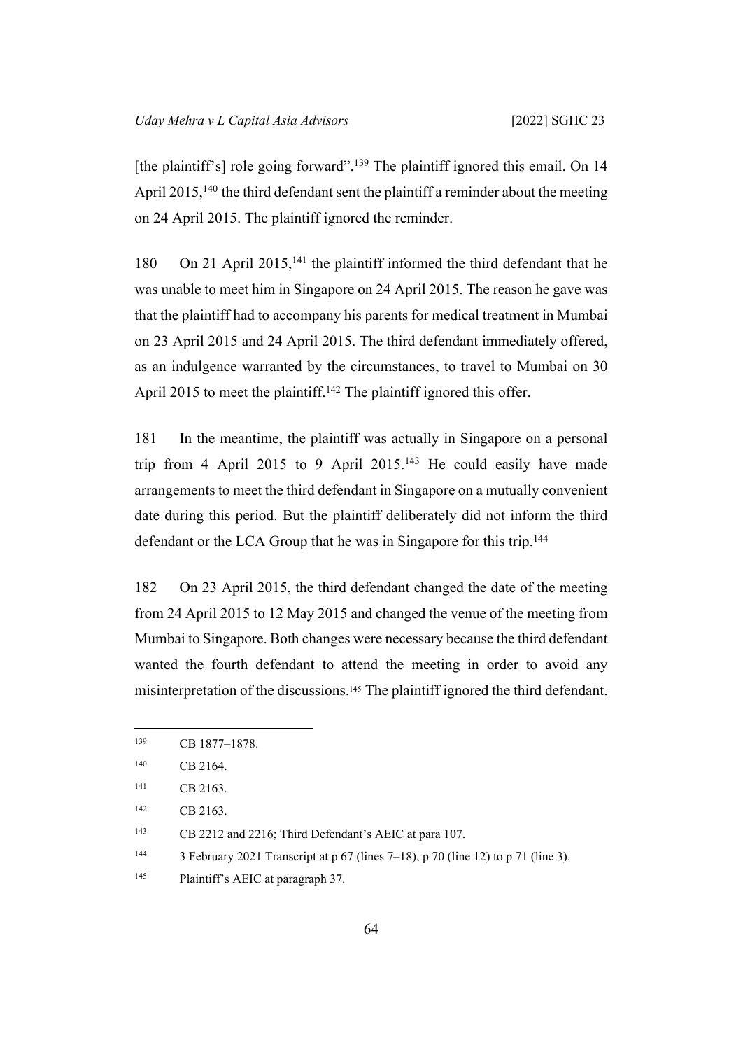[the plaintiff's] role going forward".[139] The plaintiff ignored this email. On 14 April 2015,[140] the third defendant sent the plaintiff a reminder about the meeting on 24 April 2015. The plaintiff ignored the reminder.

180 On 21 April 2015,[141] the plaintiff informed the third defendant that he was unable to meet him in Singapore on 24 April 2015. The reason he gave was that the plaintiff had to accompany his parents for medical treatment in Mumbai on 23 April 2015 and 24 April 2015. The third defendant immediately offered, as an indulgence warranted by the circumstances, to travel to Mumbai on 30 April 2015 to meet the plaintiff.[142] The plaintiff ignored this offer.

181 In the meantime, the plaintiff was actually in Singapore on a personal trip from 4 April 2015 to 9 April 2015.[143] He could easily have made arrangements to meet the third defendant in Singapore on a mutually convenient date during this period. But the plaintiff deliberately did not inform the third defendant or the LCA Group that he was in Singapore for this trip.[144]

182 On 23 April 2015, the third defendant changed the date of the meeting from 24 April 2015 to 12 May 2015 and changed the venue of the meeting from Mumbai to Singapore. Both changes were necessary because the third defendant wanted the fourth defendant to attend the meeting in order to avoid any misinterpretation of the discussions.[145] The plaintiff ignored the third defendant.

---

[139] CB 1877–1878.

[140] CB 2164.

[141] CB 2163.

[142] CB 2163.

[143] CB 2212 and 2216; Third Defendant's AEIC at para 107.

[144] 3 February 2021 Transcript at p 67 (lines 7–18), p 70 (line 12) to p 71 (line 3).

[145] Plaintiff's AEIC at paragraph 37.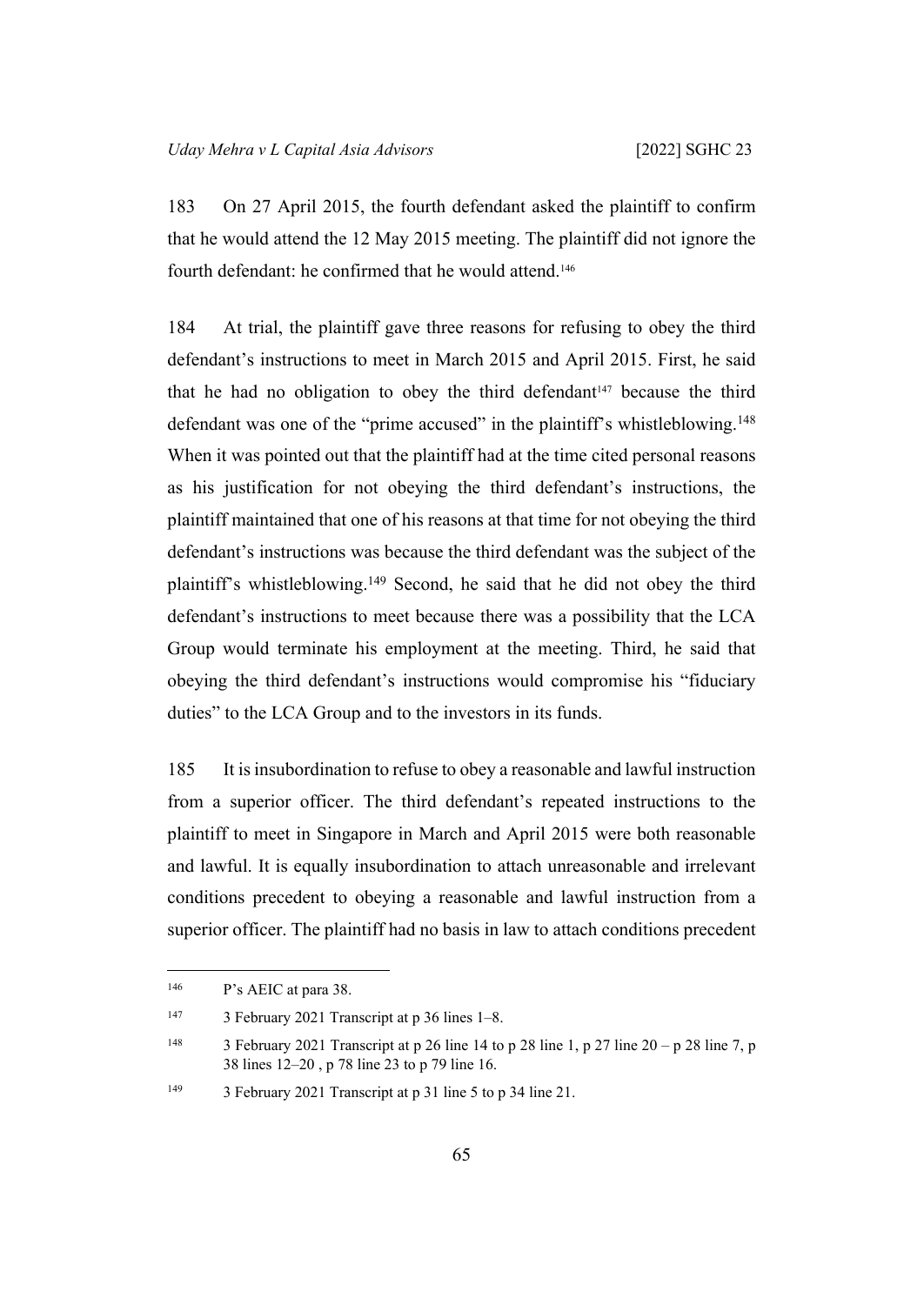183 On 27 April 2015, the fourth defendant asked the plaintiff to confirm that he would attend the 12 May 2015 meeting. The plaintiff did not ignore the fourth defendant: he confirmed that he would attend.[146]

184 At trial, the plaintiff gave three reasons for refusing to obey the third defendant's instructions to meet in March 2015 and April 2015. First, he said that he had no obligation to obey the third defendant[147] because the third defendant was one of the "prime accused" in the plaintiff's whistleblowing.[148] When it was pointed out that the plaintiff had at the time cited personal reasons as his justification for not obeying the third defendant's instructions, the plaintiff maintained that one of his reasons at that time for not obeying the third defendant's instructions was because the third defendant was the subject of the plaintiff's whistleblowing.[149] Second, he said that he did not obey the third defendant's instructions to meet because there was a possibility that the LCA Group would terminate his employment at the meeting. Third, he said that obeying the third defendant's instructions would compromise his "fiduciary duties" to the LCA Group and to the investors in its funds.

185 It is insubordination to refuse to obey a reasonable and lawful instruction from a superior officer. The third defendant's repeated instructions to the plaintiff to meet in Singapore in March and April 2015 were both reasonable and lawful. It is equally insubordination to attach unreasonable and irrelevant conditions precedent to obeying a reasonable and lawful instruction from a superior officer. The plaintiff had no basis in law to attach conditions precedent

---

[146] P's AEIC at para 38.

[147] 3 February 2021 Transcript at p 36 lines 1–8.

[148] 3 February 2021 Transcript at p 26 line 14 to p 28 line 1, p 27 line 20 – p 28 line 7, p 38 lines 12–20 , p 78 line 23 to p 79 line 16.

[149] 3 February 2021 Transcript at p 31 line 5 to p 34 line 21.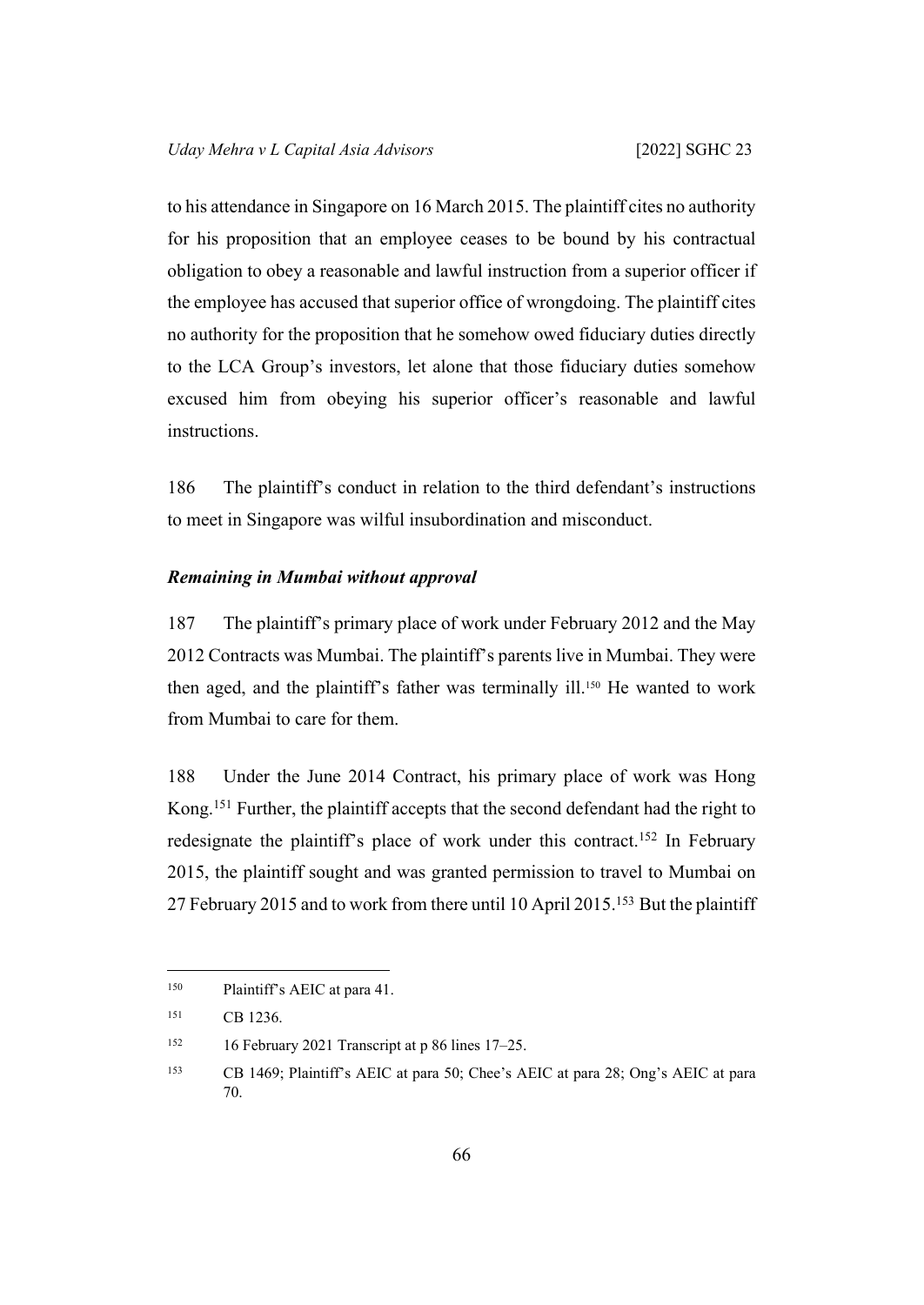to his attendance in Singapore on 16 March 2015. The plaintiff cites no authority for his proposition that an employee ceases to be bound by his contractual obligation to obey a reasonable and lawful instruction from a superior officer if the employee has accused that superior office of wrongdoing. The plaintiff cites no authority for the proposition that he somehow owed fiduciary duties directly to the LCA Group's investors, let alone that those fiduciary duties somehow excused him from obeying his superior officer's reasonable and lawful instructions.

186 The plaintiff's conduct in relation to the third defendant's instructions to meet in Singapore was wilful insubordination and misconduct.

***Remaining in Mumbai without approval***

187 The plaintiff's primary place of work under February 2012 and the May 2012 Contracts was Mumbai. The plaintiff's parents live in Mumbai. They were then aged, and the plaintiff's father was terminally ill.[150] He wanted to work from Mumbai to care for them.

188 Under the June 2014 Contract, his primary place of work was Hong Kong.[151] Further, the plaintiff accepts that the second defendant had the right to redesignate the plaintiff's place of work under this contract.[152] In February 2015, the plaintiff sought and was granted permission to travel to Mumbai on 27 February 2015 and to work from there until 10 April 2015.[153] But the plaintiff

---

[150] Plaintiff's AEIC at para 41.

[151] CB 1236.

[152] 16 February 2021 Transcript at p 86 lines 17–25.

[153] CB 1469; Plaintiff's AEIC at para 50; Chee's AEIC at para 28; Ong's AEIC at para 70.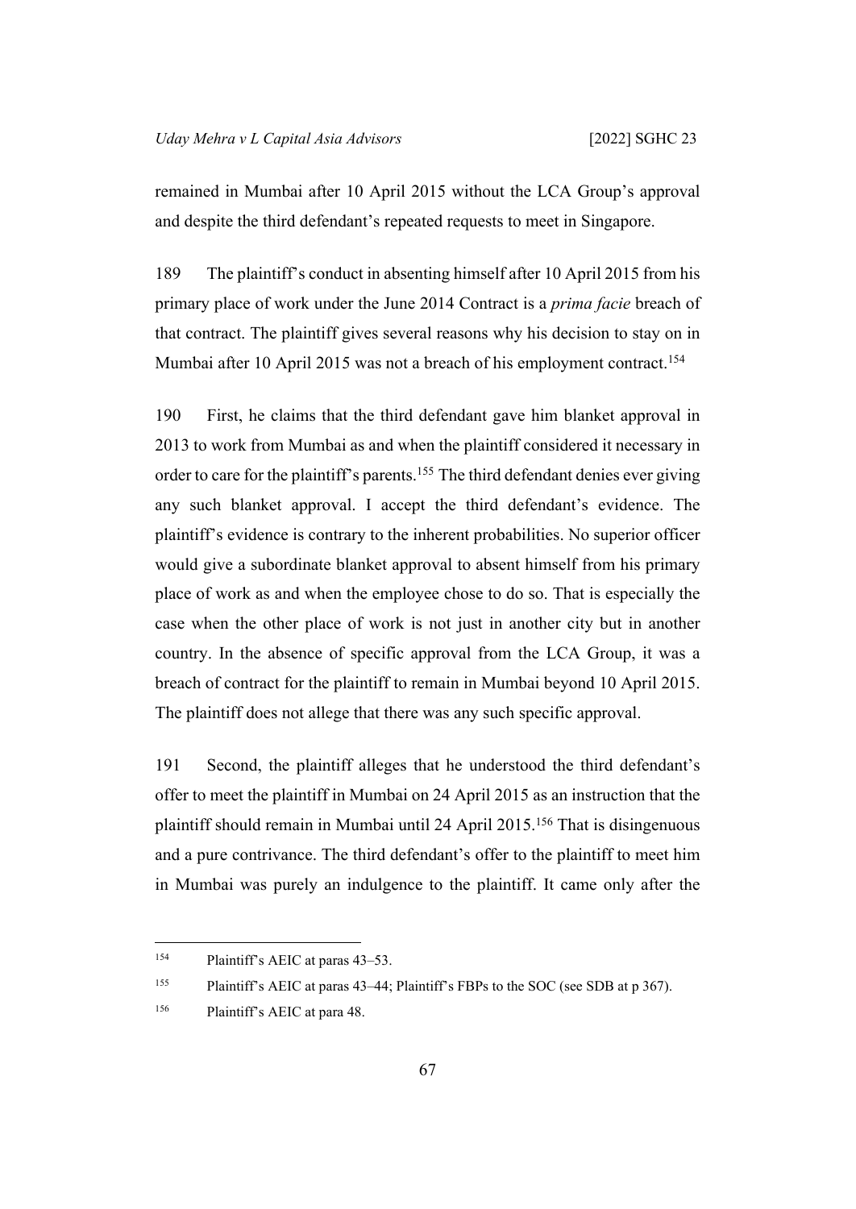remained in Mumbai after 10 April 2015 without the LCA Group's approval and despite the third defendant's repeated requests to meet in Singapore.

189 The plaintiff's conduct in absenting himself after 10 April 2015 from his primary place of work under the June 2014 Contract is a *prima facie* breach of that contract. The plaintiff gives several reasons why his decision to stay on in Mumbai after 10 April 2015 was not a breach of his employment contract.[154]

190 First, he claims that the third defendant gave him blanket approval in 2013 to work from Mumbai as and when the plaintiff considered it necessary in order to care for the plaintiff's parents.[155] The third defendant denies ever giving any such blanket approval. I accept the third defendant's evidence. The plaintiff's evidence is contrary to the inherent probabilities. No superior officer would give a subordinate blanket approval to absent himself from his primary place of work as and when the employee chose to do so. That is especially the case when the other place of work is not just in another city but in another country. In the absence of specific approval from the LCA Group, it was a breach of contract for the plaintiff to remain in Mumbai beyond 10 April 2015. The plaintiff does not allege that there was any such specific approval.

191 Second, the plaintiff alleges that he understood the third defendant's offer to meet the plaintiff in Mumbai on 24 April 2015 as an instruction that the plaintiff should remain in Mumbai until 24 April 2015.[156] That is disingenuous and a pure contrivance. The third defendant's offer to the plaintiff to meet him in Mumbai was purely an indulgence to the plaintiff. It came only after the

---

[154] Plaintiff's AEIC at paras 43–53.

[155] Plaintiff's AEIC at paras 43–44; Plaintiff's FBPs to the SOC (see SDB at p 367).

[156] Plaintiff's AEIC at para 48.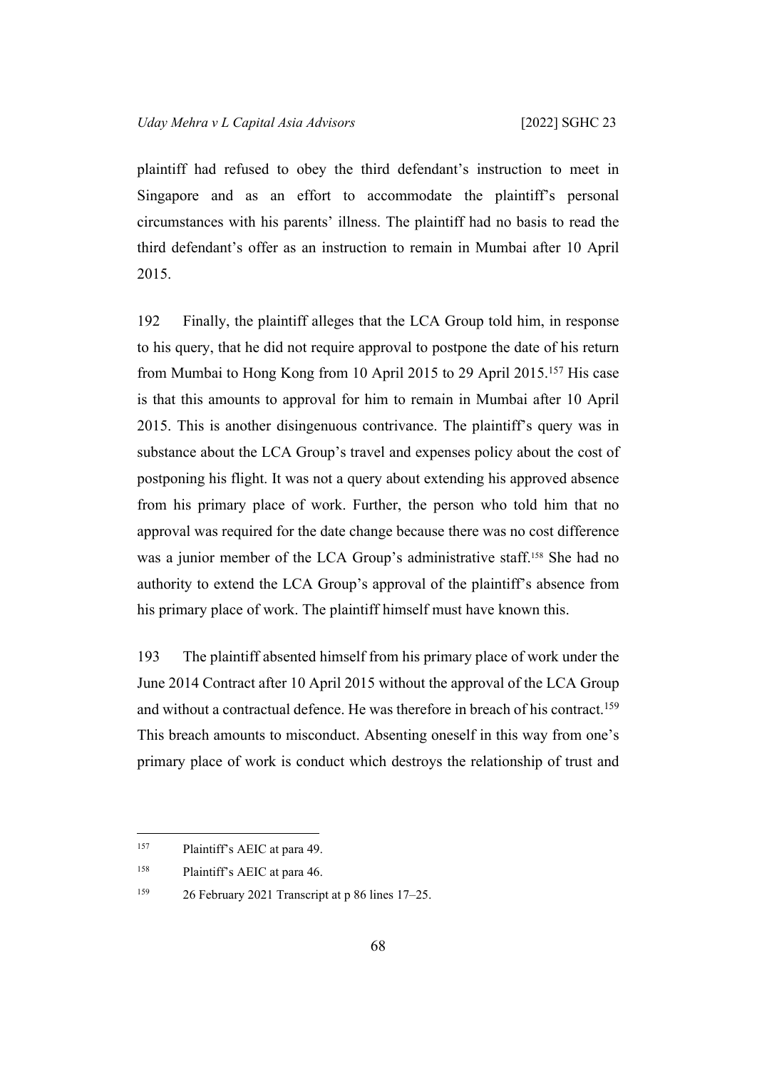plaintiff had refused to obey the third defendant's instruction to meet in Singapore and as an effort to accommodate the plaintiff's personal circumstances with his parents' illness. The plaintiff had no basis to read the third defendant's offer as an instruction to remain in Mumbai after 10 April 2015.

192 Finally, the plaintiff alleges that the LCA Group told him, in response to his query, that he did not require approval to postpone the date of his return from Mumbai to Hong Kong from 10 April 2015 to 29 April 2015.[157] His case is that this amounts to approval for him to remain in Mumbai after 10 April 2015. This is another disingenuous contrivance. The plaintiff's query was in substance about the LCA Group's travel and expenses policy about the cost of postponing his flight. It was not a query about extending his approved absence from his primary place of work. Further, the person who told him that no approval was required for the date change because there was no cost difference was a junior member of the LCA Group's administrative staff.[158] She had no authority to extend the LCA Group's approval of the plaintiff's absence from his primary place of work. The plaintiff himself must have known this.

193 The plaintiff absented himself from his primary place of work under the June 2014 Contract after 10 April 2015 without the approval of the LCA Group and without a contractual defence. He was therefore in breach of his contract.[159] This breach amounts to misconduct. Absenting oneself in this way from one's primary place of work is conduct which destroys the relationship of trust and

---

[157] Plaintiff's AEIC at para 49.

[158] Plaintiff's AEIC at para 46.

[159] 26 February 2021 Transcript at p 86 lines 17–25.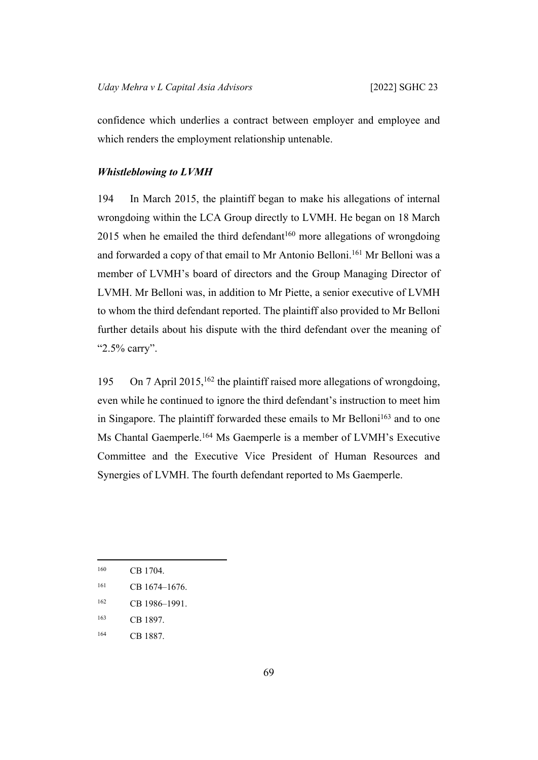confidence which underlies a contract between employer and employee and which renders the employment relationship untenable.

***Whistleblowing to LVMH***

194 In March 2015, the plaintiff began to make his allegations of internal wrongdoing within the LCA Group directly to LVMH. He began on 18 March 2015 when he emailed the third defendant[160] more allegations of wrongdoing and forwarded a copy of that email to Mr Antonio Belloni.[161] Mr Belloni was a member of LVMH's board of directors and the Group Managing Director of LVMH. Mr Belloni was, in addition to Mr Piette, a senior executive of LVMH to whom the third defendant reported. The plaintiff also provided to Mr Belloni further details about his dispute with the third defendant over the meaning of "2.5% carry".

195 On 7 April 2015,[162] the plaintiff raised more allegations of wrongdoing, even while he continued to ignore the third defendant's instruction to meet him in Singapore. The plaintiff forwarded these emails to Mr Belloni[163] and to one Ms Chantal Gaemperle.[164] Ms Gaemperle is a member of LVMH's Executive Committee and the Executive Vice President of Human Resources and Synergies of LVMH. The fourth defendant reported to Ms Gaemperle.

---

160 CB 1704.

161 CB 1674–1676.

162 CB 1986–1991.

163 CB 1897.

164 CB 1887.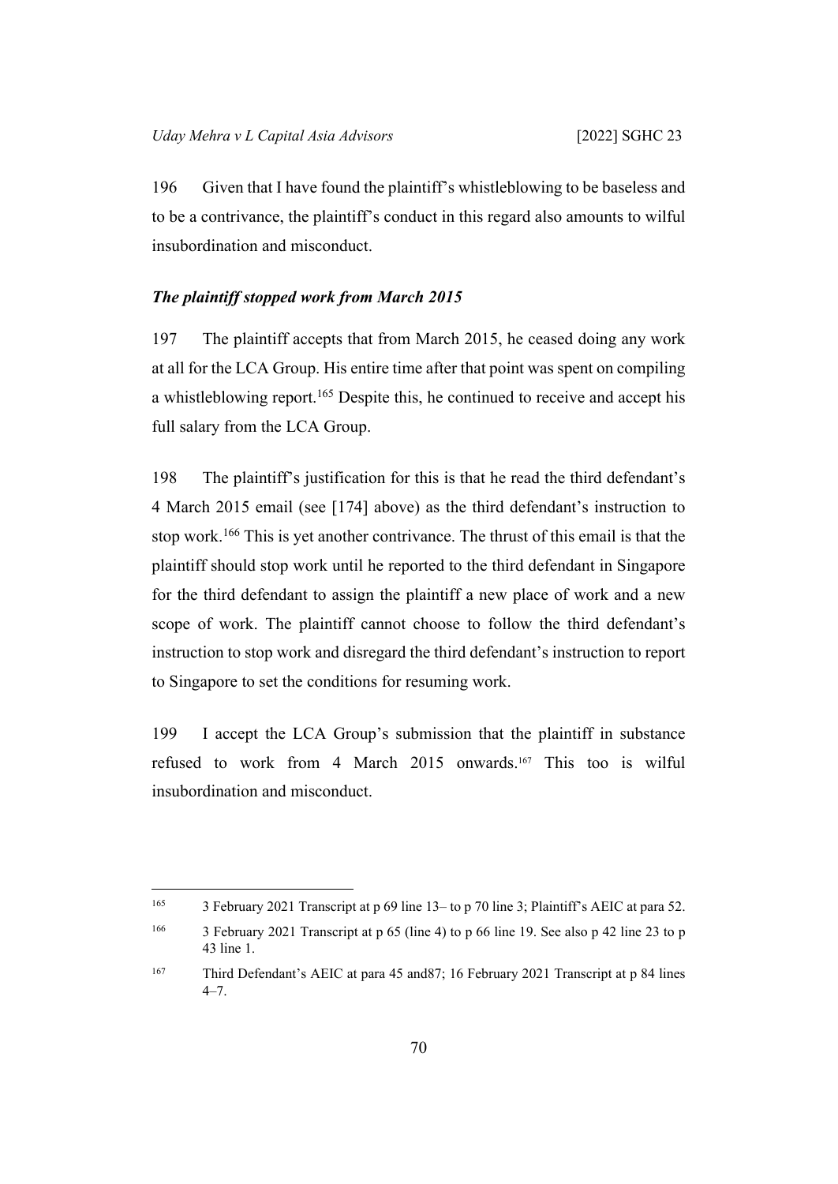196 Given that I have found the plaintiff's whistleblowing to be baseless and to be a contrivance, the plaintiff's conduct in this regard also amounts to wilful insubordination and misconduct.

### *The plaintiff stopped work from March 2015*

197 The plaintiff accepts that from March 2015, he ceased doing any work at all for the LCA Group. His entire time after that point was spent on compiling a whistleblowing report.[165] Despite this, he continued to receive and accept his full salary from the LCA Group.

198 The plaintiff's justification for this is that he read the third defendant's 4 March 2015 email (see [174] above) as the third defendant's instruction to stop work.[166] This is yet another contrivance. The thrust of this email is that the plaintiff should stop work until he reported to the third defendant in Singapore for the third defendant to assign the plaintiff a new place of work and a new scope of work. The plaintiff cannot choose to follow the third defendant's instruction to stop work and disregard the third defendant's instruction to report to Singapore to set the conditions for resuming work.

199 I accept the LCA Group's submission that the plaintiff in substance refused to work from 4 March 2015 onwards.[167] This too is wilful insubordination and misconduct.

---

[165] 3 February 2021 Transcript at p 69 line 13– to p 70 line 3; Plaintiff's AEIC at para 52.

[166] 3 February 2021 Transcript at p 65 (line 4) to p 66 line 19. See also p 42 line 23 to p 43 line 1.

[167] Third Defendant's AEIC at para 45 and87; 16 February 2021 Transcript at p 84 lines 4–7.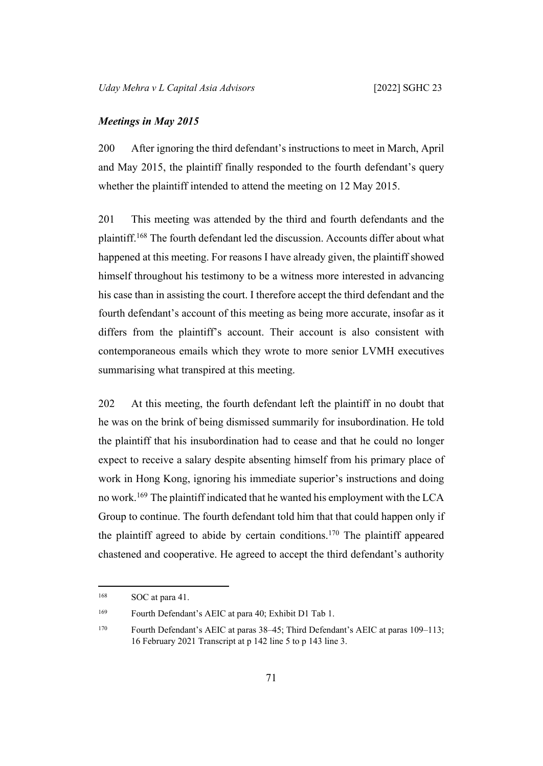### *Meetings in May 2015*

200 After ignoring the third defendant's instructions to meet in March, April and May 2015, the plaintiff finally responded to the fourth defendant's query whether the plaintiff intended to attend the meeting on 12 May 2015.

201 This meeting was attended by the third and fourth defendants and the plaintiff.[168] The fourth defendant led the discussion. Accounts differ about what happened at this meeting. For reasons I have already given, the plaintiff showed himself throughout his testimony to be a witness more interested in advancing his case than in assisting the court. I therefore accept the third defendant and the fourth defendant's account of this meeting as being more accurate, insofar as it differs from the plaintiff's account. Their account is also consistent with contemporaneous emails which they wrote to more senior LVMH executives summarising what transpired at this meeting.

202 At this meeting, the fourth defendant left the plaintiff in no doubt that he was on the brink of being dismissed summarily for insubordination. He told the plaintiff that his insubordination had to cease and that he could no longer expect to receive a salary despite absenting himself from his primary place of work in Hong Kong, ignoring his immediate superior's instructions and doing no work.[169] The plaintiff indicated that he wanted his employment with the LCA Group to continue. The fourth defendant told him that that could happen only if the plaintiff agreed to abide by certain conditions.[170] The plaintiff appeared chastened and cooperative. He agreed to accept the third defendant's authority

---

[168] SOC at para 41.

[169] Fourth Defendant's AEIC at para 40; Exhibit D1 Tab 1.

[170] Fourth Defendant's AEIC at paras 38–45; Third Defendant's AEIC at paras 109–113; 16 February 2021 Transcript at p 142 line 5 to p 143 line 3.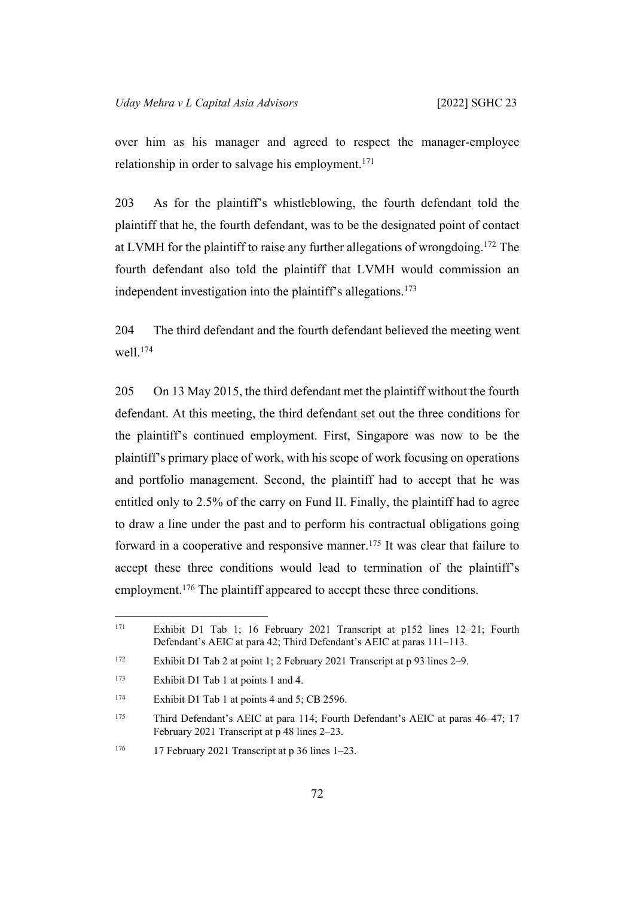over him as his manager and agreed to respect the manager-employee relationship in order to salvage his employment.[171]

203 As for the plaintiff's whistleblowing, the fourth defendant told the plaintiff that he, the fourth defendant, was to be the designated point of contact at LVMH for the plaintiff to raise any further allegations of wrongdoing.[172] The fourth defendant also told the plaintiff that LVMH would commission an independent investigation into the plaintiff's allegations.[173]

204 The third defendant and the fourth defendant believed the meeting went well.[174]

205 On 13 May 2015, the third defendant met the plaintiff without the fourth defendant. At this meeting, the third defendant set out the three conditions for the plaintiff's continued employment. First, Singapore was now to be the plaintiff's primary place of work, with his scope of work focusing on operations and portfolio management. Second, the plaintiff had to accept that he was entitled only to 2.5% of the carry on Fund II. Finally, the plaintiff had to agree to draw a line under the past and to perform his contractual obligations going forward in a cooperative and responsive manner.[175] It was clear that failure to accept these three conditions would lead to termination of the plaintiff's employment.[176] The plaintiff appeared to accept these three conditions.

---

[171] Exhibit D1 Tab 1; 16 February 2021 Transcript at p152 lines 12–21; Fourth Defendant's AEIC at para 42; Third Defendant's AEIC at paras 111–113.

[172] Exhibit D1 Tab 2 at point 1; 2 February 2021 Transcript at p 93 lines 2–9.

[173] Exhibit D1 Tab 1 at points 1 and 4.

[174] Exhibit D1 Tab 1 at points 4 and 5; CB 2596.

[175] Third Defendant's AEIC at para 114; Fourth Defendant's AEIC at paras 46–47; 17 February 2021 Transcript at p 48 lines 2–23.

[176] 17 February 2021 Transcript at p 36 lines 1–23.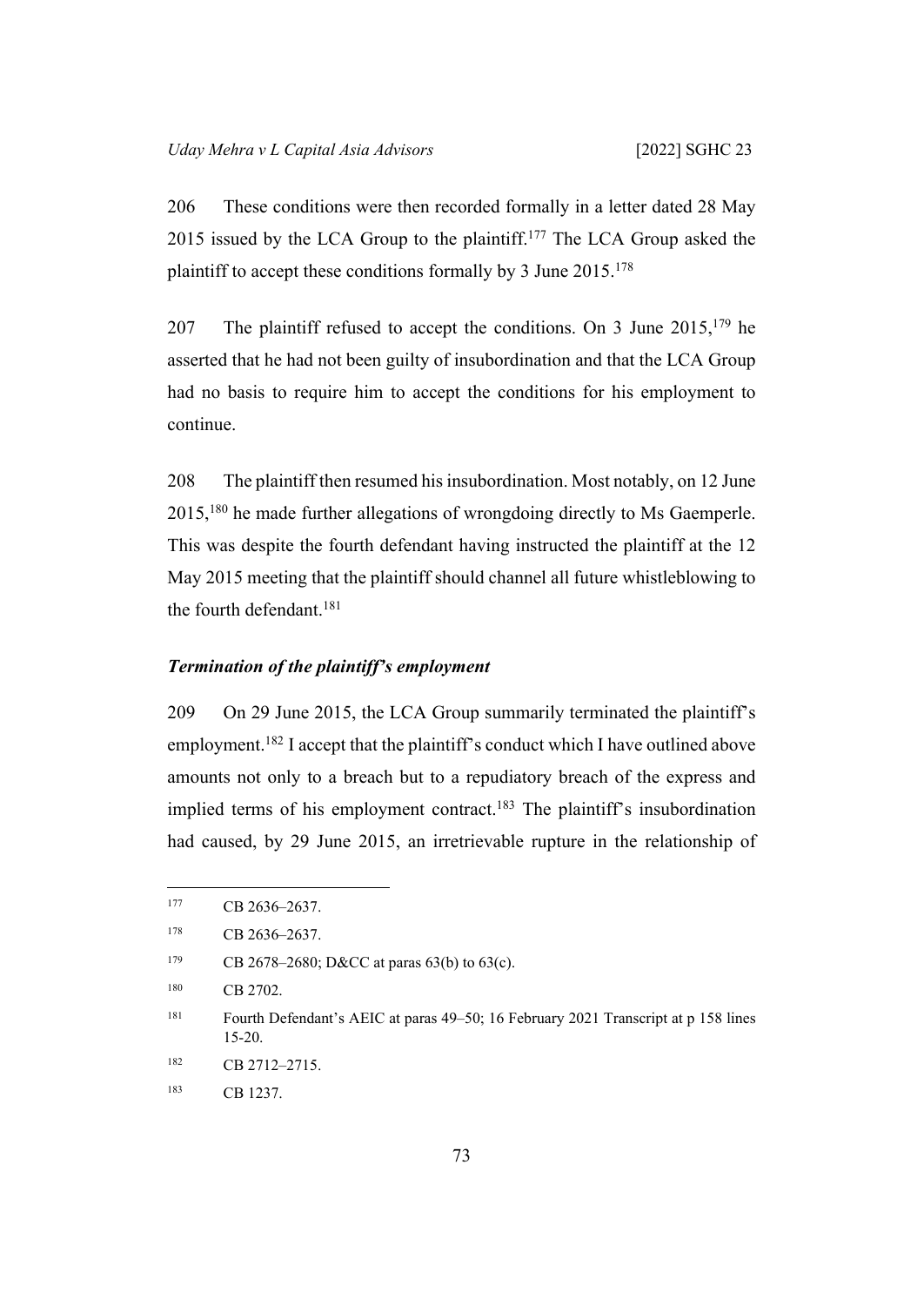206 These conditions were then recorded formally in a letter dated 28 May 2015 issued by the LCA Group to the plaintiff.[177] The LCA Group asked the plaintiff to accept these conditions formally by 3 June 2015.[178]

207 The plaintiff refused to accept the conditions. On 3 June 2015,[179] he asserted that he had not been guilty of insubordination and that the LCA Group had no basis to require him to accept the conditions for his employment to continue.

208 The plaintiff then resumed his insubordination. Most notably, on 12 June 2015,[180] he made further allegations of wrongdoing directly to Ms Gaemperle. This was despite the fourth defendant having instructed the plaintiff at the 12 May 2015 meeting that the plaintiff should channel all future whistleblowing to the fourth defendant.[181]

### *Termination of the plaintiff's employment*

209 On 29 June 2015, the LCA Group summarily terminated the plaintiff's employment.[182] I accept that the plaintiff's conduct which I have outlined above amounts not only to a breach but to a repudiatory breach of the express and implied terms of his employment contract.[183] The plaintiff's insubordination had caused, by 29 June 2015, an irretrievable rupture in the relationship of

---

[177] CB 2636–2637.

[178] CB 2636–2637.

[179] CB 2678–2680; D&CC at paras 63(b) to 63(c).

[180] CB 2702.

[181] Fourth Defendant's AEIC at paras 49–50; 16 February 2021 Transcript at p 158 lines 15-20.

[182] CB 2712–2715.

[183] CB 1237.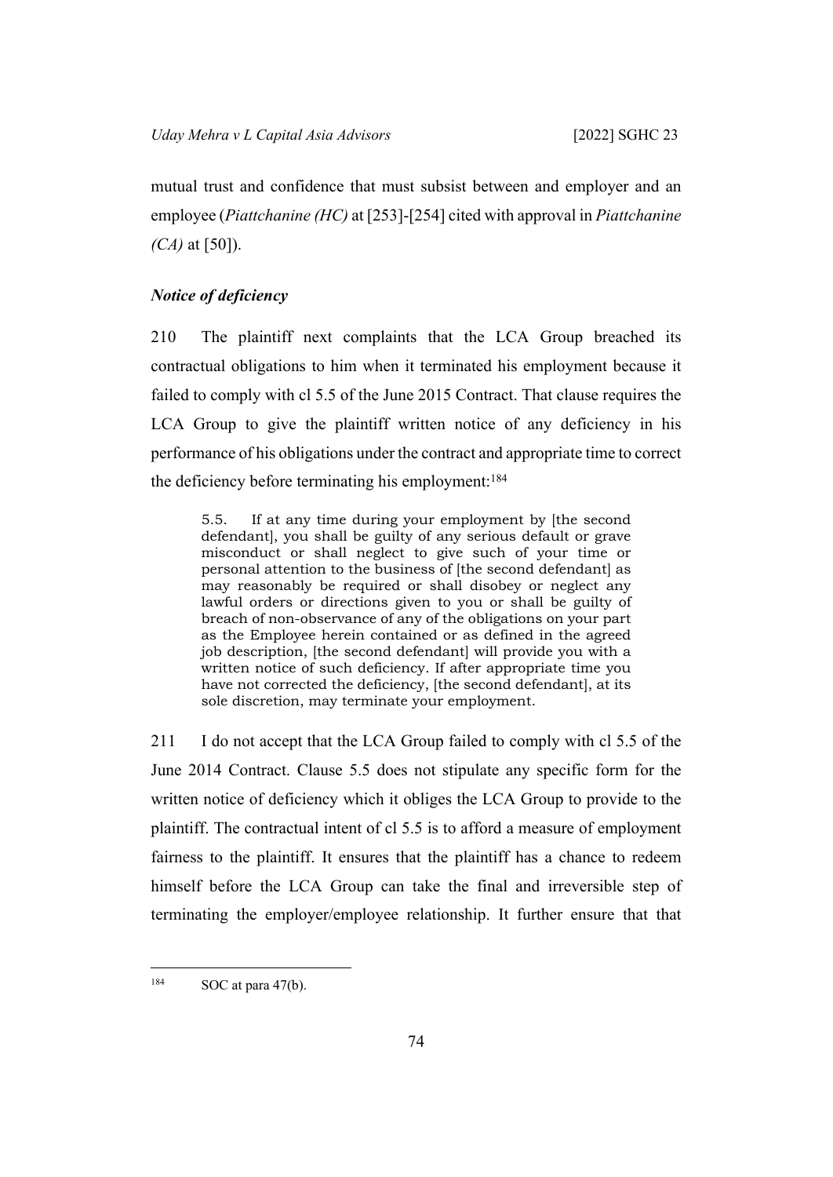mutual trust and confidence that must subsist between and employer and an employee (*Piattchanine (HC)* at [253]-[254] cited with approval in *Piattchanine (CA)* at [50]).

### *Notice of deficiency*

210 The plaintiff next complaints that the LCA Group breached its contractual obligations to him when it terminated his employment because it failed to comply with cl 5.5 of the June 2015 Contract. That clause requires the LCA Group to give the plaintiff written notice of any deficiency in his performance of his obligations under the contract and appropriate time to correct the deficiency before terminating his employment:[184]

> 5.5. If at any time during your employment by [the second defendant], you shall be guilty of any serious default or grave misconduct or shall neglect to give such of your time or personal attention to the business of [the second defendant] as may reasonably be required or shall disobey or neglect any lawful orders or directions given to you or shall be guilty of breach of non-observance of any of the obligations on your part as the Employee herein contained or as defined in the agreed job description, [the second defendant] will provide you with a written notice of such deficiency. If after appropriate time you have not corrected the deficiency, [the second defendant], at its sole discretion, may terminate your employment.

211 I do not accept that the LCA Group failed to comply with cl 5.5 of the June 2014 Contract. Clause 5.5 does not stipulate any specific form for the written notice of deficiency which it obliges the LCA Group to provide to the plaintiff. The contractual intent of cl 5.5 is to afford a measure of employment fairness to the plaintiff. It ensures that the plaintiff has a chance to redeem himself before the LCA Group can take the final and irreversible step of terminating the employer/employee relationship. It further ensure that that

---

[184] SOC at para 47(b).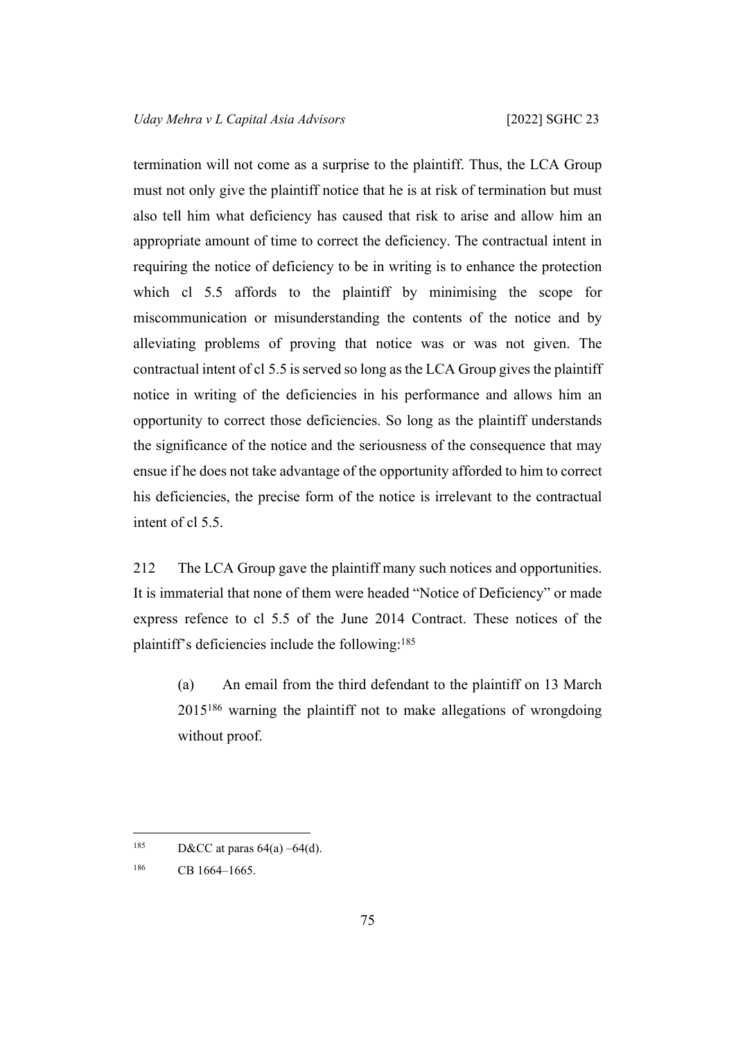termination will not come as a surprise to the plaintiff. Thus, the LCA Group must not only give the plaintiff notice that he is at risk of termination but must also tell him what deficiency has caused that risk to arise and allow him an appropriate amount of time to correct the deficiency. The contractual intent in requiring the notice of deficiency to be in writing is to enhance the protection which cl 5.5 affords to the plaintiff by minimising the scope for miscommunication or misunderstanding the contents of the notice and by alleviating problems of proving that notice was or was not given. The contractual intent of cl 5.5 is served so long as the LCA Group gives the plaintiff notice in writing of the deficiencies in his performance and allows him an opportunity to correct those deficiencies. So long as the plaintiff understands the significance of the notice and the seriousness of the consequence that may ensue if he does not take advantage of the opportunity afforded to him to correct his deficiencies, the precise form of the notice is irrelevant to the contractual intent of cl 5.5.

212 The LCA Group gave the plaintiff many such notices and opportunities. It is immaterial that none of them were headed "Notice of Deficiency" or made express refence to cl 5.5 of the June 2014 Contract. These notices of the plaintiff's deficiencies include the following:[185]

(a) An email from the third defendant to the plaintiff on 13 March 2015[186] warning the plaintiff not to make allegations of wrongdoing without proof.

---

[185] D&CC at paras 64(a) –64(d).

[186] CB 1664–1665.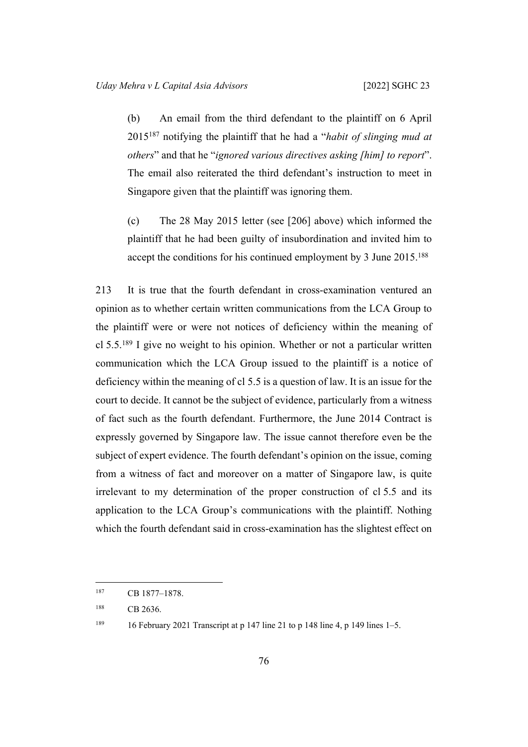(b) An email from the third defendant to the plaintiff on 6 April 2015[187] notifying the plaintiff that he had a "*habit of slinging mud at others*" and that he "*ignored various directives asking [him] to report*". The email also reiterated the third defendant's instruction to meet in Singapore given that the plaintiff was ignoring them.

(c) The 28 May 2015 letter (see [206] above) which informed the plaintiff that he had been guilty of insubordination and invited him to accept the conditions for his continued employment by 3 June 2015.[188]

213 It is true that the fourth defendant in cross-examination ventured an opinion as to whether certain written communications from the LCA Group to the plaintiff were or were not notices of deficiency within the meaning of cl 5.5.[189] I give no weight to his opinion. Whether or not a particular written communication which the LCA Group issued to the plaintiff is a notice of deficiency within the meaning of cl 5.5 is a question of law. It is an issue for the court to decide. It cannot be the subject of evidence, particularly from a witness of fact such as the fourth defendant. Furthermore, the June 2014 Contract is expressly governed by Singapore law. The issue cannot therefore even be the subject of expert evidence. The fourth defendant's opinion on the issue, coming from a witness of fact and moreover on a matter of Singapore law, is quite irrelevant to my determination of the proper construction of cl 5.5 and its application to the LCA Group's communications with the plaintiff. Nothing which the fourth defendant said in cross-examination has the slightest effect on

---

[187] CB 1877–1878.

[188] CB 2636.

[189] 16 February 2021 Transcript at p 147 line 21 to p 148 line 4, p 149 lines 1–5.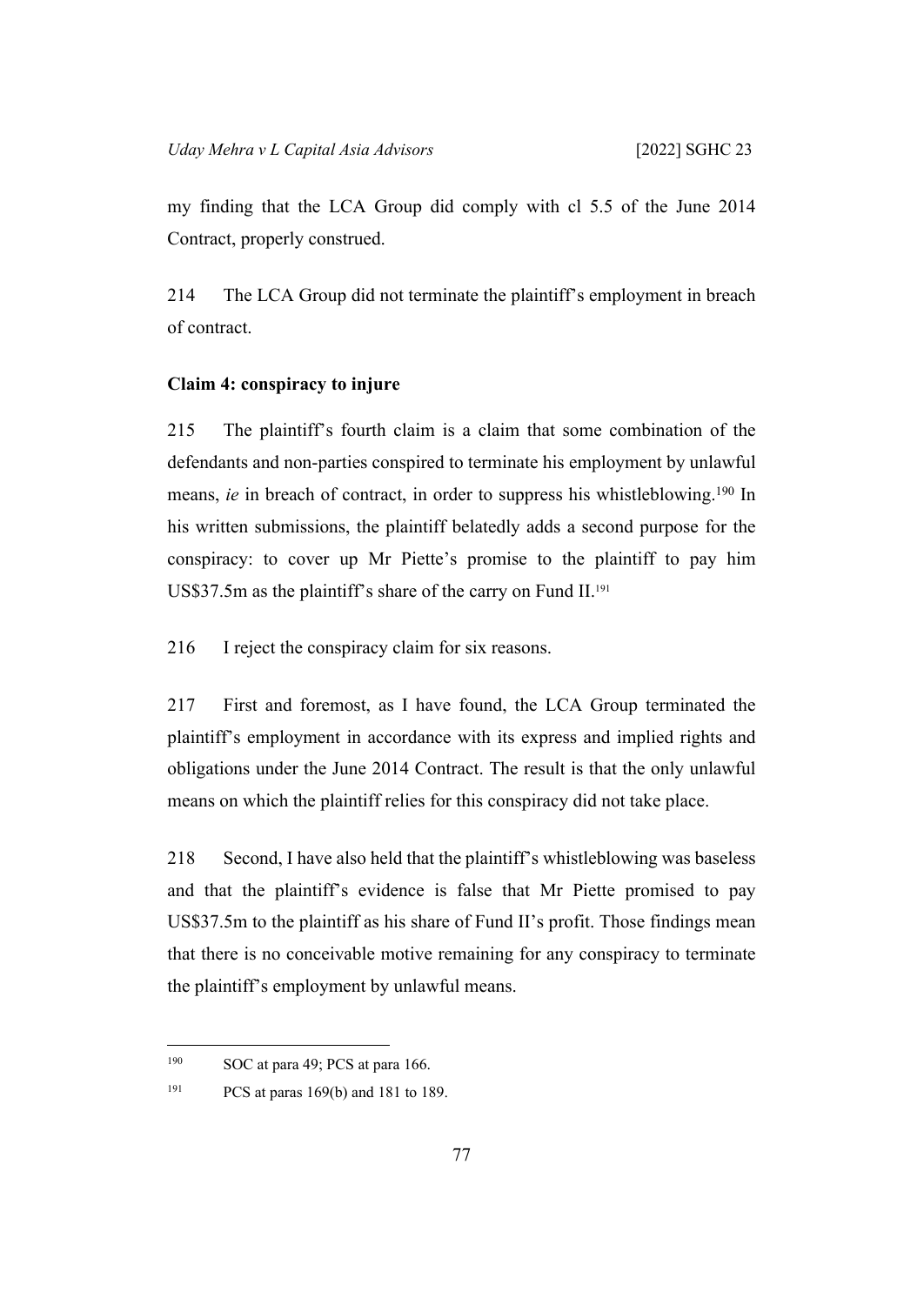my finding that the LCA Group did comply with cl 5.5 of the June 2014 Contract, properly construed.

214 The LCA Group did not terminate the plaintiff's employment in breach of contract.

**Claim 4: conspiracy to injure**

215 The plaintiff's fourth claim is a claim that some combination of the defendants and non-parties conspired to terminate his employment by unlawful means, *ie* in breach of contract, in order to suppress his whistleblowing.[190] In his written submissions, the plaintiff belatedly adds a second purpose for the conspiracy: to cover up Mr Piette's promise to the plaintiff to pay him US$37.5m as the plaintiff's share of the carry on Fund II.[191]

216 I reject the conspiracy claim for six reasons.

217 First and foremost, as I have found, the LCA Group terminated the plaintiff's employment in accordance with its express and implied rights and obligations under the June 2014 Contract. The result is that the only unlawful means on which the plaintiff relies for this conspiracy did not take place.

218 Second, I have also held that the plaintiff's whistleblowing was baseless and that the plaintiff's evidence is false that Mr Piette promised to pay US$37.5m to the plaintiff as his share of Fund II's profit. Those findings mean that there is no conceivable motive remaining for any conspiracy to terminate the plaintiff's employment by unlawful means.

---

[190] SOC at para 49; PCS at para 166.

[191] PCS at paras 169(b) and 181 to 189.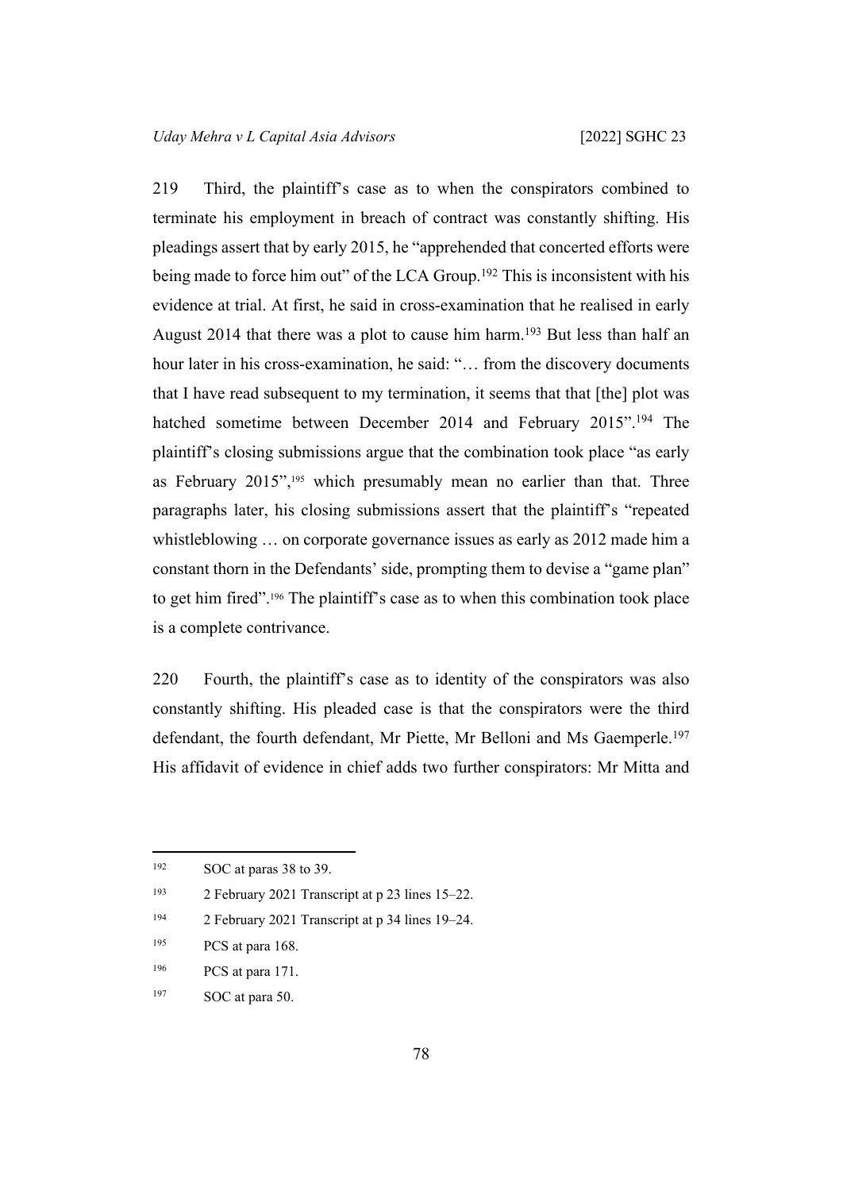219 Third, the plaintiff's case as to when the conspirators combined to terminate his employment in breach of contract was constantly shifting. His pleadings assert that by early 2015, he "apprehended that concerted efforts were being made to force him out" of the LCA Group.[192] This is inconsistent with his evidence at trial. At first, he said in cross-examination that he realised in early August 2014 that there was a plot to cause him harm.[193] But less than half an hour later in his cross-examination, he said: "… from the discovery documents that I have read subsequent to my termination, it seems that that [the] plot was hatched sometime between December 2014 and February 2015".[194] The plaintiff's closing submissions argue that the combination took place "as early as February 2015",[195] which presumably mean no earlier than that. Three paragraphs later, his closing submissions assert that the plaintiff's "repeated whistleblowing … on corporate governance issues as early as 2012 made him a constant thorn in the Defendants' side, prompting them to devise a "game plan" to get him fired".[196] The plaintiff's case as to when this combination took place is a complete contrivance.

220 Fourth, the plaintiff's case as to identity of the conspirators was also constantly shifting. His pleaded case is that the conspirators were the third defendant, the fourth defendant, Mr Piette, Mr Belloni and Ms Gaemperle.[197] His affidavit of evidence in chief adds two further conspirators: Mr Mitta and

---

[192] SOC at paras 38 to 39.

[193] 2 February 2021 Transcript at p 23 lines 15–22.

[194] 2 February 2021 Transcript at p 34 lines 19–24.

[195] PCS at para 168.

[196] PCS at para 171.

[197] SOC at para 50.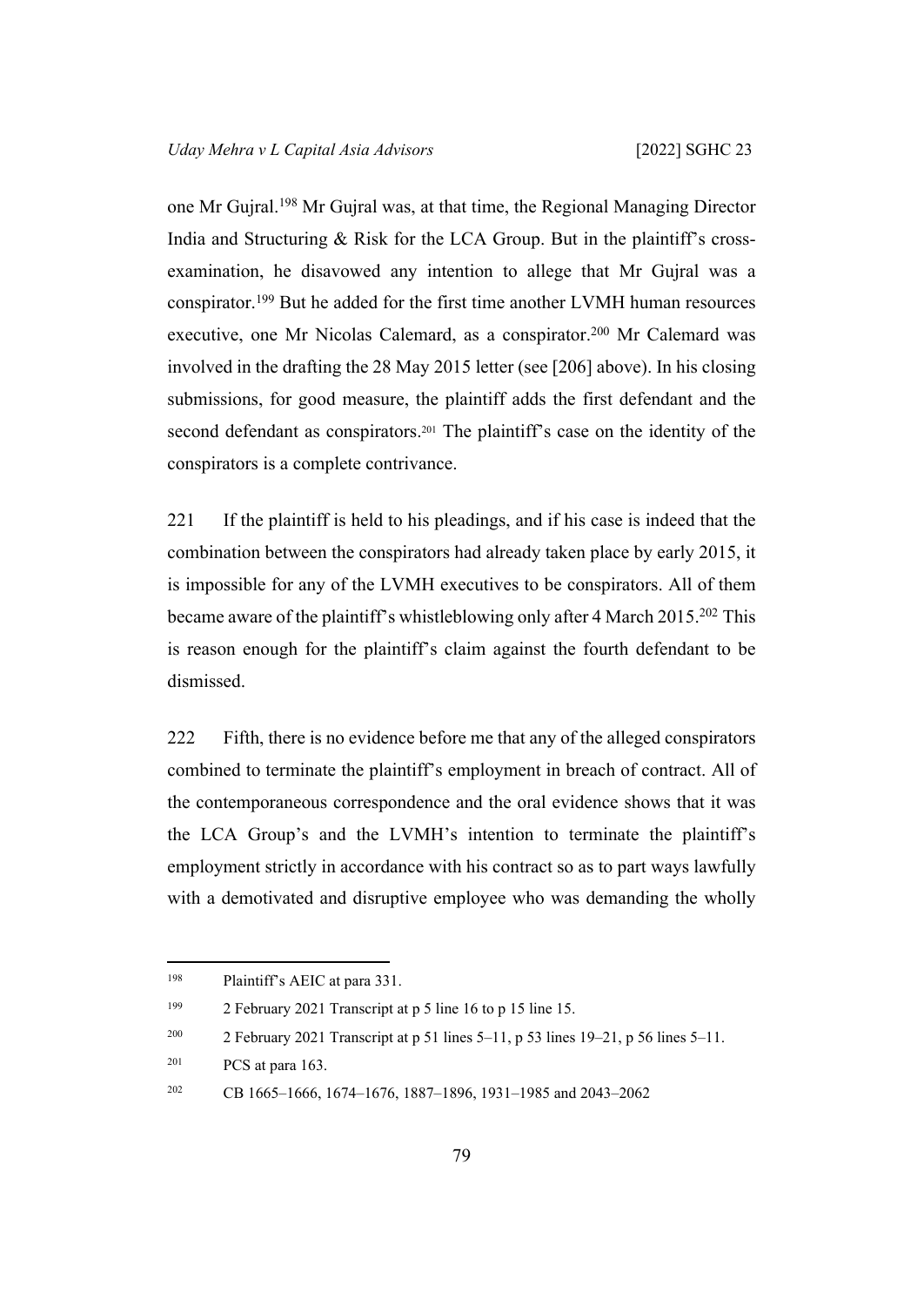one Mr Gujral.[198] Mr Gujral was, at that time, the Regional Managing Director India and Structuring & Risk for the LCA Group. But in the plaintiff's cross-examination, he disavowed any intention to allege that Mr Gujral was a conspirator.[199] But he added for the first time another LVMH human resources executive, one Mr Nicolas Calemard, as a conspirator.[200] Mr Calemard was involved in the drafting the 28 May 2015 letter (see [206] above). In his closing submissions, for good measure, the plaintiff adds the first defendant and the second defendant as conspirators.[201] The plaintiff's case on the identity of the conspirators is a complete contrivance.

221 If the plaintiff is held to his pleadings, and if his case is indeed that the combination between the conspirators had already taken place by early 2015, it is impossible for any of the LVMH executives to be conspirators. All of them became aware of the plaintiff's whistleblowing only after 4 March 2015.[202] This is reason enough for the plaintiff's claim against the fourth defendant to be dismissed.

222 Fifth, there is no evidence before me that any of the alleged conspirators combined to terminate the plaintiff's employment in breach of contract. All of the contemporaneous correspondence and the oral evidence shows that it was the LCA Group's and the LVMH's intention to terminate the plaintiff's employment strictly in accordance with his contract so as to part ways lawfully with a demotivated and disruptive employee who was demanding the wholly

---

198 Plaintiff's AEIC at para 331.

199 2 February 2021 Transcript at p 5 line 16 to p 15 line 15.

200 2 February 2021 Transcript at p 51 lines 5–11, p 53 lines 19–21, p 56 lines 5–11.

201 PCS at para 163.

202 CB 1665–1666, 1674–1676, 1887–1896, 1931–1985 and 2043–2062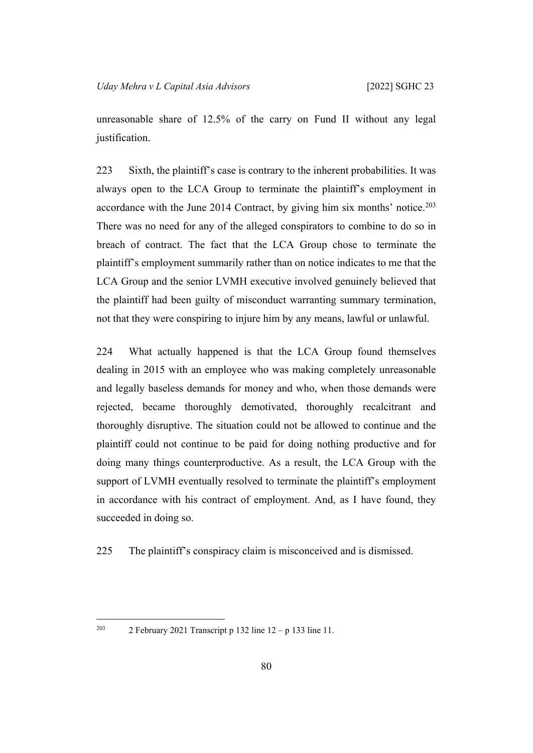unreasonable share of 12.5% of the carry on Fund II without any legal justification.

223 Sixth, the plaintiff's case is contrary to the inherent probabilities. It was always open to the LCA Group to terminate the plaintiff's employment in accordance with the June 2014 Contract, by giving him six months' notice.[203] There was no need for any of the alleged conspirators to combine to do so in breach of contract. The fact that the LCA Group chose to terminate the plaintiff's employment summarily rather than on notice indicates to me that the LCA Group and the senior LVMH executive involved genuinely believed that the plaintiff had been guilty of misconduct warranting summary termination, not that they were conspiring to injure him by any means, lawful or unlawful.

224 What actually happened is that the LCA Group found themselves dealing in 2015 with an employee who was making completely unreasonable and legally baseless demands for money and who, when those demands were rejected, became thoroughly demotivated, thoroughly recalcitrant and thoroughly disruptive. The situation could not be allowed to continue and the plaintiff could not continue to be paid for doing nothing productive and for doing many things counterproductive. As a result, the LCA Group with the support of LVMH eventually resolved to terminate the plaintiff's employment in accordance with his contract of employment. And, as I have found, they succeeded in doing so.

225 The plaintiff's conspiracy claim is misconceived and is dismissed.

---

[203] 2 February 2021 Transcript p 132 line 12 – p 133 line 11.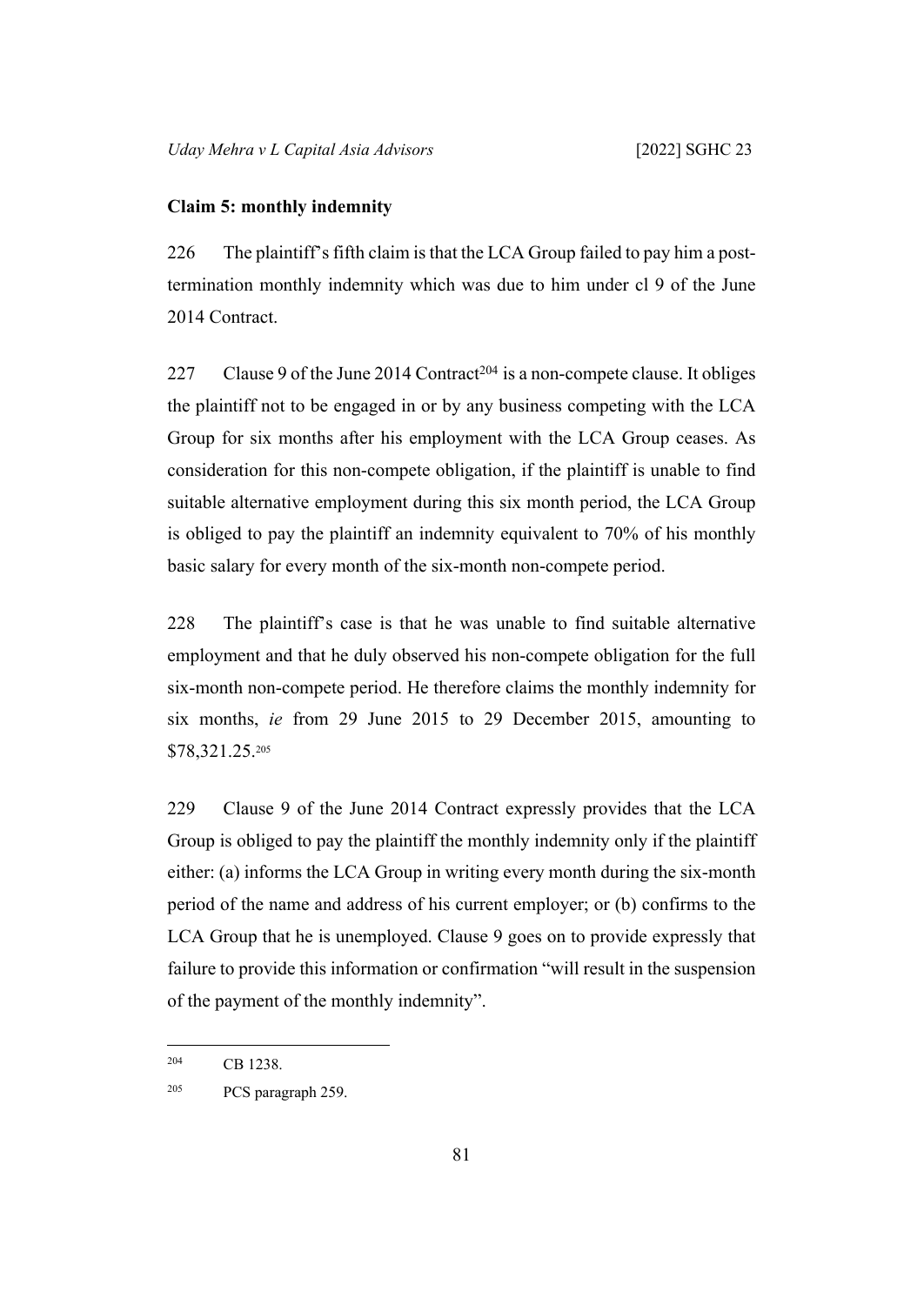**Claim 5: monthly indemnity**

226 The plaintiff's fifth claim is that the LCA Group failed to pay him a post-termination monthly indemnity which was due to him under cl 9 of the June 2014 Contract.

227 Clause 9 of the June 2014 Contract[204] is a non-compete clause. It obliges the plaintiff not to be engaged in or by any business competing with the LCA Group for six months after his employment with the LCA Group ceases. As consideration for this non-compete obligation, if the plaintiff is unable to find suitable alternative employment during this six month period, the LCA Group is obliged to pay the plaintiff an indemnity equivalent to 70% of his monthly basic salary for every month of the six-month non-compete period.

228 The plaintiff's case is that he was unable to find suitable alternative employment and that he duly observed his non-compete obligation for the full six-month non-compete period. He therefore claims the monthly indemnity for six months, *ie* from 29 June 2015 to 29 December 2015, amounting to $78,321.25.[205]

229 Clause 9 of the June 2014 Contract expressly provides that the LCA Group is obliged to pay the plaintiff the monthly indemnity only if the plaintiff either: (a) informs the LCA Group in writing every month during the six-month period of the name and address of his current employer; or (b) confirms to the LCA Group that he is unemployed. Clause 9 goes on to provide expressly that failure to provide this information or confirmation "will result in the suspension of the payment of the monthly indemnity".

---

[204] CB 1238.

[205] PCS paragraph 259.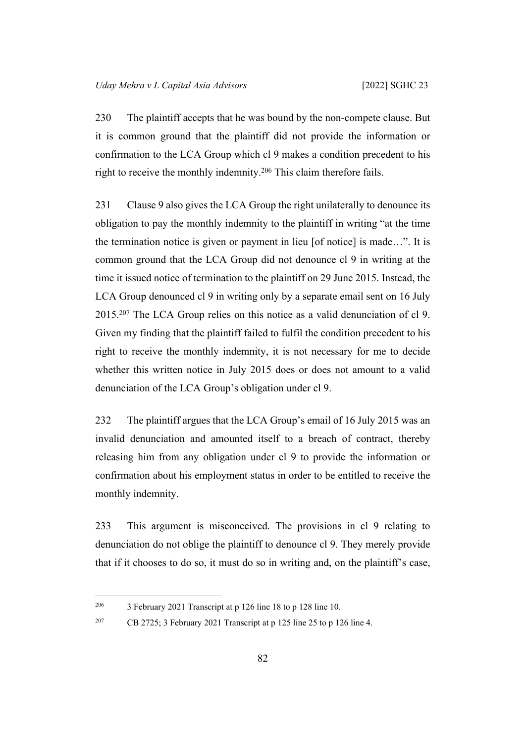230 The plaintiff accepts that he was bound by the non-compete clause. But it is common ground that the plaintiff did not provide the information or confirmation to the LCA Group which cl 9 makes a condition precedent to his right to receive the monthly indemnity.[206] This claim therefore fails.

231 Clause 9 also gives the LCA Group the right unilaterally to denounce its obligation to pay the monthly indemnity to the plaintiff in writing "at the time the termination notice is given or payment in lieu [of notice] is made…". It is common ground that the LCA Group did not denounce cl 9 in writing at the time it issued notice of termination to the plaintiff on 29 June 2015. Instead, the LCA Group denounced cl 9 in writing only by a separate email sent on 16 July 2015.[207] The LCA Group relies on this notice as a valid denunciation of cl 9. Given my finding that the plaintiff failed to fulfil the condition precedent to his right to receive the monthly indemnity, it is not necessary for me to decide whether this written notice in July 2015 does or does not amount to a valid denunciation of the LCA Group's obligation under cl 9.

232 The plaintiff argues that the LCA Group's email of 16 July 2015 was an invalid denunciation and amounted itself to a breach of contract, thereby releasing him from any obligation under cl 9 to provide the information or confirmation about his employment status in order to be entitled to receive the monthly indemnity.

233 This argument is misconceived. The provisions in cl 9 relating to denunciation do not oblige the plaintiff to denounce cl 9. They merely provide that if it chooses to do so, it must do so in writing and, on the plaintiff's case,

---

[206] 3 February 2021 Transcript at p 126 line 18 to p 128 line 10.

[207] CB 2725; 3 February 2021 Transcript at p 125 line 25 to p 126 line 4.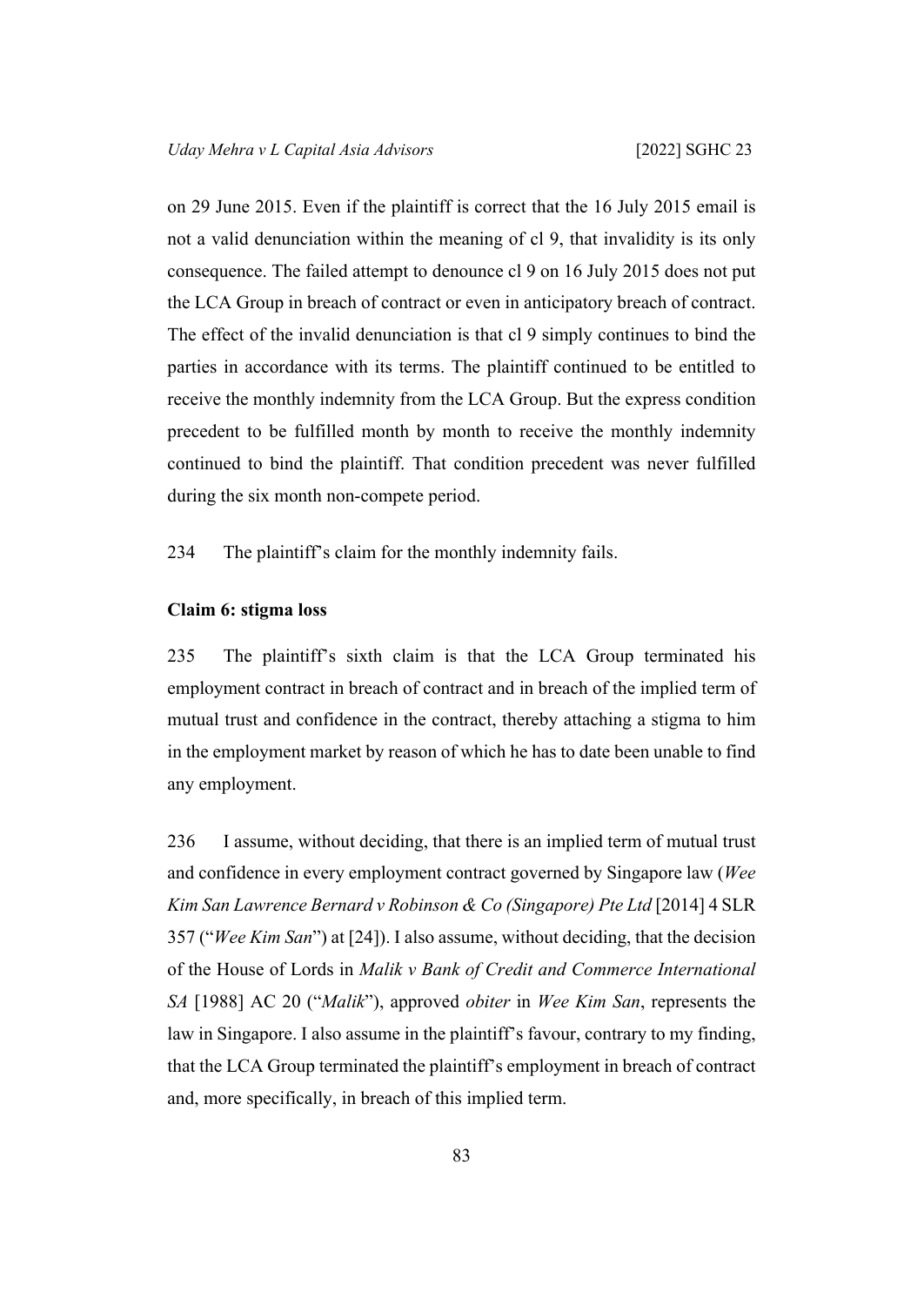on 29 June 2015. Even if the plaintiff is correct that the 16 July 2015 email is not a valid denunciation within the meaning of cl 9, that invalidity is its only consequence. The failed attempt to denounce cl 9 on 16 July 2015 does not put the LCA Group in breach of contract or even in anticipatory breach of contract. The effect of the invalid denunciation is that cl 9 simply continues to bind the parties in accordance with its terms. The plaintiff continued to be entitled to receive the monthly indemnity from the LCA Group. But the express condition precedent to be fulfilled month by month to receive the monthly indemnity continued to bind the plaintiff. That condition precedent was never fulfilled during the six month non-compete period.

234 The plaintiff's claim for the monthly indemnity fails.

**Claim 6: stigma loss**

235 The plaintiff's sixth claim is that the LCA Group terminated his employment contract in breach of contract and in breach of the implied term of mutual trust and confidence in the contract, thereby attaching a stigma to him in the employment market by reason of which he has to date been unable to find any employment.

236 I assume, without deciding, that there is an implied term of mutual trust and confidence in every employment contract governed by Singapore law (*Wee Kim San Lawrence Bernard v Robinson & Co (Singapore) Pte Ltd* [2014] 4 SLR 357 ("*Wee Kim San*") at [24]). I also assume, without deciding, that the decision of the House of Lords in *Malik v Bank of Credit and Commerce International SA* [1988] AC 20 ("*Malik*"), approved *obiter* in *Wee Kim San*, represents the law in Singapore. I also assume in the plaintiff's favour, contrary to my finding, that the LCA Group terminated the plaintiff's employment in breach of contract and, more specifically, in breach of this implied term.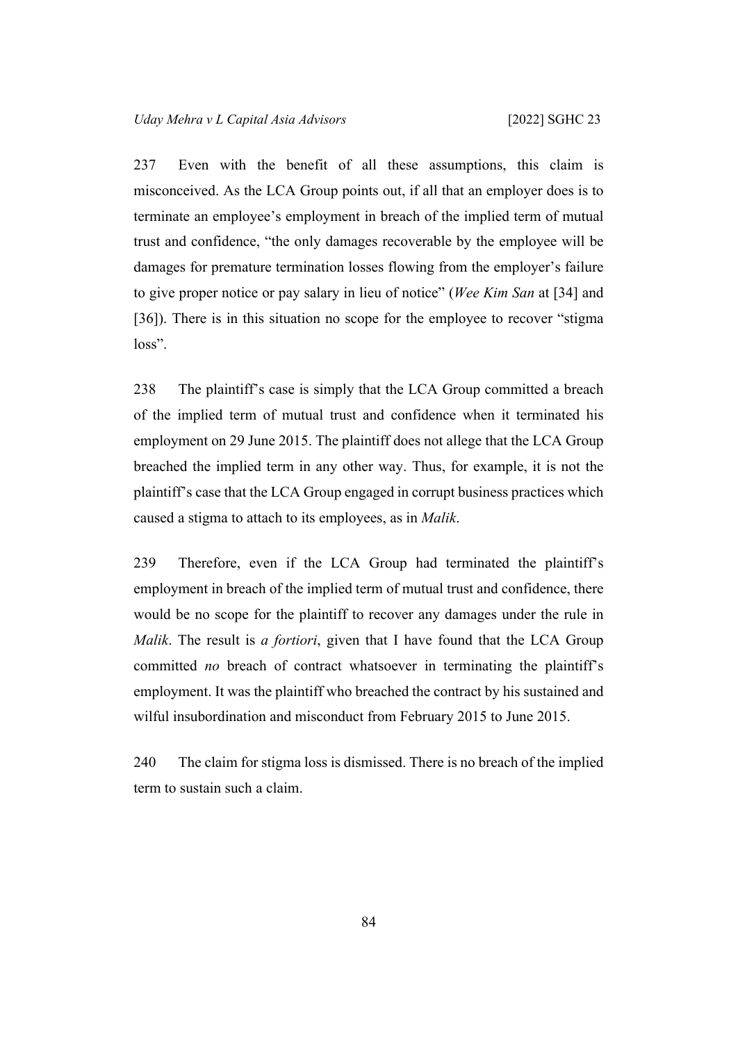237 Even with the benefit of all these assumptions, this claim is misconceived. As the LCA Group points out, if all that an employer does is to terminate an employee's employment in breach of the implied term of mutual trust and confidence, "the only damages recoverable by the employee will be damages for premature termination losses flowing from the employer's failure to give proper notice or pay salary in lieu of notice" (*Wee Kim San* at [34] and [36]). There is in this situation no scope for the employee to recover "stigma loss".

238 The plaintiff's case is simply that the LCA Group committed a breach of the implied term of mutual trust and confidence when it terminated his employment on 29 June 2015. The plaintiff does not allege that the LCA Group breached the implied term in any other way. Thus, for example, it is not the plaintiff's case that the LCA Group engaged in corrupt business practices which caused a stigma to attach to its employees, as in *Malik*.

239 Therefore, even if the LCA Group had terminated the plaintiff's employment in breach of the implied term of mutual trust and confidence, there would be no scope for the plaintiff to recover any damages under the rule in *Malik*. The result is *a fortiori*, given that I have found that the LCA Group committed *no* breach of contract whatsoever in terminating the plaintiff's employment. It was the plaintiff who breached the contract by his sustained and wilful insubordination and misconduct from February 2015 to June 2015.

240 The claim for stigma loss is dismissed. There is no breach of the implied term to sustain such a claim.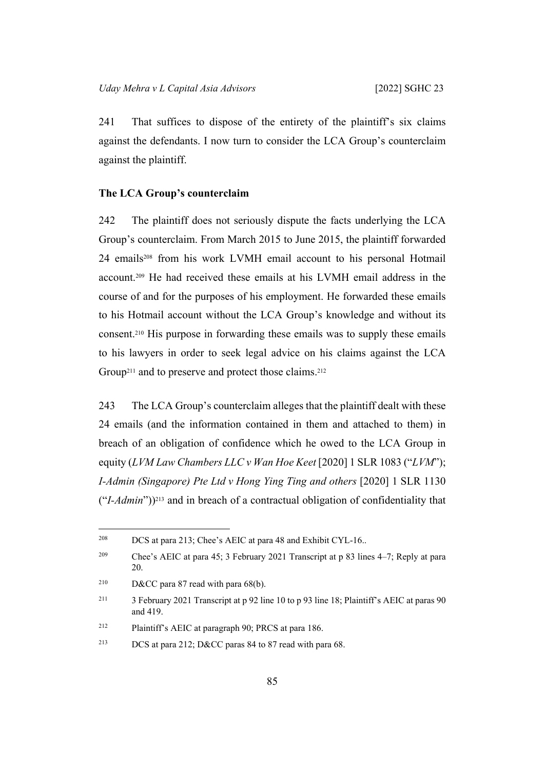241 That suffices to dispose of the entirety of the plaintiff's six claims against the defendants. I now turn to consider the LCA Group's counterclaim against the plaintiff.

### The LCA Group's counterclaim

242 The plaintiff does not seriously dispute the facts underlying the LCA Group's counterclaim. From March 2015 to June 2015, the plaintiff forwarded 24 emails[208] from his work LVMH email account to his personal Hotmail account.[209] He had received these emails at his LVMH email address in the course of and for the purposes of his employment. He forwarded these emails to his Hotmail account without the LCA Group's knowledge and without its consent.[210] His purpose in forwarding these emails was to supply these emails to his lawyers in order to seek legal advice on his claims against the LCA Group[211] and to preserve and protect those claims.[212]

243 The LCA Group's counterclaim alleges that the plaintiff dealt with these 24 emails (and the information contained in them and attached to them) in breach of an obligation of confidence which he owed to the LCA Group in equity (*LVM Law Chambers LLC v Wan Hoe Keet* [2020] 1 SLR 1083 ("*LVM*"); *I-Admin (Singapore) Pte Ltd v Hong Ying Ting and others* [2020] 1 SLR 1130 ("*I-Admin*"))[213] and in breach of a contractual obligation of confidentiality that

---

[208] DCS at para 213; Chee's AEIC at para 48 and Exhibit CYL-16..

[209] Chee's AEIC at para 45; 3 February 2021 Transcript at p 83 lines 4–7; Reply at para 20.

[210] D&CC para 87 read with para 68(b).

[211] 3 February 2021 Transcript at p 92 line 10 to p 93 line 18; Plaintiff's AEIC at paras 90 and 419.

[212] Plaintiff's AEIC at paragraph 90; PRCS at para 186.

[213] DCS at para 212; D&CC paras 84 to 87 read with para 68.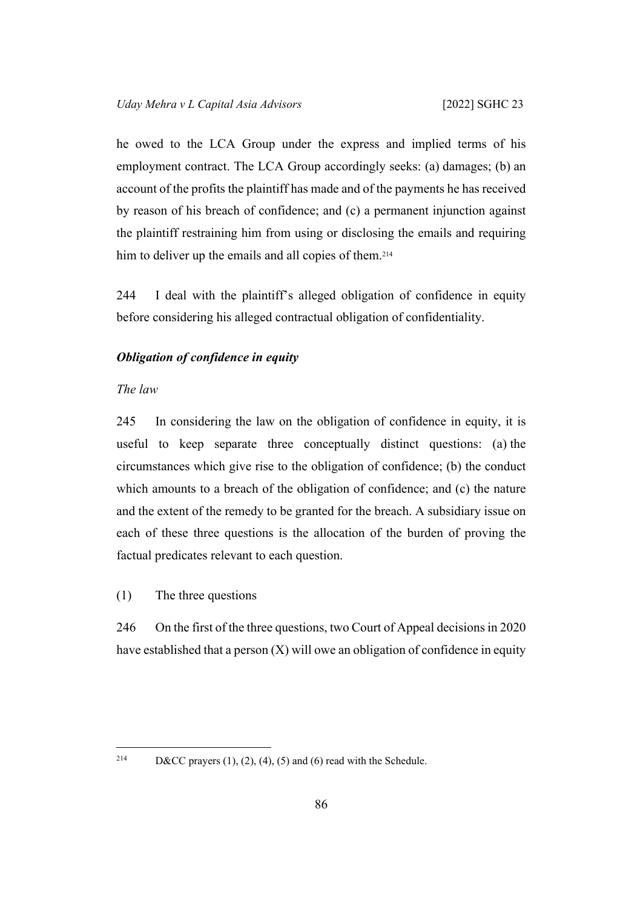he owed to the LCA Group under the express and implied terms of his employment contract. The LCA Group accordingly seeks: (a) damages; (b) an account of the profits the plaintiff has made and of the payments he has received by reason of his breach of confidence; and (c) a permanent injunction against the plaintiff restraining him from using or disclosing the emails and requiring him to deliver up the emails and all copies of them.[214]

244 I deal with the plaintiff's alleged obligation of confidence in equity before considering his alleged contractual obligation of confidentiality.

### *Obligation of confidence in equity*

#### *The law*

245 In considering the law on the obligation of confidence in equity, it is useful to keep separate three conceptually distinct questions: (a) the circumstances which give rise to the obligation of confidence; (b) the conduct which amounts to a breach of the obligation of confidence; and (c) the nature and the extent of the remedy to be granted for the breach. A subsidiary issue on each of these three questions is the allocation of the burden of proving the factual predicates relevant to each question.

(1) The three questions

246 On the first of the three questions, two Court of Appeal decisions in 2020 have established that a person (X) will owe an obligation of confidence in equity

---

[214] D&CC prayers (1), (2), (4), (5) and (6) read with the Schedule.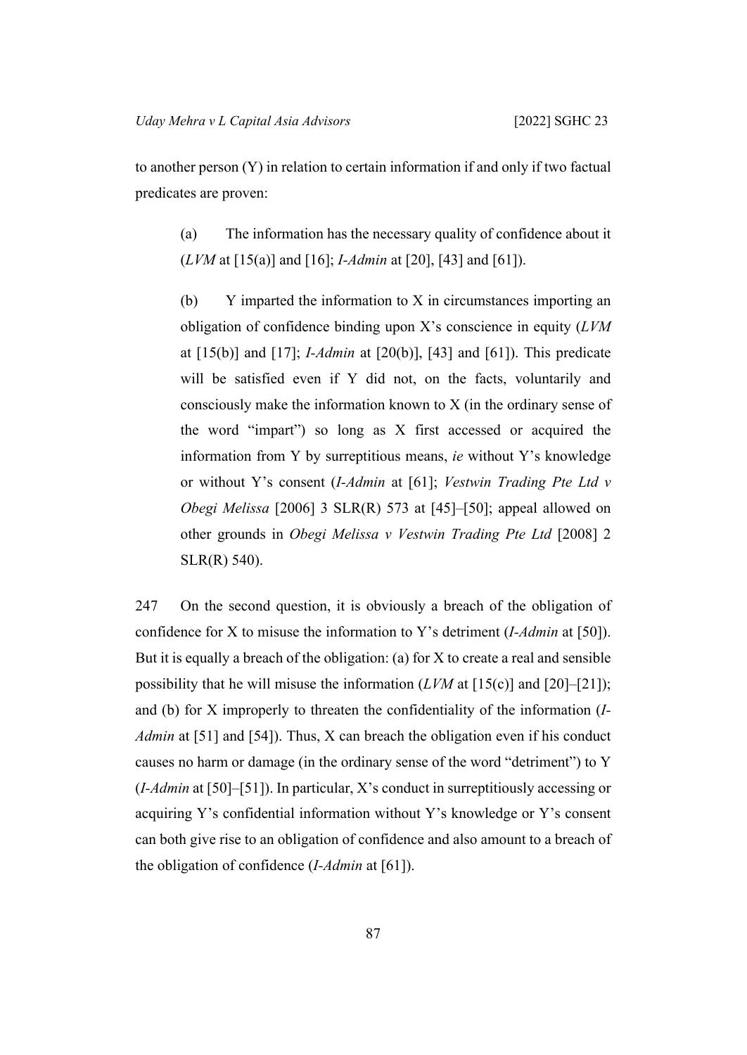to another person (Y) in relation to certain information if and only if two factual predicates are proven:

(a) The information has the necessary quality of confidence about it (*LVM* at [15(a)] and [16]; *I-Admin* at [20], [43] and [61]).

(b) Y imparted the information to X in circumstances importing an obligation of confidence binding upon X's conscience in equity (*LVM* at [15(b)] and [17]; *I-Admin* at [20(b)], [43] and [61]). This predicate will be satisfied even if Y did not, on the facts, voluntarily and consciously make the information known to X (in the ordinary sense of the word "impart") so long as X first accessed or acquired the information from Y by surreptitious means, *ie* without Y's knowledge or without Y's consent (*I-Admin* at [61]; *Vestwin Trading Pte Ltd v Obegi Melissa* [2006] 3 SLR(R) 573 at [45]–[50]; appeal allowed on other grounds in *Obegi Melissa v Vestwin Trading Pte Ltd* [2008] 2 SLR(R) 540).

247 On the second question, it is obviously a breach of the obligation of confidence for X to misuse the information to Y's detriment (*I-Admin* at [50]). But it is equally a breach of the obligation: (a) for X to create a real and sensible possibility that he will misuse the information (*LVM* at [15(c)] and [20]–[21]); and (b) for X improperly to threaten the confidentiality of the information (*I-Admin* at [51] and [54]). Thus, X can breach the obligation even if his conduct causes no harm or damage (in the ordinary sense of the word "detriment") to Y (*I-Admin* at [50]–[51]). In particular, X's conduct in surreptitiously accessing or acquiring Y's confidential information without Y's knowledge or Y's consent can both give rise to an obligation of confidence and also amount to a breach of the obligation of confidence (*I-Admin* at [61]).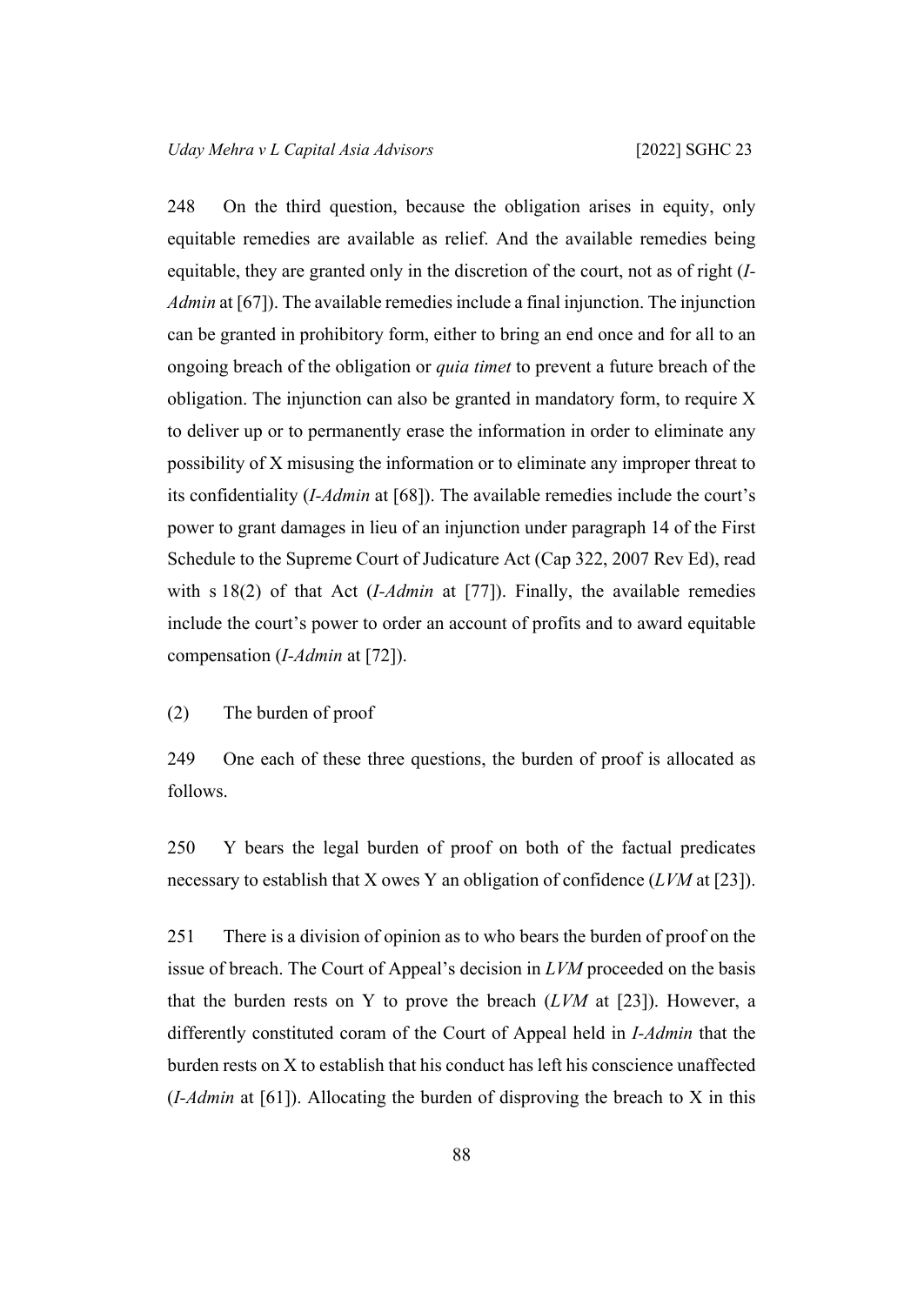248 On the third question, because the obligation arises in equity, only equitable remedies are available as relief. And the available remedies being equitable, they are granted only in the discretion of the court, not as of right (*I-Admin* at [67]). The available remedies include a final injunction. The injunction can be granted in prohibitory form, either to bring an end once and for all to an ongoing breach of the obligation or *quia timet* to prevent a future breach of the obligation. The injunction can also be granted in mandatory form, to require X to deliver up or to permanently erase the information in order to eliminate any possibility of X misusing the information or to eliminate any improper threat to its confidentiality (*I-Admin* at [68]). The available remedies include the court's power to grant damages in lieu of an injunction under paragraph 14 of the First Schedule to the Supreme Court of Judicature Act (Cap 322, 2007 Rev Ed), read with s 18(2) of that Act (*I-Admin* at [77]). Finally, the available remedies include the court's power to order an account of profits and to award equitable compensation (*I-Admin* at [72]).

(2) The burden of proof

249 One each of these three questions, the burden of proof is allocated as follows.

250 Y bears the legal burden of proof on both of the factual predicates necessary to establish that X owes Y an obligation of confidence (*LVM* at [23]).

251 There is a division of opinion as to who bears the burden of proof on the issue of breach. The Court of Appeal's decision in *LVM* proceeded on the basis that the burden rests on Y to prove the breach (*LVM* at [23]). However, a differently constituted coram of the Court of Appeal held in *I-Admin* that the burden rests on X to establish that his conduct has left his conscience unaffected (*I-Admin* at [61]). Allocating the burden of disproving the breach to X in this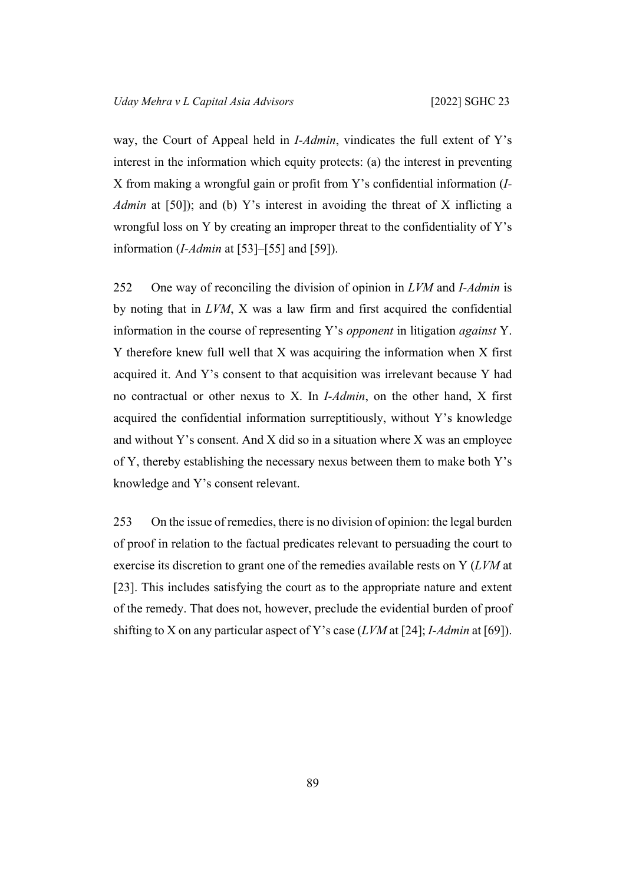way, the Court of Appeal held in *I-Admin*, vindicates the full extent of Y's interest in the information which equity protects: (a) the interest in preventing X from making a wrongful gain or profit from Y's confidential information (*I-Admin* at [50]); and (b) Y's interest in avoiding the threat of X inflicting a wrongful loss on Y by creating an improper threat to the confidentiality of Y's information (*I-Admin* at [53]–[55] and [59]).

252 One way of reconciling the division of opinion in *LVM* and *I-Admin* is by noting that in *LVM*, X was a law firm and first acquired the confidential information in the course of representing Y's *opponent* in litigation *against* Y. Y therefore knew full well that X was acquiring the information when X first acquired it. And Y's consent to that acquisition was irrelevant because Y had no contractual or other nexus to X. In *I-Admin*, on the other hand, X first acquired the confidential information surreptitiously, without Y's knowledge and without Y's consent. And X did so in a situation where X was an employee of Y, thereby establishing the necessary nexus between them to make both Y's knowledge and Y's consent relevant.

253 On the issue of remedies, there is no division of opinion: the legal burden of proof in relation to the factual predicates relevant to persuading the court to exercise its discretion to grant one of the remedies available rests on Y (*LVM* at [23]. This includes satisfying the court as to the appropriate nature and extent of the remedy. That does not, however, preclude the evidential burden of proof shifting to X on any particular aspect of Y's case (*LVM* at [24]; *I-Admin* at [69]).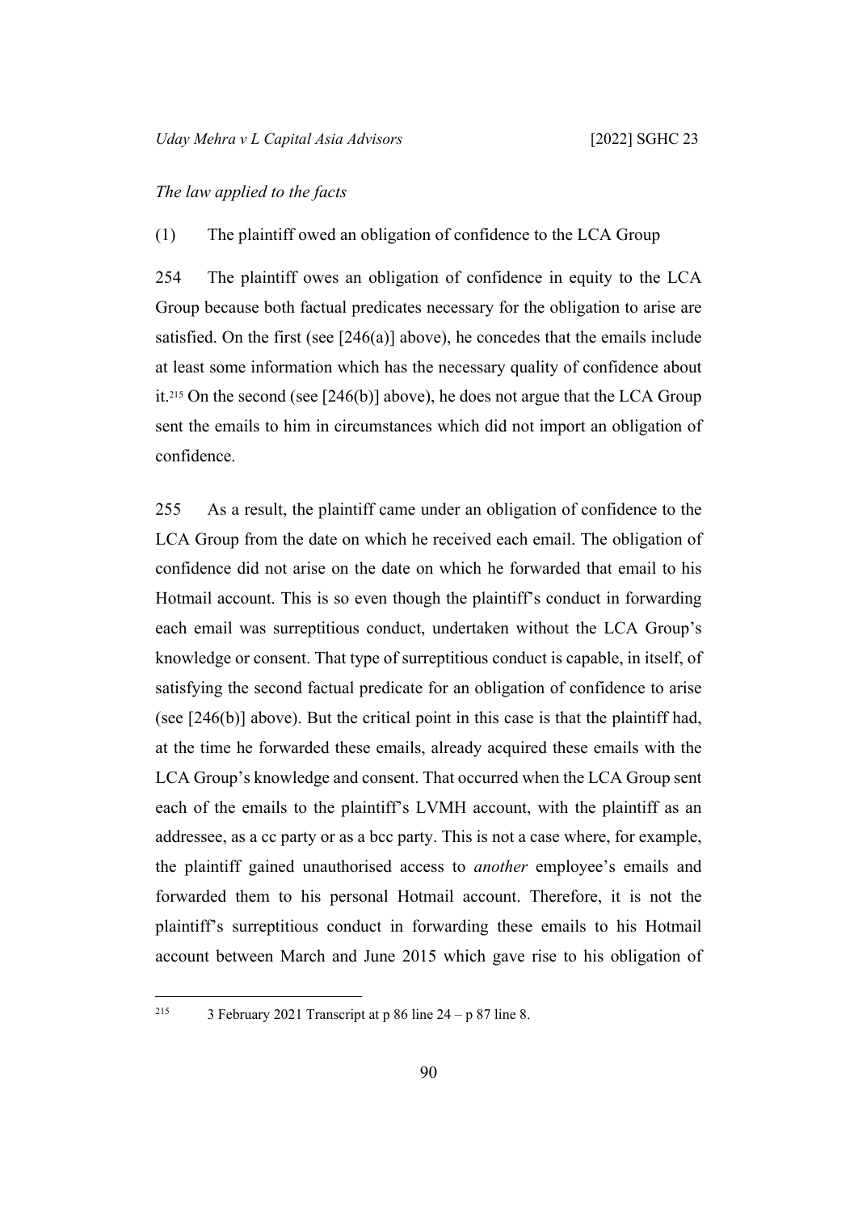*The law applied to the facts*

(1) The plaintiff owed an obligation of confidence to the LCA Group

254 The plaintiff owes an obligation of confidence in equity to the LCA Group because both factual predicates necessary for the obligation to arise are satisfied. On the first (see [246(a)] above), he concedes that the emails include at least some information which has the necessary quality of confidence about it.[215] On the second (see [246(b)] above), he does not argue that the LCA Group sent the emails to him in circumstances which did not import an obligation of confidence.

255 As a result, the plaintiff came under an obligation of confidence to the LCA Group from the date on which he received each email. The obligation of confidence did not arise on the date on which he forwarded that email to his Hotmail account. This is so even though the plaintiff's conduct in forwarding each email was surreptitious conduct, undertaken without the LCA Group's knowledge or consent. That type of surreptitious conduct is capable, in itself, of satisfying the second factual predicate for an obligation of confidence to arise (see [246(b)] above). But the critical point in this case is that the plaintiff had, at the time he forwarded these emails, already acquired these emails with the LCA Group's knowledge and consent. That occurred when the LCA Group sent each of the emails to the plaintiff's LVMH account, with the plaintiff as an addressee, as a cc party or as a bcc party. This is not a case where, for example, the plaintiff gained unauthorised access to *another* employee's emails and forwarded them to his personal Hotmail account. Therefore, it is not the plaintiff's surreptitious conduct in forwarding these emails to his Hotmail account between March and June 2015 which gave rise to his obligation of

[215] 3 February 2021 Transcript at p 86 line 24 – p 87 line 8.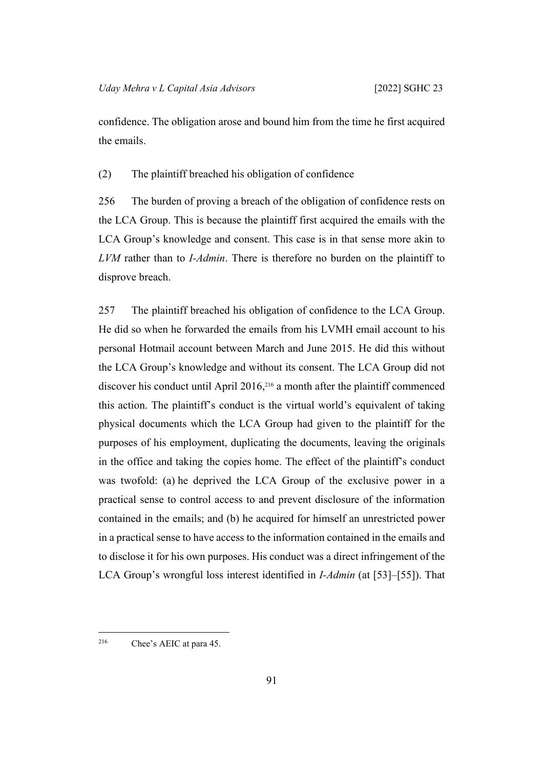confidence. The obligation arose and bound him from the time he first acquired the emails.

(2) The plaintiff breached his obligation of confidence

256 The burden of proving a breach of the obligation of confidence rests on the LCA Group. This is because the plaintiff first acquired the emails with the LCA Group's knowledge and consent. This case is in that sense more akin to *LVM* rather than to *I-Admin*. There is therefore no burden on the plaintiff to disprove breach.

257 The plaintiff breached his obligation of confidence to the LCA Group. He did so when he forwarded the emails from his LVMH email account to his personal Hotmail account between March and June 2015. He did this without the LCA Group's knowledge and without its consent. The LCA Group did not discover his conduct until April 2016,[216] a month after the plaintiff commenced this action. The plaintiff's conduct is the virtual world's equivalent of taking physical documents which the LCA Group had given to the plaintiff for the purposes of his employment, duplicating the documents, leaving the originals in the office and taking the copies home. The effect of the plaintiff's conduct was twofold: (a) he deprived the LCA Group of the exclusive power in a practical sense to control access to and prevent disclosure of the information contained in the emails; and (b) he acquired for himself an unrestricted power in a practical sense to have access to the information contained in the emails and to disclose it for his own purposes. His conduct was a direct infringement of the LCA Group's wrongful loss interest identified in *I-Admin* (at [53]–[55]). That

---

[216] Chee's AEIC at para 45.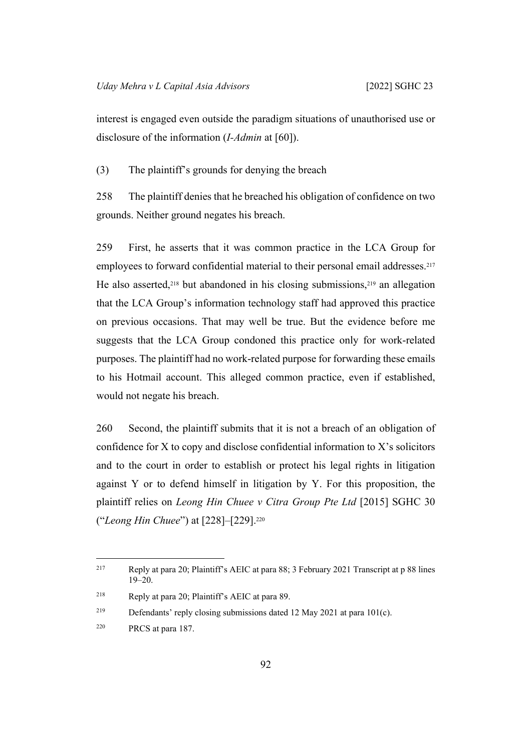interest is engaged even outside the paradigm situations of unauthorised use or disclosure of the information (*I-Admin* at [60]).

(3) The plaintiff's grounds for denying the breach

258 The plaintiff denies that he breached his obligation of confidence on two grounds. Neither ground negates his breach.

259 First, he asserts that it was common practice in the LCA Group for employees to forward confidential material to their personal email addresses.[217] He also asserted,[218] but abandoned in his closing submissions,[219] an allegation that the LCA Group's information technology staff had approved this practice on previous occasions. That may well be true. But the evidence before me suggests that the LCA Group condoned this practice only for work-related purposes. The plaintiff had no work-related purpose for forwarding these emails to his Hotmail account. This alleged common practice, even if established, would not negate his breach.

260 Second, the plaintiff submits that it is not a breach of an obligation of confidence for X to copy and disclose confidential information to X's solicitors and to the court in order to establish or protect his legal rights in litigation against Y or to defend himself in litigation by Y. For this proposition, the plaintiff relies on *Leong Hin Chuee v Citra Group Pte Ltd* [2015] SGHC 30 ("*Leong Hin Chuee*") at [228]–[229].[220]

---

[217] Reply at para 20; Plaintiff's AEIC at para 88; 3 February 2021 Transcript at p 88 lines 19–20.

[218] Reply at para 20; Plaintiff's AEIC at para 89.

[219] Defendants' reply closing submissions dated 12 May 2021 at para 101(c).

[220] PRCS at para 187.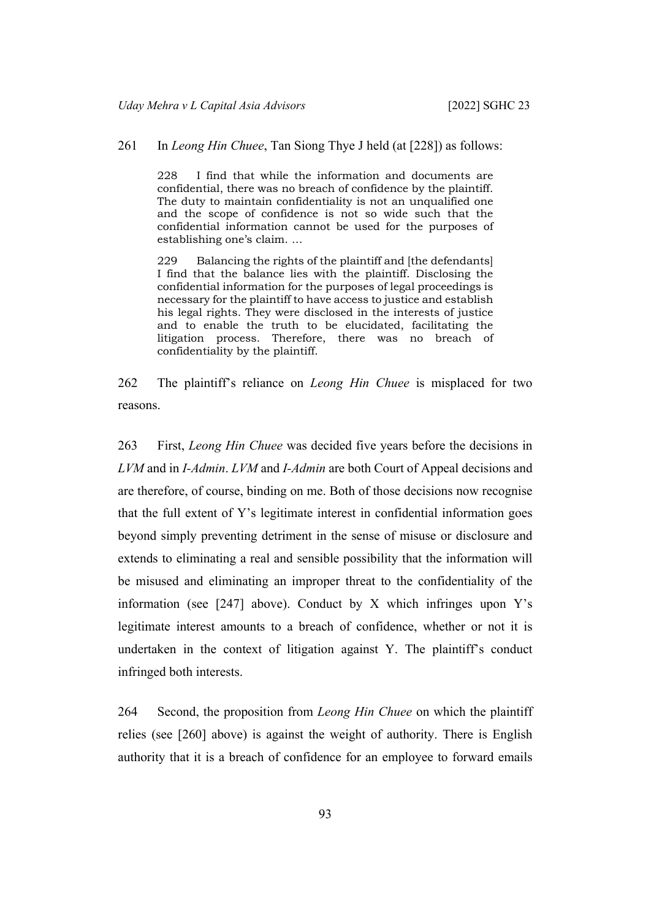261 In *Leong Hin Chuee*, Tan Siong Thye J held (at [228]) as follows:

> 228 I find that while the information and documents are confidential, there was no breach of confidence by the plaintiff. The duty to maintain confidentiality is not an unqualified one and the scope of confidence is not so wide such that the confidential information cannot be used for the purposes of establishing one's claim. …
>
> 229 Balancing the rights of the plaintiff and [the defendants] I find that the balance lies with the plaintiff. Disclosing the confidential information for the purposes of legal proceedings is necessary for the plaintiff to have access to justice and establish his legal rights. They were disclosed in the interests of justice and to enable the truth to be elucidated, facilitating the litigation process. Therefore, there was no breach of confidentiality by the plaintiff.

262 The plaintiff's reliance on *Leong Hin Chuee* is misplaced for two reasons.

263 First, *Leong Hin Chuee* was decided five years before the decisions in *LVM* and in *I-Admin*. *LVM* and *I-Admin* are both Court of Appeal decisions and are therefore, of course, binding on me. Both of those decisions now recognise that the full extent of Y's legitimate interest in confidential information goes beyond simply preventing detriment in the sense of misuse or disclosure and extends to eliminating a real and sensible possibility that the information will be misused and eliminating an improper threat to the confidentiality of the information (see [247] above). Conduct by X which infringes upon Y's legitimate interest amounts to a breach of confidence, whether or not it is undertaken in the context of litigation against Y. The plaintiff's conduct infringed both interests.

264 Second, the proposition from *Leong Hin Chuee* on which the plaintiff relies (see [260] above) is against the weight of authority. There is English authority that it is a breach of confidence for an employee to forward emails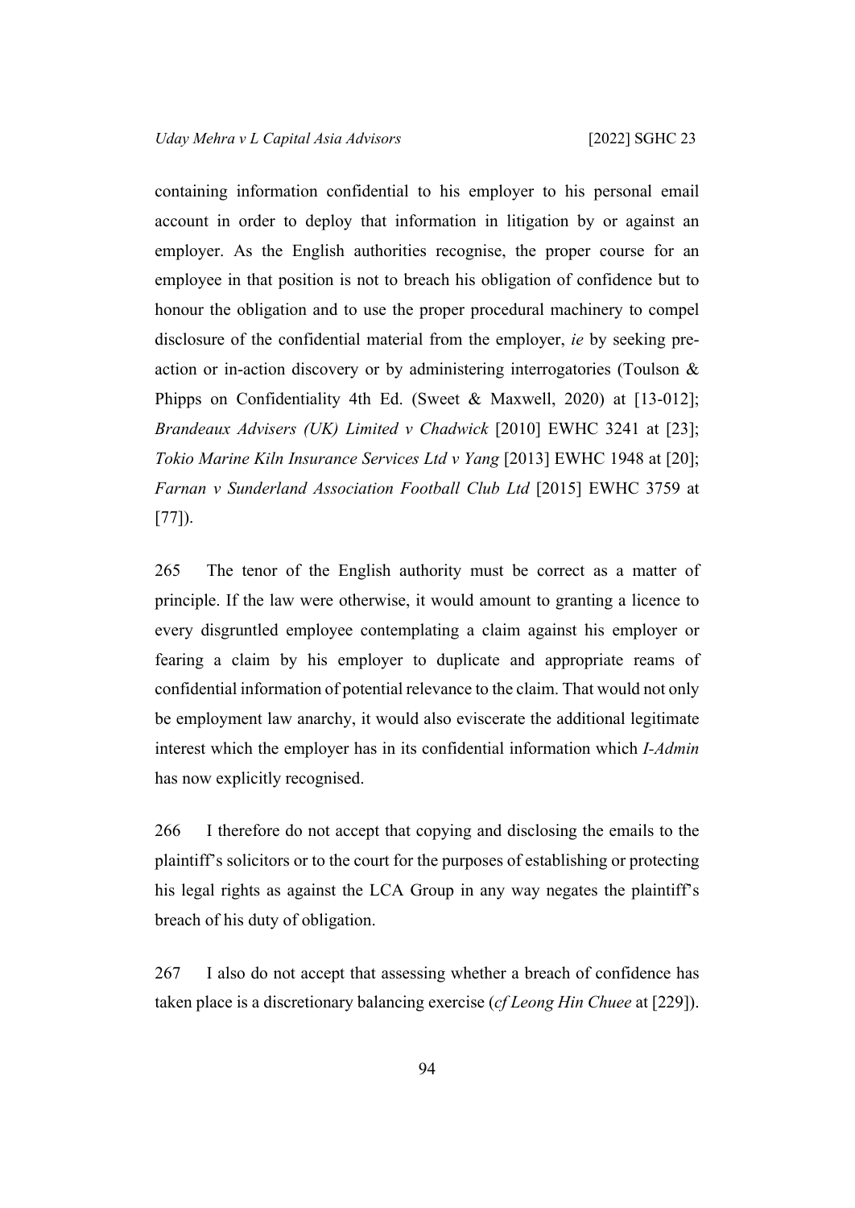containing information confidential to his employer to his personal email account in order to deploy that information in litigation by or against an employer. As the English authorities recognise, the proper course for an employee in that position is not to breach his obligation of confidence but to honour the obligation and to use the proper procedural machinery to compel disclosure of the confidential material from the employer, *ie* by seeking pre-action or in-action discovery or by administering interrogatories (Toulson & Phipps on Confidentiality 4th Ed. (Sweet & Maxwell, 2020) at [13-012]; *Brandeaux Advisers (UK) Limited v Chadwick* [2010] EWHC 3241 at [23]; *Tokio Marine Kiln Insurance Services Ltd v Yang* [2013] EWHC 1948 at [20]; *Farnan v Sunderland Association Football Club Ltd* [2015] EWHC 3759 at [77]).

265 The tenor of the English authority must be correct as a matter of principle. If the law were otherwise, it would amount to granting a licence to every disgruntled employee contemplating a claim against his employer or fearing a claim by his employer to duplicate and appropriate reams of confidential information of potential relevance to the claim. That would not only be employment law anarchy, it would also eviscerate the additional legitimate interest which the employer has in its confidential information which *I-Admin* has now explicitly recognised.

266 I therefore do not accept that copying and disclosing the emails to the plaintiff's solicitors or to the court for the purposes of establishing or protecting his legal rights as against the LCA Group in any way negates the plaintiff's breach of his duty of obligation.

267 I also do not accept that assessing whether a breach of confidence has taken place is a discretionary balancing exercise (*cf Leong Hin Chuee* at [229]).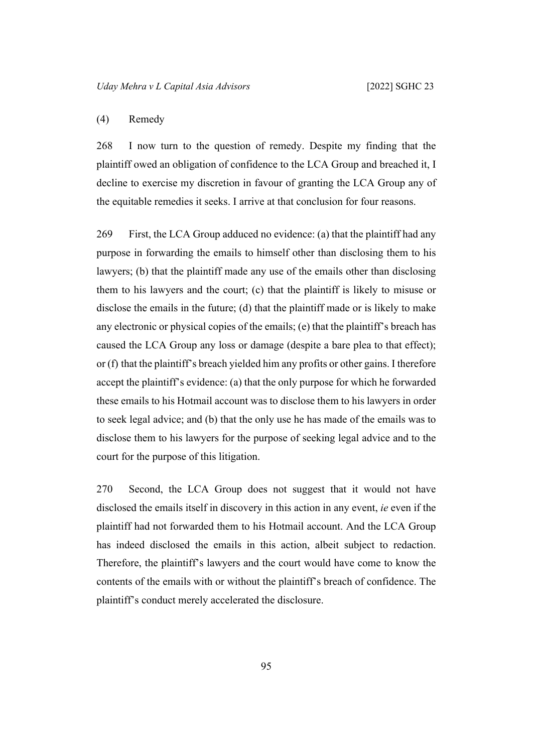(4) Remedy

268 I now turn to the question of remedy. Despite my finding that the plaintiff owed an obligation of confidence to the LCA Group and breached it, I decline to exercise my discretion in favour of granting the LCA Group any of the equitable remedies it seeks. I arrive at that conclusion for four reasons.

269 First, the LCA Group adduced no evidence: (a) that the plaintiff had any purpose in forwarding the emails to himself other than disclosing them to his lawyers; (b) that the plaintiff made any use of the emails other than disclosing them to his lawyers and the court; (c) that the plaintiff is likely to misuse or disclose the emails in the future; (d) that the plaintiff made or is likely to make any electronic or physical copies of the emails; (e) that the plaintiff's breach has caused the LCA Group any loss or damage (despite a bare plea to that effect); or (f) that the plaintiff's breach yielded him any profits or other gains. I therefore accept the plaintiff's evidence: (a) that the only purpose for which he forwarded these emails to his Hotmail account was to disclose them to his lawyers in order to seek legal advice; and (b) that the only use he has made of the emails was to disclose them to his lawyers for the purpose of seeking legal advice and to the court for the purpose of this litigation.

270 Second, the LCA Group does not suggest that it would not have disclosed the emails itself in discovery in this action in any event, *ie* even if the plaintiff had not forwarded them to his Hotmail account. And the LCA Group has indeed disclosed the emails in this action, albeit subject to redaction. Therefore, the plaintiff's lawyers and the court would have come to know the contents of the emails with or without the plaintiff's breach of confidence. The plaintiff's conduct merely accelerated the disclosure.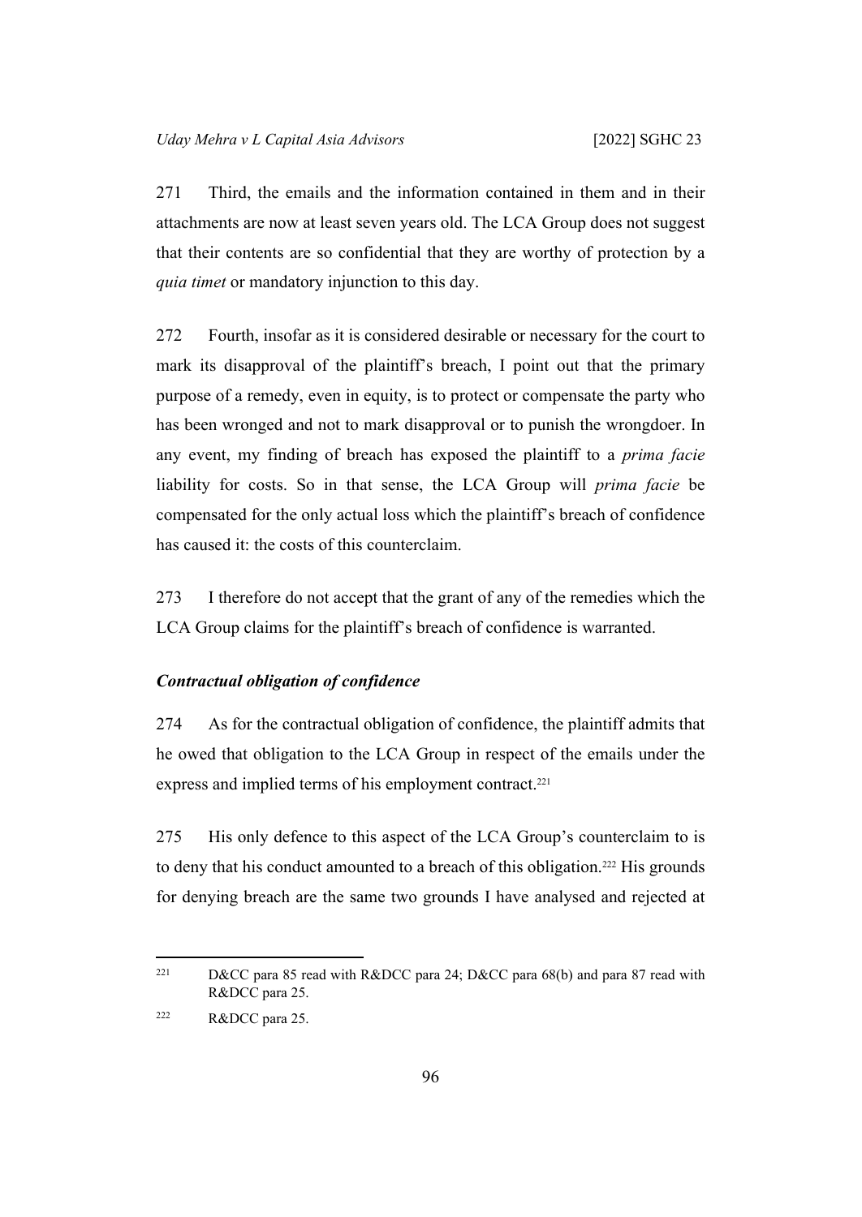271 Third, the emails and the information contained in them and in their attachments are now at least seven years old. The LCA Group does not suggest that their contents are so confidential that they are worthy of protection by a *quia timet* or mandatory injunction to this day.

272 Fourth, insofar as it is considered desirable or necessary for the court to mark its disapproval of the plaintiff's breach, I point out that the primary purpose of a remedy, even in equity, is to protect or compensate the party who has been wronged and not to mark disapproval or to punish the wrongdoer. In any event, my finding of breach has exposed the plaintiff to a *prima facie* liability for costs. So in that sense, the LCA Group will *prima facie* be compensated for the only actual loss which the plaintiff's breach of confidence has caused it: the costs of this counterclaim.

273 I therefore do not accept that the grant of any of the remedies which the LCA Group claims for the plaintiff's breach of confidence is warranted.

### *Contractual obligation of confidence*

274 As for the contractual obligation of confidence, the plaintiff admits that he owed that obligation to the LCA Group in respect of the emails under the express and implied terms of his employment contract.[221]

275 His only defence to this aspect of the LCA Group's counterclaim to is to deny that his conduct amounted to a breach of this obligation.[222] His grounds for denying breach are the same two grounds I have analysed and rejected at

---

[221] D&CC para 85 read with R&DCC para 24; D&CC para 68(b) and para 87 read with R&DCC para 25.

[222] R&DCC para 25.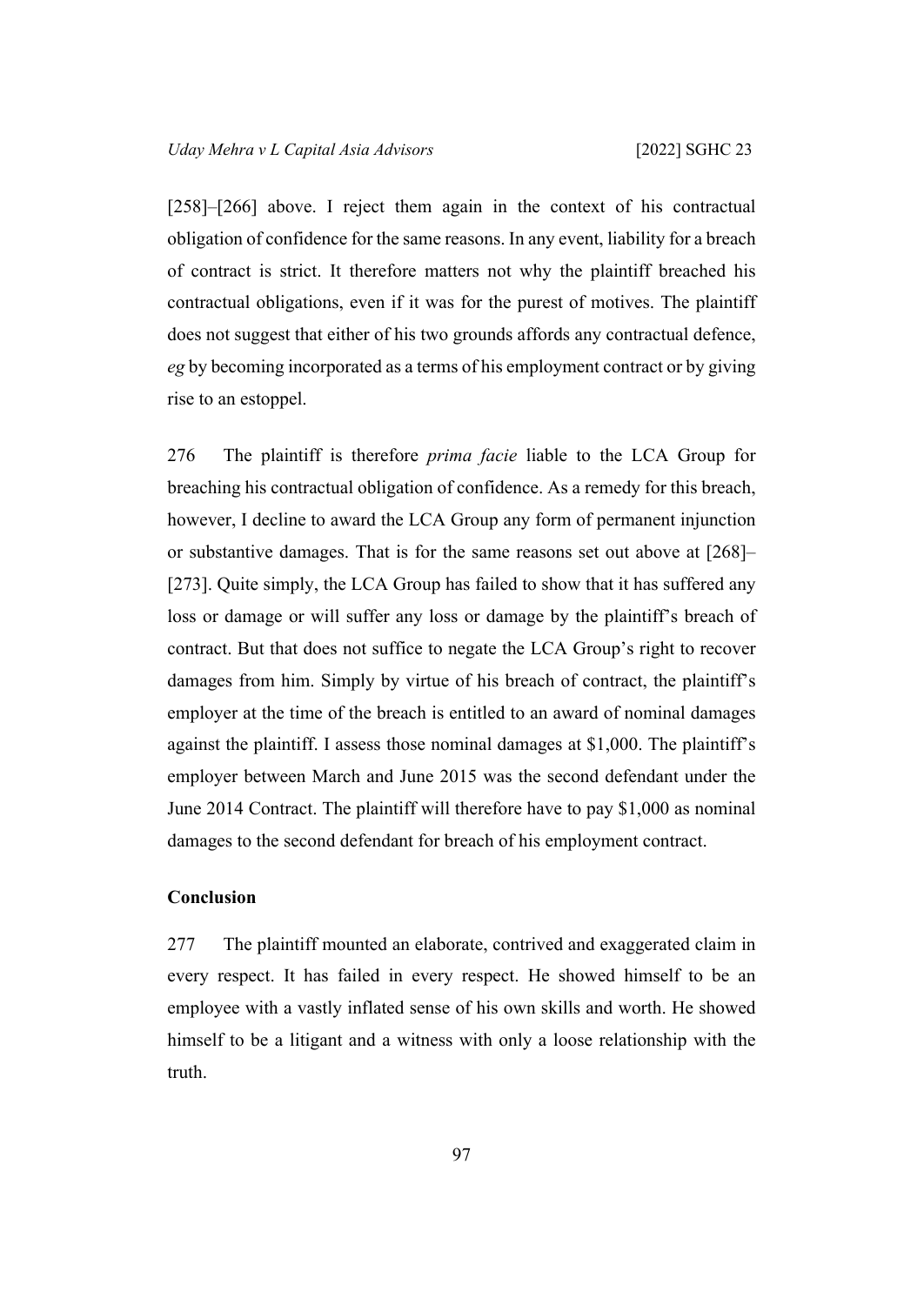[258]–[266] above. I reject them again in the context of his contractual obligation of confidence for the same reasons. In any event, liability for a breach of contract is strict. It therefore matters not why the plaintiff breached his contractual obligations, even if it was for the purest of motives. The plaintiff does not suggest that either of his two grounds affords any contractual defence, *eg* by becoming incorporated as a terms of his employment contract or by giving rise to an estoppel.

276 The plaintiff is therefore *prima facie* liable to the LCA Group for breaching his contractual obligation of confidence. As a remedy for this breach, however, I decline to award the LCA Group any form of permanent injunction or substantive damages. That is for the same reasons set out above at [268]–[273]. Quite simply, the LCA Group has failed to show that it has suffered any loss or damage or will suffer any loss or damage by the plaintiff's breach of contract. But that does not suffice to negate the LCA Group's right to recover damages from him. Simply by virtue of his breach of contract, the plaintiff's employer at the time of the breach is entitled to an award of nominal damages against the plaintiff. I assess those nominal damages at $1,000. The plaintiff's employer between March and June 2015 was the second defendant under the June 2014 Contract. The plaintiff will therefore have to pay $1,000 as nominal damages to the second defendant for breach of his employment contract.

## Conclusion

277 The plaintiff mounted an elaborate, contrived and exaggerated claim in every respect. It has failed in every respect. He showed himself to be an employee with a vastly inflated sense of his own skills and worth. He showed himself to be a litigant and a witness with only a loose relationship with the truth.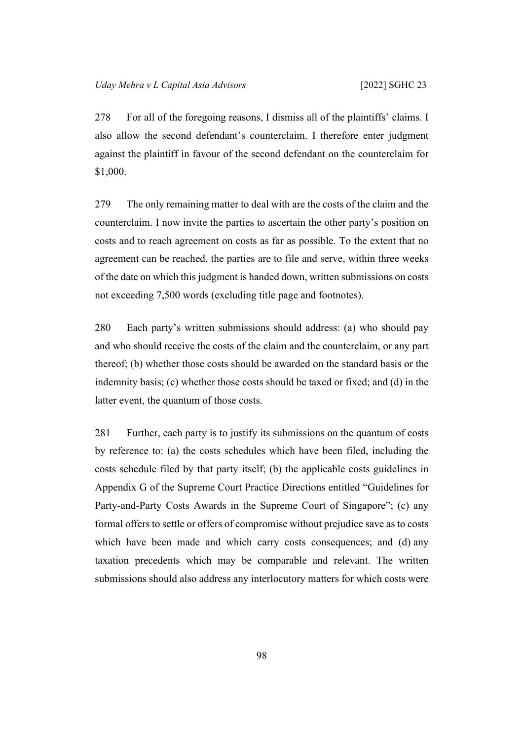278 For all of the foregoing reasons, I dismiss all of the plaintiffs' claims. I also allow the second defendant's counterclaim. I therefore enter judgment against the plaintiff in favour of the second defendant on the counterclaim for $1,000.

279 The only remaining matter to deal with are the costs of the claim and the counterclaim. I now invite the parties to ascertain the other party's position on costs and to reach agreement on costs as far as possible. To the extent that no agreement can be reached, the parties are to file and serve, within three weeks of the date on which this judgment is handed down, written submissions on costs not exceeding 7,500 words (excluding title page and footnotes).

280 Each party's written submissions should address: (a) who should pay and who should receive the costs of the claim and the counterclaim, or any part thereof; (b) whether those costs should be awarded on the standard basis or the indemnity basis; (c) whether those costs should be taxed or fixed; and (d) in the latter event, the quantum of those costs.

281 Further, each party is to justify its submissions on the quantum of costs by reference to: (a) the costs schedules which have been filed, including the costs schedule filed by that party itself; (b) the applicable costs guidelines in Appendix G of the Supreme Court Practice Directions entitled "Guidelines for Party-and-Party Costs Awards in the Supreme Court of Singapore"; (c) any formal offers to settle or offers of compromise without prejudice save as to costs which have been made and which carry costs consequences; and (d) any taxation precedents which may be comparable and relevant. The written submissions should also address any interlocutory matters for which costs were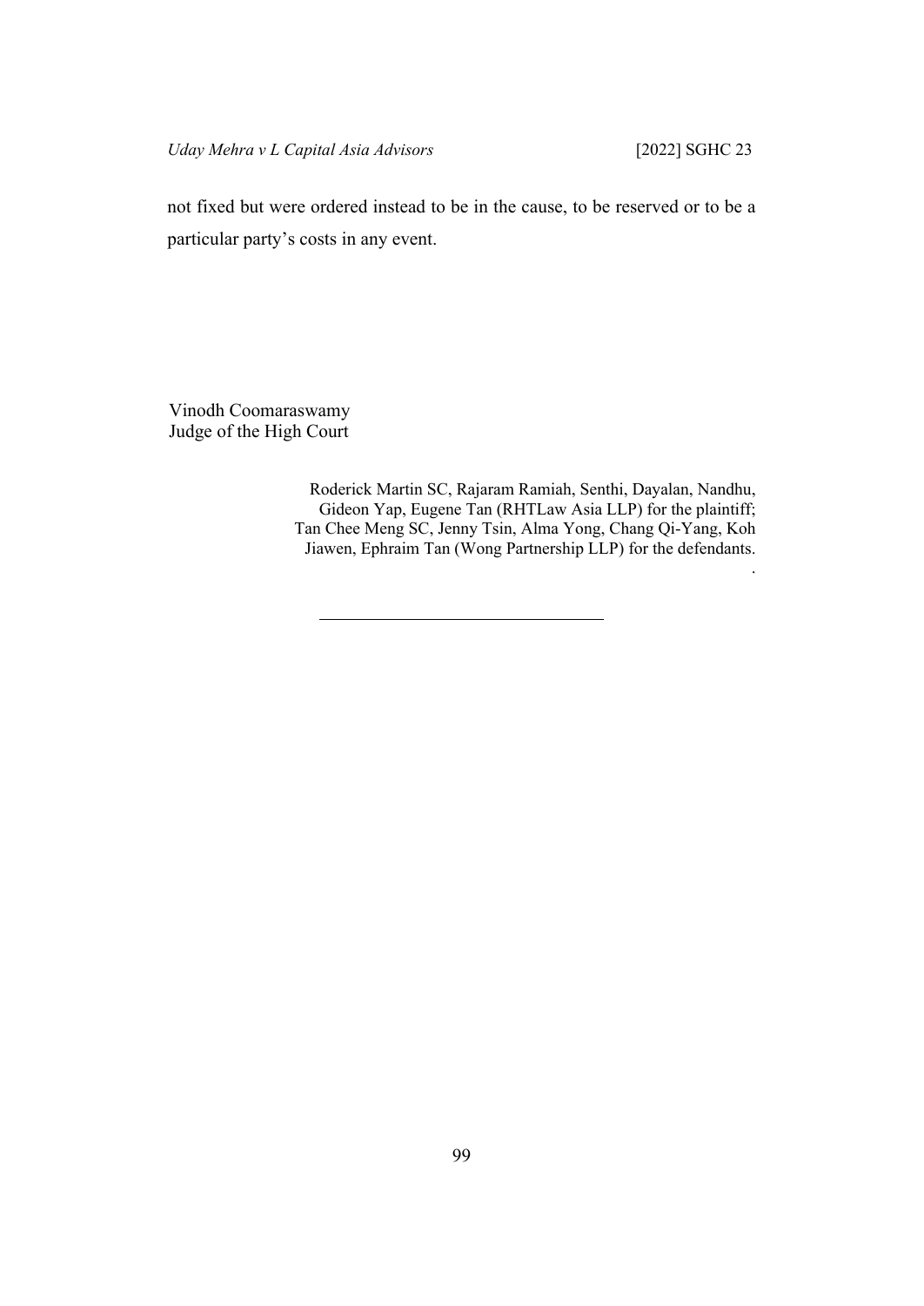not fixed but were ordered instead to be in the cause, to be reserved or to be a particular party's costs in any event.

Vinodh Coomaraswamy
Judge of the High Court

Roderick Martin SC, Rajaram Ramiah, Senthi, Dayalan, Nandhu, Gideon Yap, Eugene Tan (RHTLaw Asia LLP) for the plaintiff;
Tan Chee Meng SC, Jenny Tsin, Alma Yong, Chang Qi-Yang, Koh Jiawen, Ephraim Tan (Wong Partnership LLP) for the defendants.